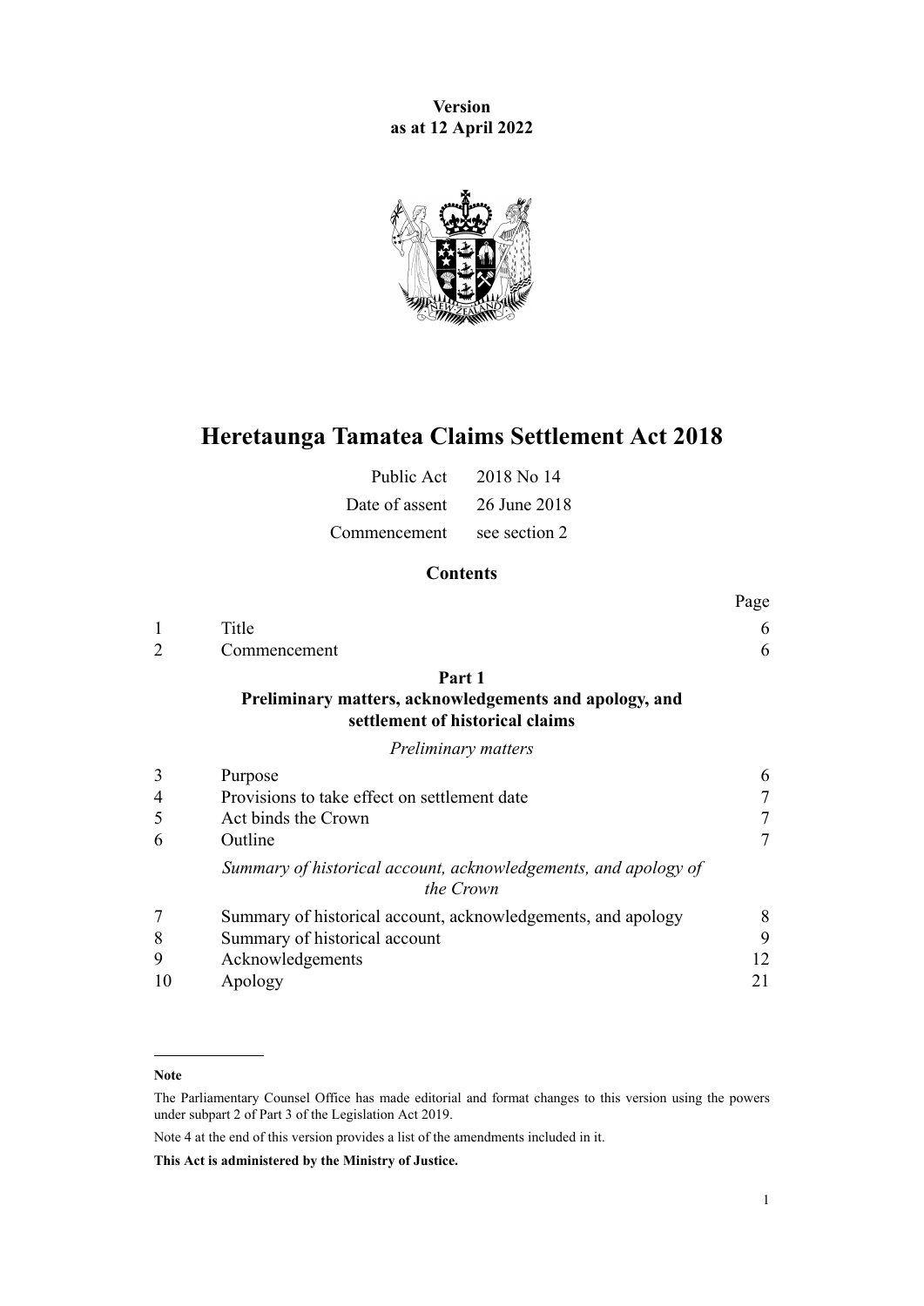**Version**
**as at 12 April 2022**

# Heretaunga Tamatea Claims Settlement Act 2018

| | |
|---|---|
| Public Act | 2018 No 14 |
| Date of assent | 26 June 2018 |
| Commencement | see section 2 |

## Contents

| | | Page |
|---|---|---|
| 1 | Title | 6 |
| 2 | Commencement | 6 |

**Part 1**
**Preliminary matters, acknowledgements and apology, and settlement of historical claims**

*Preliminary matters*

| | | |
|---|---|---|
| 3 | Purpose | 6 |
| 4 | Provisions to take effect on settlement date | 7 |
| 5 | Act binds the Crown | 7 |
| 6 | Outline | 7 |

*Summary of historical account, acknowledgements, and apology of the Crown*

| | | |
|---|---|---|
| 7 | Summary of historical account, acknowledgements, and apology | 8 |
| 8 | Summary of historical account | 9 |
| 9 | Acknowledgements | 12 |
| 10 | Apology | 21 |

---

**Note**

The Parliamentary Counsel Office has made editorial and format changes to this version using the powers under subpart 2 of Part 3 of the Legislation Act 2019.

Note 4 at the end of this version provides a list of the amendments included in it.

**This Act is administered by the Ministry of Justice.**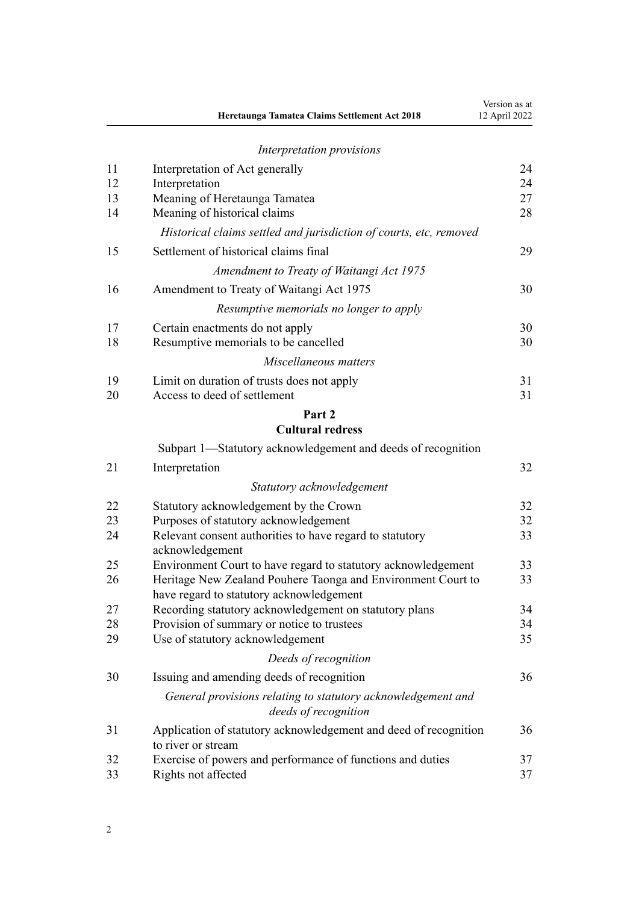*Interpretation provisions*

| | | |
|---|---|---|
| 11 | Interpretation of Act generally | 24 |
| 12 | Interpretation | 24 |
| 13 | Meaning of Heretaunga Tamatea | 27 |
| 14 | Meaning of historical claims | 28 |

*Historical claims settled and jurisdiction of courts, etc, removed*

| | | |
|---|---|---|
| 15 | Settlement of historical claims final | 29 |

*Amendment to Treaty of Waitangi Act 1975*

| | | |
|---|---|---|
| 16 | Amendment to Treaty of Waitangi Act 1975 | 30 |

*Resumptive memorials no longer to apply*

| | | |
|---|---|---|
| 17 | Certain enactments do not apply | 30 |
| 18 | Resumptive memorials to be cancelled | 30 |

*Miscellaneous matters*

| | | |
|---|---|---|
| 19 | Limit on duration of trusts does not apply | 31 |
| 20 | Access to deed of settlement | 31 |

## Part 2
## Cultural redress

Subpart 1—Statutory acknowledgement and deeds of recognition

| | | |
|---|---|---|
| 21 | Interpretation | 32 |

*Statutory acknowledgement*

| | | |
|---|---|---|
| 22 | Statutory acknowledgement by the Crown | 32 |
| 23 | Purposes of statutory acknowledgement | 32 |
| 24 | Relevant consent authorities to have regard to statutory acknowledgement | 33 |
| 25 | Environment Court to have regard to statutory acknowledgement | 33 |
| 26 | Heritage New Zealand Pouhere Taonga and Environment Court to have regard to statutory acknowledgement | 33 |
| 27 | Recording statutory acknowledgement on statutory plans | 34 |
| 28 | Provision of summary or notice to trustees | 34 |
| 29 | Use of statutory acknowledgement | 35 |

*Deeds of recognition*

| | | |
|---|---|---|
| 30 | Issuing and amending deeds of recognition | 36 |

*General provisions relating to statutory acknowledgement and deeds of recognition*

| | | |
|---|---|---|
| 31 | Application of statutory acknowledgement and deed of recognition to river or stream | 36 |
| 32 | Exercise of powers and performance of functions and duties | 37 |
| 33 | Rights not affected | 37 |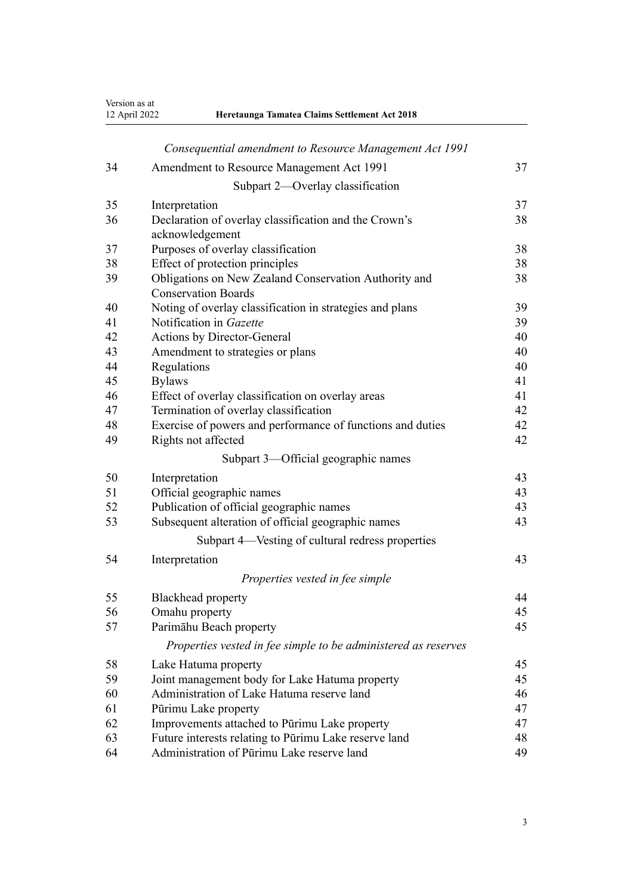*Consequential amendment to Resource Management Act 1991*

| | | |
|---|---|---|
| 34 | Amendment to Resource Management Act 1991 | 37 |
| | Subpart 2—Overlay classification | |
| 35 | Interpretation | 37 |
| 36 | Declaration of overlay classification and the Crown's acknowledgement | 38 |
| 37 | Purposes of overlay classification | 38 |
| 38 | Effect of protection principles | 38 |
| 39 | Obligations on New Zealand Conservation Authority and Conservation Boards | 38 |
| 40 | Noting of overlay classification in strategies and plans | 39 |
| 41 | Notification in *Gazette* | 39 |
| 42 | Actions by Director-General | 40 |
| 43 | Amendment to strategies or plans | 40 |
| 44 | Regulations | 40 |
| 45 | Bylaws | 41 |
| 46 | Effect of overlay classification on overlay areas | 41 |
| 47 | Termination of overlay classification | 42 |
| 48 | Exercise of powers and performance of functions and duties | 42 |
| 49 | Rights not affected | 42 |
| | Subpart 3—Official geographic names | |
| 50 | Interpretation | 43 |
| 51 | Official geographic names | 43 |
| 52 | Publication of official geographic names | 43 |
| 53 | Subsequent alteration of official geographic names | 43 |
| | Subpart 4—Vesting of cultural redress properties | |
| 54 | Interpretation | 43 |
| | *Properties vested in fee simple* | |
| 55 | Blackhead property | 44 |
| 56 | Omahu property | 45 |
| 57 | Parimāhu Beach property | 45 |
| | *Properties vested in fee simple to be administered as reserves* | |
| 58 | Lake Hatuma property | 45 |
| 59 | Joint management body for Lake Hatuma property | 45 |
| 60 | Administration of Lake Hatuma reserve land | 46 |
| 61 | Pūrimu Lake property | 47 |
| 62 | Improvements attached to Pūrimu Lake property | 47 |
| 63 | Future interests relating to Pūrimu Lake reserve land | 48 |
| 64 | Administration of Pūrimu Lake reserve land | 49 |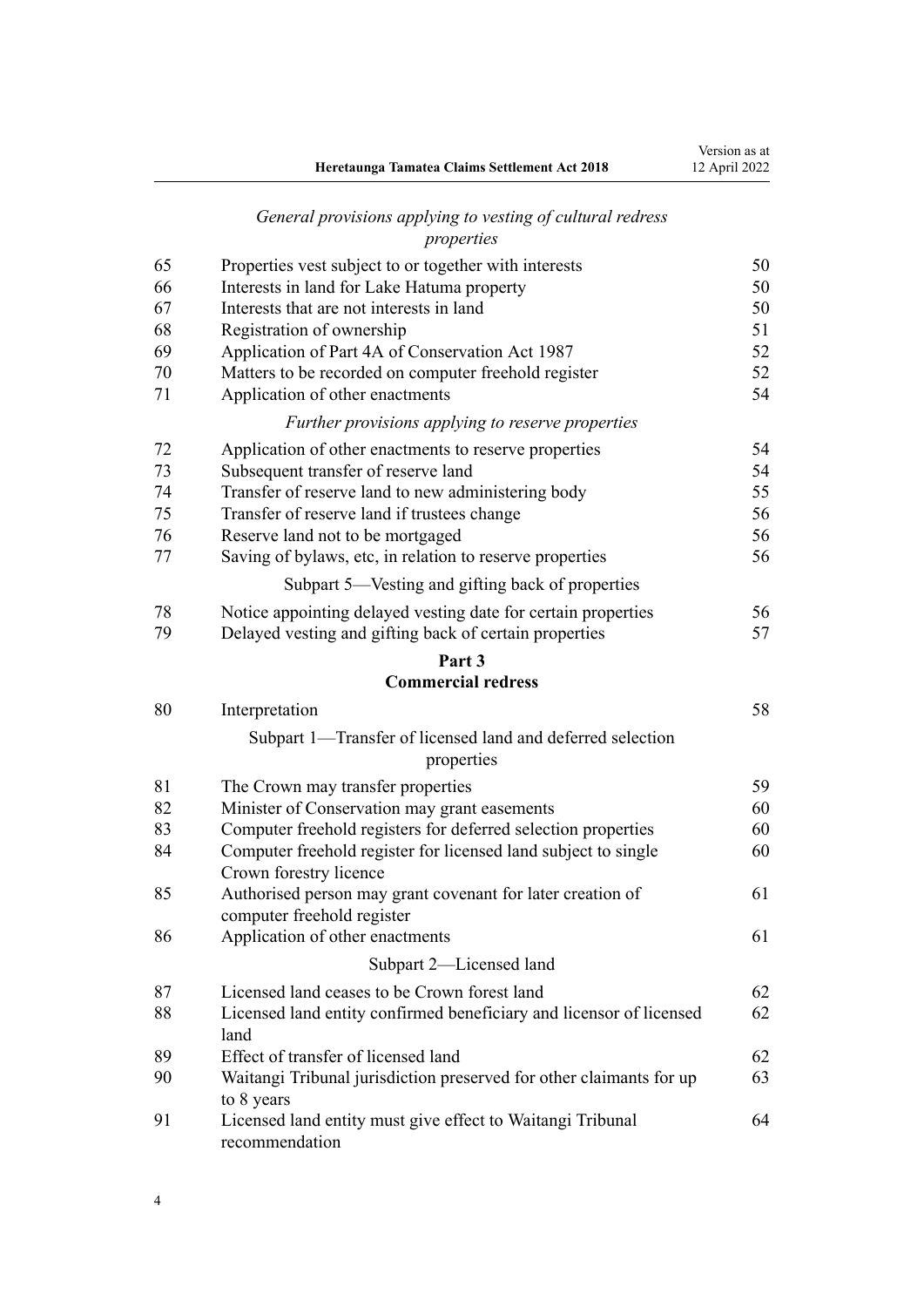*General provisions applying to vesting of cultural redress properties*

| | | |
|---|---|---|
| 65 | Properties vest subject to or together with interests | 50 |
| 66 | Interests in land for Lake Hatuma property | 50 |
| 67 | Interests that are not interests in land | 50 |
| 68 | Registration of ownership | 51 |
| 69 | Application of Part 4A of Conservation Act 1987 | 52 |
| 70 | Matters to be recorded on computer freehold register | 52 |
| 71 | Application of other enactments | 54 |

*Further provisions applying to reserve properties*

| | | |
|---|---|---|
| 72 | Application of other enactments to reserve properties | 54 |
| 73 | Subsequent transfer of reserve land | 54 |
| 74 | Transfer of reserve land to new administering body | 55 |
| 75 | Transfer of reserve land if trustees change | 56 |
| 76 | Reserve land not to be mortgaged | 56 |
| 77 | Saving of bylaws, etc, in relation to reserve properties | 56 |

Subpart 5—Vesting and gifting back of properties

| | | |
|---|---|---|
| 78 | Notice appointing delayed vesting date for certain properties | 56 |
| 79 | Delayed vesting and gifting back of certain properties | 57 |

## Part 3
## Commercial redress

| | | |
|---|---|---|
| 80 | Interpretation | 58 |

Subpart 1—Transfer of licensed land and deferred selection properties

| | | |
|---|---|---|
| 81 | The Crown may transfer properties | 59 |
| 82 | Minister of Conservation may grant easements | 60 |
| 83 | Computer freehold registers for deferred selection properties | 60 |
| 84 | Computer freehold register for licensed land subject to single Crown forestry licence | 60 |
| 85 | Authorised person may grant covenant for later creation of computer freehold register | 61 |
| 86 | Application of other enactments | 61 |

Subpart 2—Licensed land

| | | |
|---|---|---|
| 87 | Licensed land ceases to be Crown forest land | 62 |
| 88 | Licensed land entity confirmed beneficiary and licensor of licensed land | 62 |
| 89 | Effect of transfer of licensed land | 62 |
| 90 | Waitangi Tribunal jurisdiction preserved for other claimants for up to 8 years | 63 |
| 91 | Licensed land entity must give effect to Waitangi Tribunal recommendation | 64 |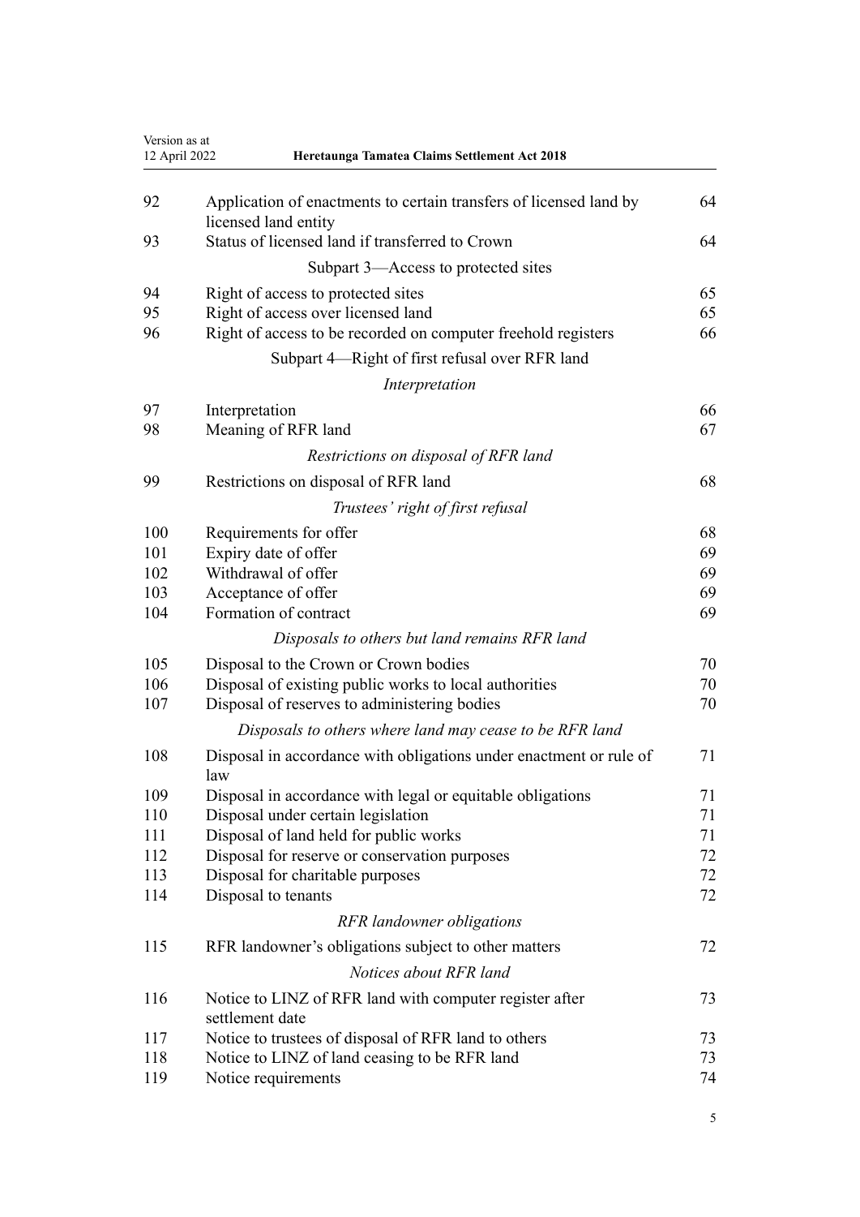| | | |
|---|---|---|
| 92 | Application of enactments to certain transfers of licensed land by licensed land entity | 64 |
| 93 | Status of licensed land if transferred to Crown | 64 |
| | Subpart 3—Access to protected sites | |
| 94 | Right of access to protected sites | 65 |
| 95 | Right of access over licensed land | 65 |
| 96 | Right of access to be recorded on computer freehold registers | 66 |
| | Subpart 4—Right of first refusal over RFR land | |
| | *Interpretation* | |
| 97 | Interpretation | 66 |
| 98 | Meaning of RFR land | 67 |
| | *Restrictions on disposal of RFR land* | |
| 99 | Restrictions on disposal of RFR land | 68 |
| | *Trustees' right of first refusal* | |
| 100 | Requirements for offer | 68 |
| 101 | Expiry date of offer | 69 |
| 102 | Withdrawal of offer | 69 |
| 103 | Acceptance of offer | 69 |
| 104 | Formation of contract | 69 |
| | *Disposals to others but land remains RFR land* | |
| 105 | Disposal to the Crown or Crown bodies | 70 |
| 106 | Disposal of existing public works to local authorities | 70 |
| 107 | Disposal of reserves to administering bodies | 70 |
| | *Disposals to others where land may cease to be RFR land* | |
| 108 | Disposal in accordance with obligations under enactment or rule of law | 71 |
| 109 | Disposal in accordance with legal or equitable obligations | 71 |
| 110 | Disposal under certain legislation | 71 |
| 111 | Disposal of land held for public works | 71 |
| 112 | Disposal for reserve or conservation purposes | 72 |
| 113 | Disposal for charitable purposes | 72 |
| 114 | Disposal to tenants | 72 |
| | *RFR landowner obligations* | |
| 115 | RFR landowner's obligations subject to other matters | 72 |
| | *Notices about RFR land* | |
| 116 | Notice to LINZ of RFR land with computer register after settlement date | 73 |
| 117 | Notice to trustees of disposal of RFR land to others | 73 |
| 118 | Notice to LINZ of land ceasing to be RFR land | 73 |
| 119 | Notice requirements | 74 |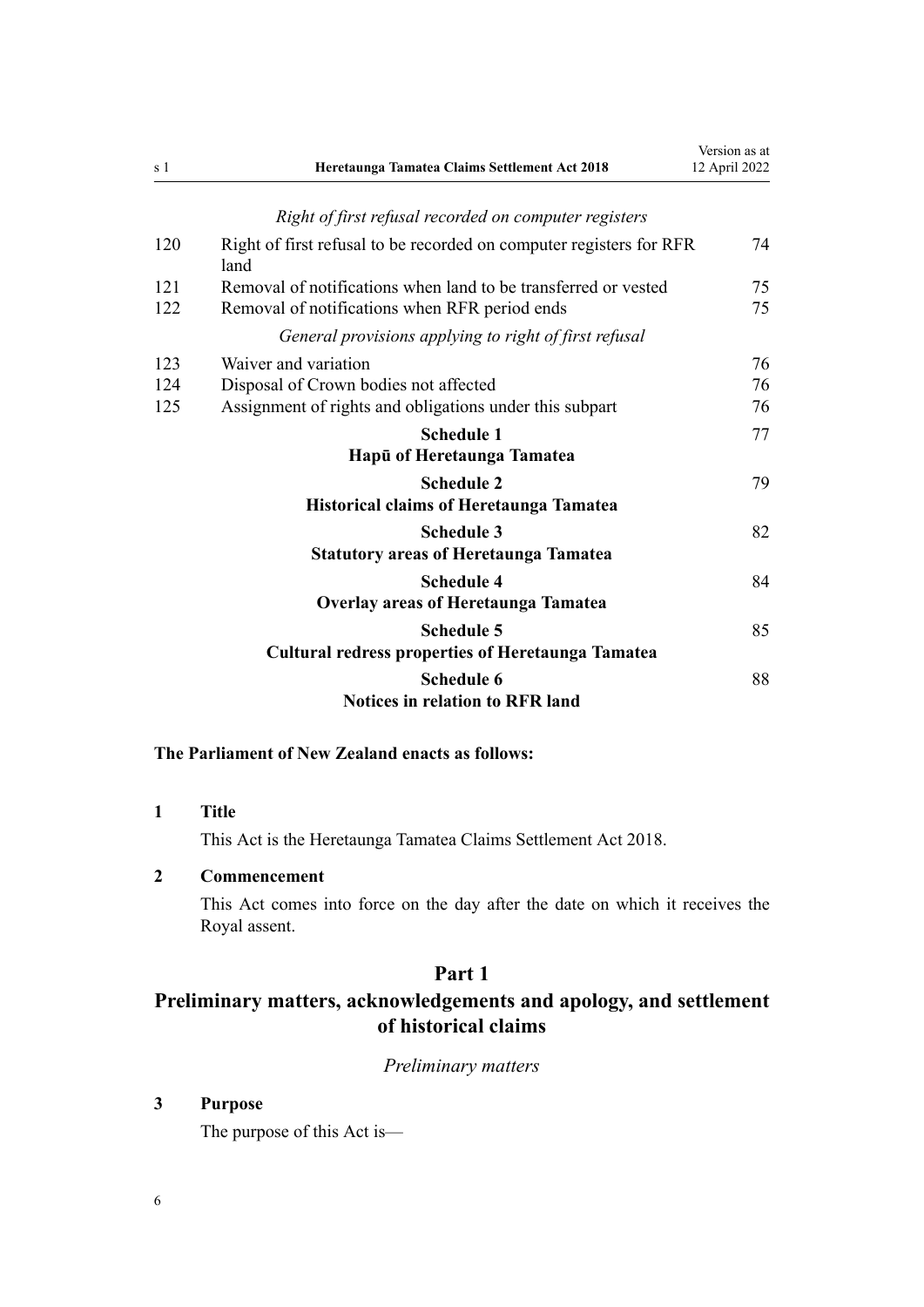*Right of first refusal recorded on computer registers*

| | | |
|---|---|---|
| 120 | Right of first refusal to be recorded on computer registers for RFR land | 74 |
| 121 | Removal of notifications when land to be transferred or vested | 75 |
| 122 | Removal of notifications when RFR period ends | 75 |

*General provisions applying to right of first refusal*

| | | |
|---|---|---|
| 123 | Waiver and variation | 76 |
| 124 | Disposal of Crown bodies not affected | 76 |
| 125 | Assignment of rights and obligations under this subpart | 76 |

| | |
|---|---|
| **Schedule 1** **Hapū of Heretaunga Tamatea** | 77 |
| **Schedule 2** **Historical claims of Heretaunga Tamatea** | 79 |
| **Schedule 3** **Statutory areas of Heretaunga Tamatea** | 82 |
| **Schedule 4** **Overlay areas of Heretaunga Tamatea** | 84 |
| **Schedule 5** **Cultural redress properties of Heretaunga Tamatea** | 85 |
| **Schedule 6** **Notices in relation to RFR land** | 88 |

**The Parliament of New Zealand enacts as follows:**

### 1 Title

This Act is the Heretaunga Tamatea Claims Settlement Act 2018.

### 2 Commencement

This Act comes into force on the day after the date on which it receives the Royal assent.

## Part 1
## Preliminary matters, acknowledgements and apology, and settlement of historical claims

*Preliminary matters*

### 3 Purpose

The purpose of this Act is—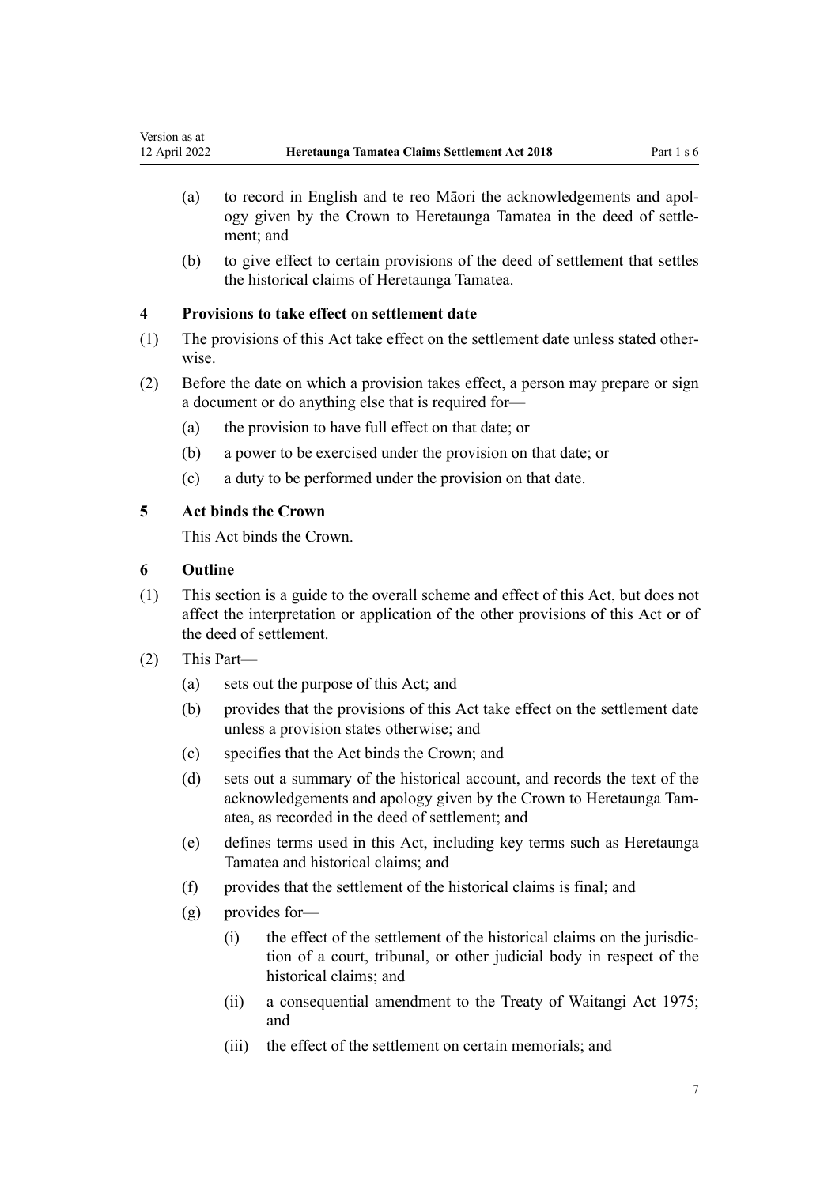(a) to record in English and te reo Māori the acknowledgements and apology given by the Crown to Heretaunga Tamatea in the deed of settlement; and

(b) to give effect to certain provisions of the deed of settlement that settles the historical claims of Heretaunga Tamatea.

### 4 Provisions to take effect on settlement date

(1) The provisions of this Act take effect on the settlement date unless stated otherwise.

(2) Before the date on which a provision takes effect, a person may prepare or sign a document or do anything else that is required for—

(a) the provision to have full effect on that date; or

(b) a power to be exercised under the provision on that date; or

(c) a duty to be performed under the provision on that date.

### 5 Act binds the Crown

This Act binds the Crown.

### 6 Outline

(1) This section is a guide to the overall scheme and effect of this Act, but does not affect the interpretation or application of the other provisions of this Act or of the deed of settlement.

(2) This Part—

(a) sets out the purpose of this Act; and

(b) provides that the provisions of this Act take effect on the settlement date unless a provision states otherwise; and

(c) specifies that the Act binds the Crown; and

(d) sets out a summary of the historical account, and records the text of the acknowledgements and apology given by the Crown to Heretaunga Tamatea, as recorded in the deed of settlement; and

(e) defines terms used in this Act, including key terms such as Heretaunga Tamatea and historical claims; and

(f) provides that the settlement of the historical claims is final; and

(g) provides for—

(i) the effect of the settlement of the historical claims on the jurisdiction of a court, tribunal, or other judicial body in respect of the historical claims; and

(ii) a consequential amendment to the Treaty of Waitangi Act 1975; and

(iii) the effect of the settlement on certain memorials; and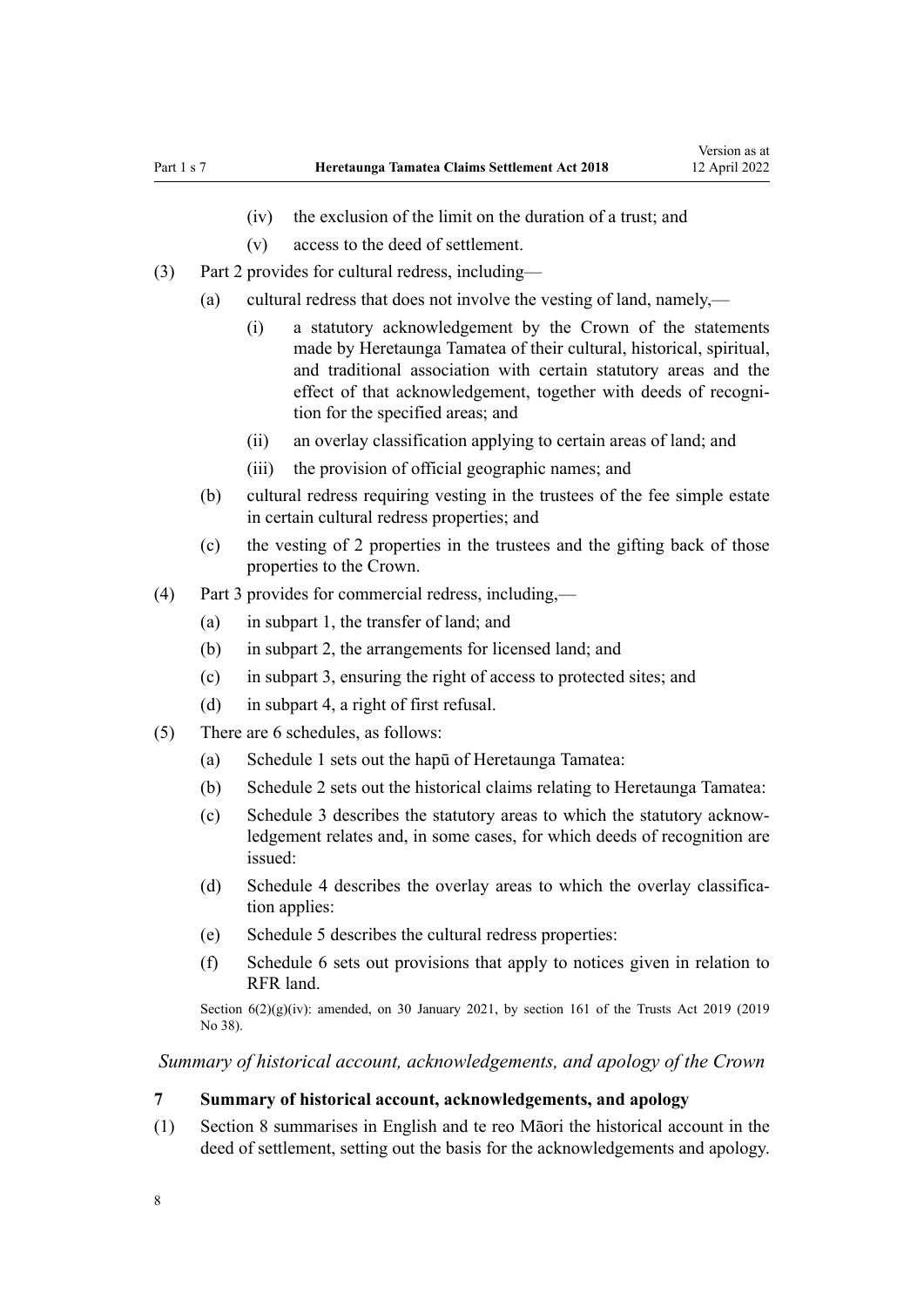- (iv) the exclusion of the limit on the duration of a trust; and
- (v) access to the deed of settlement.

(3) Part 2 provides for cultural redress, including—

- (a) cultural redress that does not involve the vesting of land, namely,—
  - (i) a statutory acknowledgement by the Crown of the statements made by Heretaunga Tamatea of their cultural, historical, spiritual, and traditional association with certain statutory areas and the effect of that acknowledgement, together with deeds of recognition for the specified areas; and
  - (ii) an overlay classification applying to certain areas of land; and
  - (iii) the provision of official geographic names; and
- (b) cultural redress requiring vesting in the trustees of the fee simple estate in certain cultural redress properties; and
- (c) the vesting of 2 properties in the trustees and the gifting back of those properties to the Crown.

(4) Part 3 provides for commercial redress, including,—

- (a) in subpart 1, the transfer of land; and
- (b) in subpart 2, the arrangements for licensed land; and
- (c) in subpart 3, ensuring the right of access to protected sites; and
- (d) in subpart 4, a right of first refusal.

(5) There are 6 schedules, as follows:

- (a) Schedule 1 sets out the hapū of Heretaunga Tamatea:
- (b) Schedule 2 sets out the historical claims relating to Heretaunga Tamatea:
- (c) Schedule 3 describes the statutory areas to which the statutory acknowledgement relates and, in some cases, for which deeds of recognition are issued:
- (d) Schedule 4 describes the overlay areas to which the overlay classification applies:
- (e) Schedule 5 describes the cultural redress properties:
- (f) Schedule 6 sets out provisions that apply to notices given in relation to RFR land.

Section 6(2)(g)(iv): amended, on 30 January 2021, by section 161 of the Trusts Act 2019 (2019 No 38).

*Summary of historical account, acknowledgements, and apology of the Crown*

### 7 Summary of historical account, acknowledgements, and apology

(1) Section 8 summarises in English and te reo Māori the historical account in the deed of settlement, setting out the basis for the acknowledgements and apology.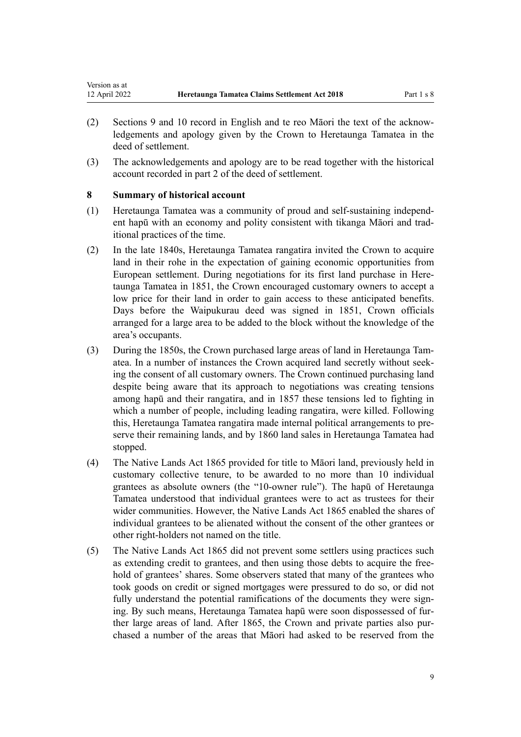(2) Sections 9 and 10 record in English and te reo Māori the text of the acknowledgements and apology given by the Crown to Heretaunga Tamatea in the deed of settlement.

(3) The acknowledgements and apology are to be read together with the historical account recorded in part 2 of the deed of settlement.

### 8 Summary of historical account

(1) Heretaunga Tamatea was a community of proud and self-sustaining independent hapū with an economy and polity consistent with tikanga Māori and traditional practices of the time.

(2) In the late 1840s, Heretaunga Tamatea rangatira invited the Crown to acquire land in their rohe in the expectation of gaining economic opportunities from European settlement. During negotiations for its first land purchase in Heretaunga Tamatea in 1851, the Crown encouraged customary owners to accept a low price for their land in order to gain access to these anticipated benefits. Days before the Waipukurau deed was signed in 1851, Crown officials arranged for a large area to be added to the block without the knowledge of the area's occupants.

(3) During the 1850s, the Crown purchased large areas of land in Heretaunga Tamatea. In a number of instances the Crown acquired land secretly without seeking the consent of all customary owners. The Crown continued purchasing land despite being aware that its approach to negotiations was creating tensions among hapū and their rangatira, and in 1857 these tensions led to fighting in which a number of people, including leading rangatira, were killed. Following this, Heretaunga Tamatea rangatira made internal political arrangements to preserve their remaining lands, and by 1860 land sales in Heretaunga Tamatea had stopped.

(4) The Native Lands Act 1865 provided for title to Māori land, previously held in customary collective tenure, to be awarded to no more than 10 individual grantees as absolute owners (the "10-owner rule"). The hapū of Heretaunga Tamatea understood that individual grantees were to act as trustees for their wider communities. However, the Native Lands Act 1865 enabled the shares of individual grantees to be alienated without the consent of the other grantees or other right-holders not named on the title.

(5) The Native Lands Act 1865 did not prevent some settlers using practices such as extending credit to grantees, and then using those debts to acquire the freehold of grantees' shares. Some observers stated that many of the grantees who took goods on credit or signed mortgages were pressured to do so, or did not fully understand the potential ramifications of the documents they were signing. By such means, Heretaunga Tamatea hapū were soon dispossessed of further large areas of land. After 1865, the Crown and private parties also purchased a number of the areas that Māori had asked to be reserved from the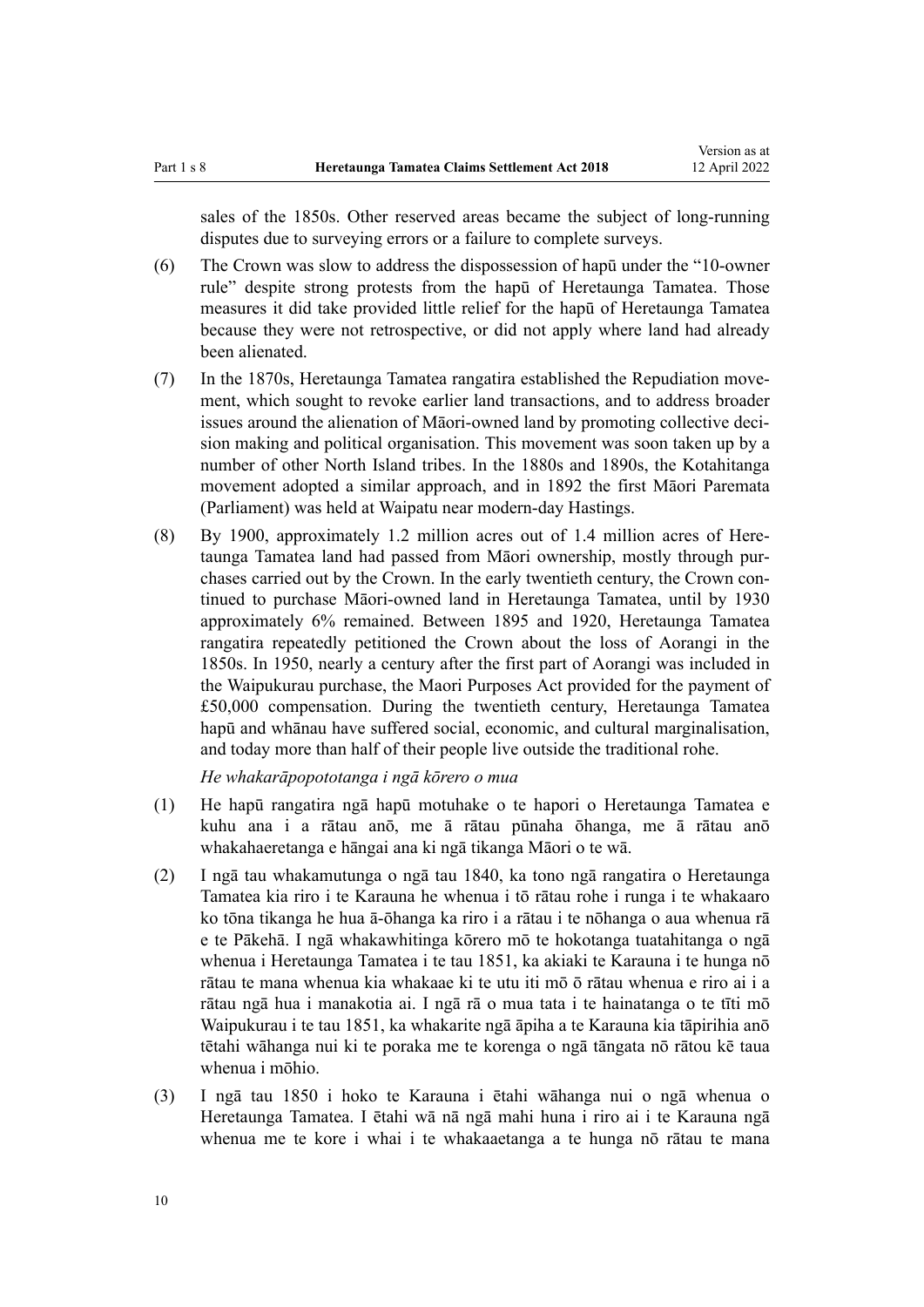sales of the 1850s. Other reserved areas became the subject of long-running disputes due to surveying errors or a failure to complete surveys.

(6) The Crown was slow to address the dispossession of hapū under the "10-owner rule" despite strong protests from the hapū of Heretaunga Tamatea. Those measures it did take provided little relief for the hapū of Heretaunga Tamatea because they were not retrospective, or did not apply where land had already been alienated.

(7) In the 1870s, Heretaunga Tamatea rangatira established the Repudiation movement, which sought to revoke earlier land transactions, and to address broader issues around the alienation of Māori-owned land by promoting collective decision making and political organisation. This movement was soon taken up by a number of other North Island tribes. In the 1880s and 1890s, the Kotahitanga movement adopted a similar approach, and in 1892 the first Māori Paremata (Parliament) was held at Waipatu near modern-day Hastings.

(8) By 1900, approximately 1.2 million acres out of 1.4 million acres of Heretaunga Tamatea land had passed from Māori ownership, mostly through purchases carried out by the Crown. In the early twentieth century, the Crown continued to purchase Māori-owned land in Heretaunga Tamatea, until by 1930 approximately 6% remained. Between 1895 and 1920, Heretaunga Tamatea rangatira repeatedly petitioned the Crown about the loss of Aorangi in the 1850s. In 1950, nearly a century after the first part of Aorangi was included in the Waipukurau purchase, the Maori Purposes Act provided for the payment of £50,000 compensation. During the twentieth century, Heretaunga Tamatea hapū and whānau have suffered social, economic, and cultural marginalisation, and today more than half of their people live outside the traditional rohe.

*He whakarāpopototanga i ngā kōrero o mua*

(1) He hapū rangatira ngā hapū motuhake o te hapori o Heretaunga Tamatea e kuhu ana i a rātau anō, me ā rātau pūnaha ōhanga, me ā rātau anō whakahaeretanga e hāngai ana ki ngā tikanga Māori o te wā.

(2) I ngā tau whakamutunga o ngā tau 1840, ka tono ngā rangatira o Heretaunga Tamatea kia riro i te Karauna he whenua i tō rātau rohe i runga i te whakaaro ko tōna tikanga he hua ā-ōhanga ka riro i a rātau i te nōhanga o aua whenua rā e te Pākehā. I ngā whakawhitinga kōrero mō te hokotanga tuatahitanga o ngā whenua i Heretaunga Tamatea i te tau 1851, ka akiaki te Karauna i te hunga nō rātau te mana whenua kia whakaae ki te utu iti mō ō rātau whenua e riro ai i a rātau ngā hua i manakotia ai. I ngā rā o mua tata i te hainatanga o te tīti mō Waipukurau i te tau 1851, ka whakarite ngā āpiha a te Karauna kia tāpirihia anō tētahi wāhanga nui ki te poraka me te korenga o ngā tāngata nō rātou kē taua whenua i mōhio.

(3) I ngā tau 1850 i hoko te Karauna i ētahi wāhanga nui o ngā whenua o Heretaunga Tamatea. I ētahi wā nā ngā mahi huna i riro ai i te Karauna ngā whenua me te kore i whai i te whakaaetanga a te hunga nō rātau te mana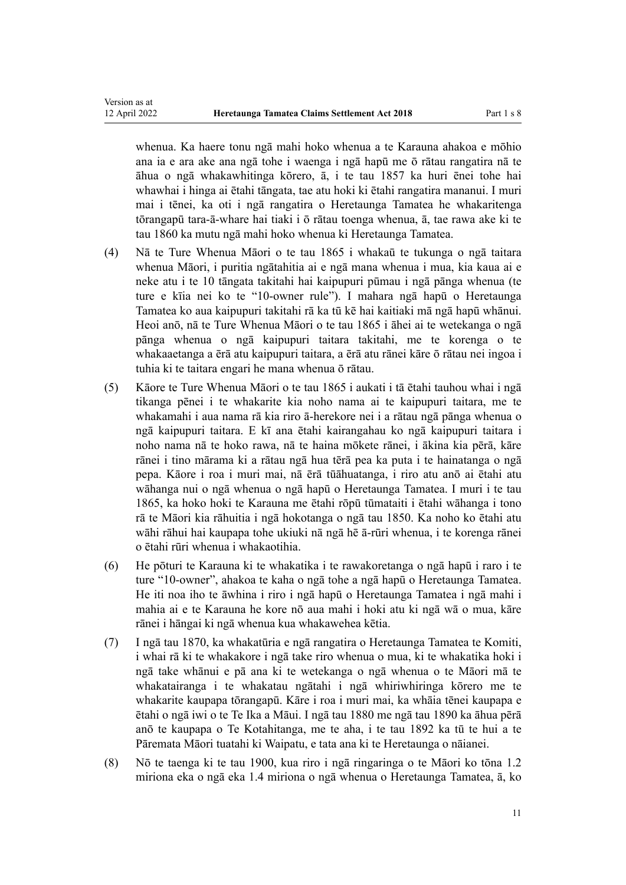whenua. Ka haere tonu ngā mahi hoko whenua a te Karauna ahakoa e mōhio ana ia e ara ake ana ngā tohe i waenga i ngā hapū me ō rātau rangatira nā te āhua o ngā whakawhitinga kōrero, ā, i te tau 1857 ka huri ēnei tohe hai whawhai i hinga ai ētahi tāngata, tae atu hoki ki ētahi rangatira mananui. I muri mai i tēnei, ka oti i ngā rangatira o Heretaunga Tamatea he whakaritenga tōrangapū tara-ā-whare hai tiaki i ō rātau toenga whenua, ā, tae rawa ake ki te tau 1860 ka mutu ngā mahi hoko whenua ki Heretaunga Tamatea.

(4) Nā te Ture Whenua Māori o te tau 1865 i whakaū te tukunga o ngā taitara whenua Māori, i puritia ngātahitia ai e ngā mana whenua i mua, kia kaua ai e neke atu i te 10 tāngata takitahi hai kaipupuri pūmau i ngā pānga whenua (te ture e kīia nei ko te "10-owner rule"). I mahara ngā hapū o Heretaunga Tamatea ko aua kaipupuri takitahi rā ka tū kē hai kaitiaki mā ngā hapū whānui. Heoi anō, nā te Ture Whenua Māori o te tau 1865 i āhei ai te wetekanga o ngā pānga whenua o ngā kaipupuri taitara takitahi, me te korenga o te whakaaetanga a ērā atu kaipupuri taitara, a ērā atu rānei kāre ō rātau nei ingoa i tuhia ki te taitara engari he mana whenua ō rātau.

(5) Kāore te Ture Whenua Māori o te tau 1865 i aukati i tā ētahi tauhou whai i ngā tikanga pēnei i te whakarite kia noho nama ai te kaipupuri taitara, me te whakamahi i aua nama rā kia riro ā-herekore nei i a rātau ngā pānga whenua o ngā kaipupuri taitara. E kī ana ētahi kairangahau ko ngā kaipupuri taitara i noho nama nā te hoko rawa, nā te haina mōkete rānei, i ākina kia pērā, kāre rānei i tino mārama ki a rātau ngā hua tērā pea ka puta i te hainatanga o ngā pepa. Kāore i roa i muri mai, nā ērā tūāhuatanga, i riro atu anō ai ētahi atu wāhanga nui o ngā whenua o ngā hapū o Heretaunga Tamatea. I muri i te tau 1865, ka hoko hoki te Karauna me ētahi rōpū tūmataiti i ētahi wāhanga i tono rā te Māori kia rāhuitia i ngā hokotanga o ngā tau 1850. Ka noho ko ētahi atu wāhi rāhui hai kaupapa tohe ukiuki nā ngā hē ā-rūri whenua, i te korenga rānei o ētahi rūri whenua i whakaotihia.

(6) He pōturi te Karauna ki te whakatika i te rawakoretanga o ngā hapū i raro i te ture "10-owner", ahakoa te kaha o ngā tohe a ngā hapū o Heretaunga Tamatea. He iti noa iho te āwhina i riro i ngā hapū o Heretaunga Tamatea i ngā mahi i mahia ai e te Karauna he kore nō aua mahi i hoki atu ki ngā wā o mua, kāre rānei i hāngai ki ngā whenua kua whakawehea kētia.

(7) I ngā tau 1870, ka whakatūria e ngā rangatira o Heretaunga Tamatea te Komiti, i whai rā ki te whakakore i ngā take riro whenua o mua, ki te whakatika hoki i ngā take whānui e pā ana ki te wetekanga o ngā whenua o te Māori mā te whakatairanga i te whakatau ngātahi i ngā whiriwhiringa kōrero me te whakarite kaupapa tōrangapū. Kāre i roa i muri mai, ka whāia tēnei kaupapa e ētahi o ngā iwi o te Te Ika a Māui. I ngā tau 1880 me ngā tau 1890 ka āhua pērā anō te kaupapa o Te Kotahitanga, me te aha, i te tau 1892 ka tū te hui a te Pāremata Māori tuatahi ki Waipatu, e tata ana ki te Heretaunga o nāianei.

(8) Nō te taenga ki te tau 1900, kua riro i ngā ringaringa o te Māori ko tōna 1.2 miriona eka o ngā eka 1.4 miriona o ngā whenua o Heretaunga Tamatea, ā, ko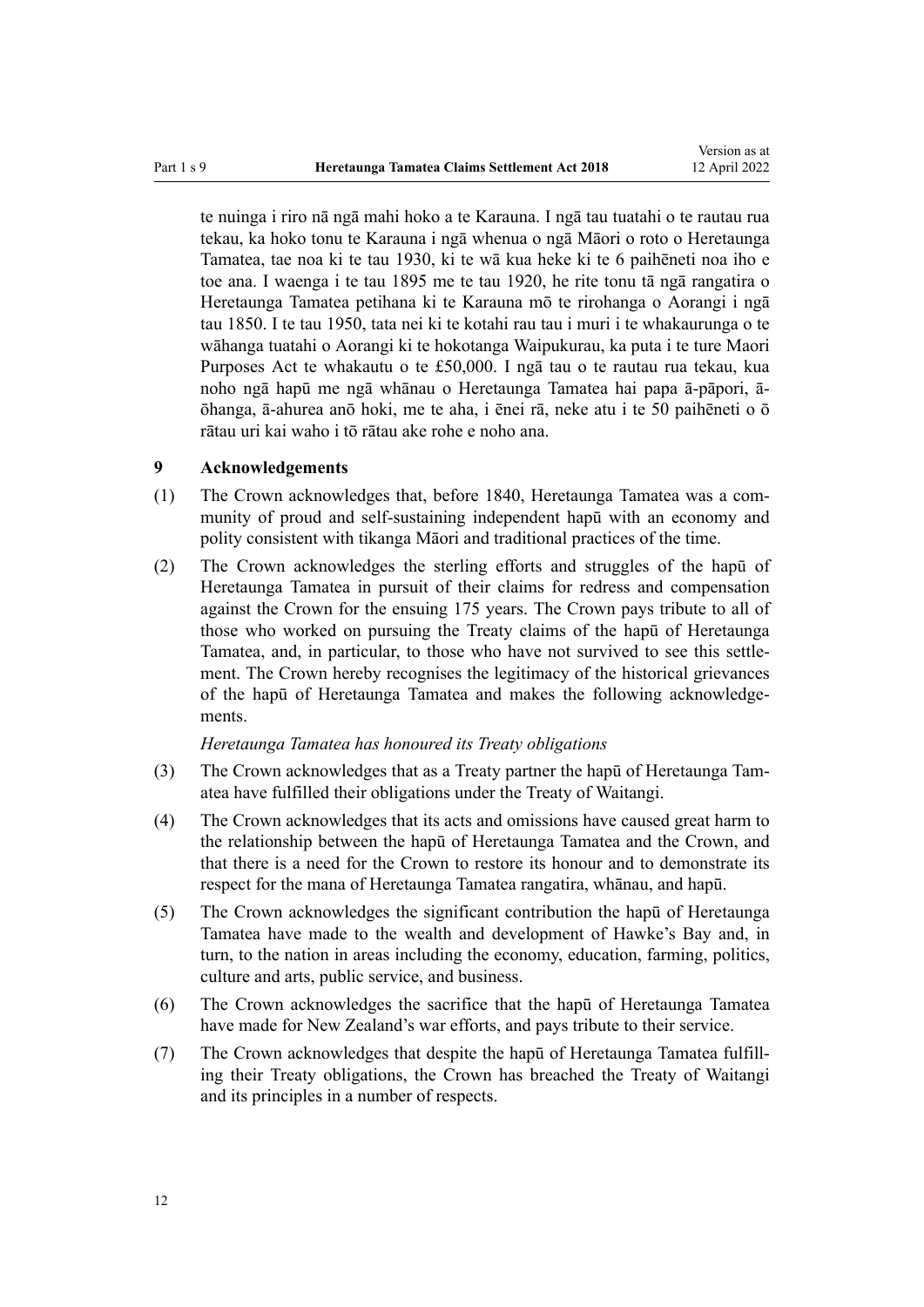te nuinga i riro nā ngā mahi hoko a te Karauna. I ngā tau tuatahi o te rautau rua tekau, ka hoko tonu te Karauna i ngā whenua o ngā Māori o roto o Heretaunga Tamatea, tae noa ki te tau 1930, ki te wā kua heke ki te 6 paihēneti noa iho e toe ana. I waenga i te tau 1895 me te tau 1920, he rite tonu tā ngā rangatira o Heretaunga Tamatea petihana ki te Karauna mō te rirohanga o Aorangi i ngā tau 1850. I te tau 1950, tata nei ki te kotahi rau tau i muri i te whakaurunga o te wāhanga tuatahi o Aorangi ki te hokotanga Waipukurau, ka puta i te ture Maori Purposes Act te whakautu o te £50,000. I ngā tau o te rautau rua tekau, kua noho ngā hapū me ngā whānau o Heretaunga Tamatea hai papa ā-pāpori, ā-ōhanga, ā-ahurea anō hoki, me te aha, i ēnei rā, neke atu i te 50 paihēneti o ō rātau uri kai waho i tō rātau ake rohe e noho ana.

### 9 Acknowledgements

(1) The Crown acknowledges that, before 1840, Heretaunga Tamatea was a community of proud and self-sustaining independent hapū with an economy and polity consistent with tikanga Māori and traditional practices of the time.

(2) The Crown acknowledges the sterling efforts and struggles of the hapū of Heretaunga Tamatea in pursuit of their claims for redress and compensation against the Crown for the ensuing 175 years. The Crown pays tribute to all of those who worked on pursuing the Treaty claims of the hapū of Heretaunga Tamatea, and, in particular, to those who have not survived to see this settlement. The Crown hereby recognises the legitimacy of the historical grievances of the hapū of Heretaunga Tamatea and makes the following acknowledgements.

*Heretaunga Tamatea has honoured its Treaty obligations*

(3) The Crown acknowledges that as a Treaty partner the hapū of Heretaunga Tamatea have fulfilled their obligations under the Treaty of Waitangi.

(4) The Crown acknowledges that its acts and omissions have caused great harm to the relationship between the hapū of Heretaunga Tamatea and the Crown, and that there is a need for the Crown to restore its honour and to demonstrate its respect for the mana of Heretaunga Tamatea rangatira, whānau, and hapū.

(5) The Crown acknowledges the significant contribution the hapū of Heretaunga Tamatea have made to the wealth and development of Hawke's Bay and, in turn, to the nation in areas including the economy, education, farming, politics, culture and arts, public service, and business.

(6) The Crown acknowledges the sacrifice that the hapū of Heretaunga Tamatea have made for New Zealand's war efforts, and pays tribute to their service.

(7) The Crown acknowledges that despite the hapū of Heretaunga Tamatea fulfilling their Treaty obligations, the Crown has breached the Treaty of Waitangi and its principles in a number of respects.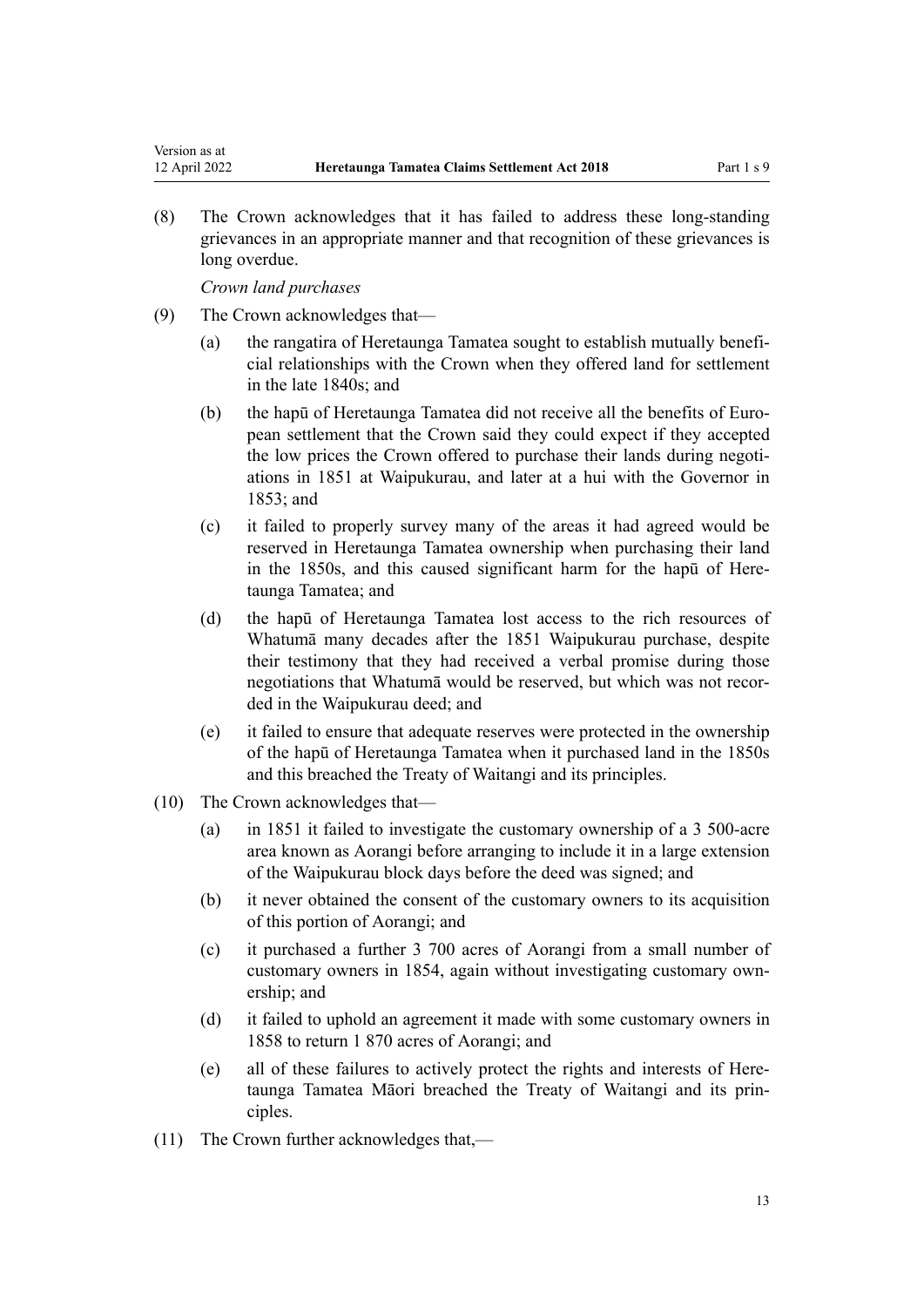(8) The Crown acknowledges that it has failed to address these long-standing grievances in an appropriate manner and that recognition of these grievances is long overdue.

*Crown land purchases*

(9) The Crown acknowledges that—

(a) the rangatira of Heretaunga Tamatea sought to establish mutually beneficial relationships with the Crown when they offered land for settlement in the late 1840s; and

(b) the hapū of Heretaunga Tamatea did not receive all the benefits of European settlement that the Crown said they could expect if they accepted the low prices the Crown offered to purchase their lands during negotiations in 1851 at Waipukurau, and later at a hui with the Governor in 1853; and

(c) it failed to properly survey many of the areas it had agreed would be reserved in Heretaunga Tamatea ownership when purchasing their land in the 1850s, and this caused significant harm for the hapū of Heretaunga Tamatea; and

(d) the hapū of Heretaunga Tamatea lost access to the rich resources of Whatumā many decades after the 1851 Waipukurau purchase, despite their testimony that they had received a verbal promise during those negotiations that Whatumā would be reserved, but which was not recorded in the Waipukurau deed; and

(e) it failed to ensure that adequate reserves were protected in the ownership of the hapū of Heretaunga Tamatea when it purchased land in the 1850s and this breached the Treaty of Waitangi and its principles.

(10) The Crown acknowledges that—

(a) in 1851 it failed to investigate the customary ownership of a 3 500-acre area known as Aorangi before arranging to include it in a large extension of the Waipukurau block days before the deed was signed; and

(b) it never obtained the consent of the customary owners to its acquisition of this portion of Aorangi; and

(c) it purchased a further 3 700 acres of Aorangi from a small number of customary owners in 1854, again without investigating customary ownership; and

(d) it failed to uphold an agreement it made with some customary owners in 1858 to return 1 870 acres of Aorangi; and

(e) all of these failures to actively protect the rights and interests of Heretaunga Tamatea Māori breached the Treaty of Waitangi and its principles.

(11) The Crown further acknowledges that,—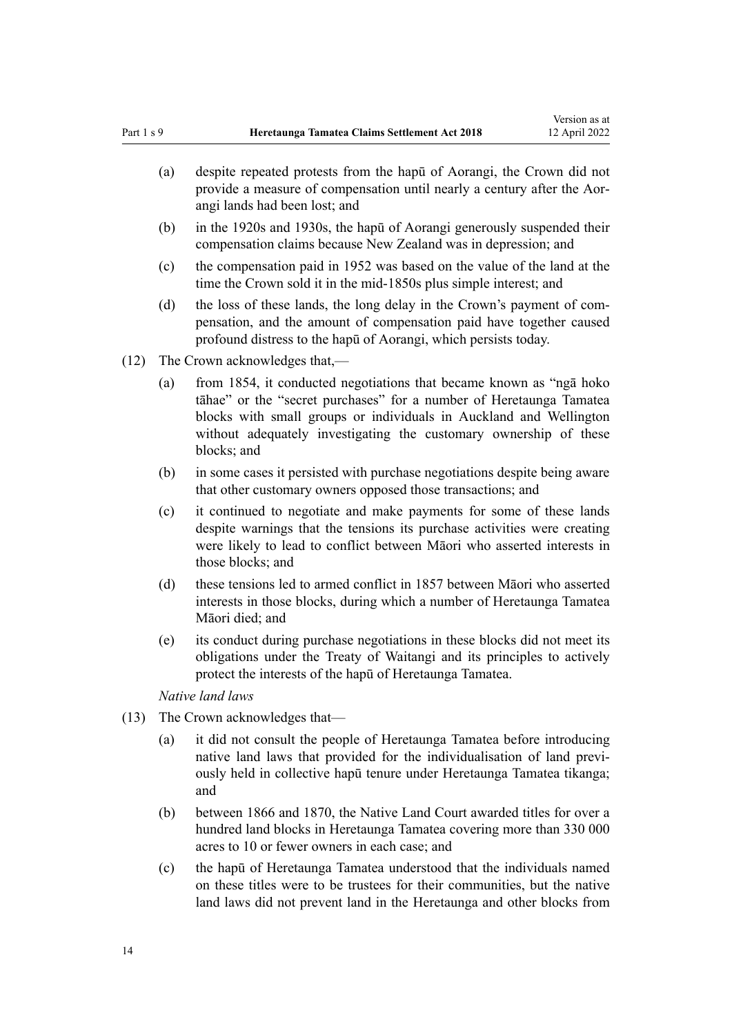(a) despite repeated protests from the hapū of Aorangi, the Crown did not provide a measure of compensation until nearly a century after the Aorangi lands had been lost; and

(b) in the 1920s and 1930s, the hapū of Aorangi generously suspended their compensation claims because New Zealand was in depression; and

(c) the compensation paid in 1952 was based on the value of the land at the time the Crown sold it in the mid-1850s plus simple interest; and

(d) the loss of these lands, the long delay in the Crown's payment of compensation, and the amount of compensation paid have together caused profound distress to the hapū of Aorangi, which persists today.

(12) The Crown acknowledges that,—

(a) from 1854, it conducted negotiations that became known as "ngā hoko tāhae" or the "secret purchases" for a number of Heretaunga Tamatea blocks with small groups or individuals in Auckland and Wellington without adequately investigating the customary ownership of these blocks; and

(b) in some cases it persisted with purchase negotiations despite being aware that other customary owners opposed those transactions; and

(c) it continued to negotiate and make payments for some of these lands despite warnings that the tensions its purchase activities were creating were likely to lead to conflict between Māori who asserted interests in those blocks; and

(d) these tensions led to armed conflict in 1857 between Māori who asserted interests in those blocks, during which a number of Heretaunga Tamatea Māori died; and

(e) its conduct during purchase negotiations in these blocks did not meet its obligations under the Treaty of Waitangi and its principles to actively protect the interests of the hapū of Heretaunga Tamatea.

*Native land laws*

(13) The Crown acknowledges that—

(a) it did not consult the people of Heretaunga Tamatea before introducing native land laws that provided for the individualisation of land previously held in collective hapū tenure under Heretaunga Tamatea tikanga; and

(b) between 1866 and 1870, the Native Land Court awarded titles for over a hundred land blocks in Heretaunga Tamatea covering more than 330 000 acres to 10 or fewer owners in each case; and

(c) the hapū of Heretaunga Tamatea understood that the individuals named on these titles were to be trustees for their communities, but the native land laws did not prevent land in the Heretaunga and other blocks from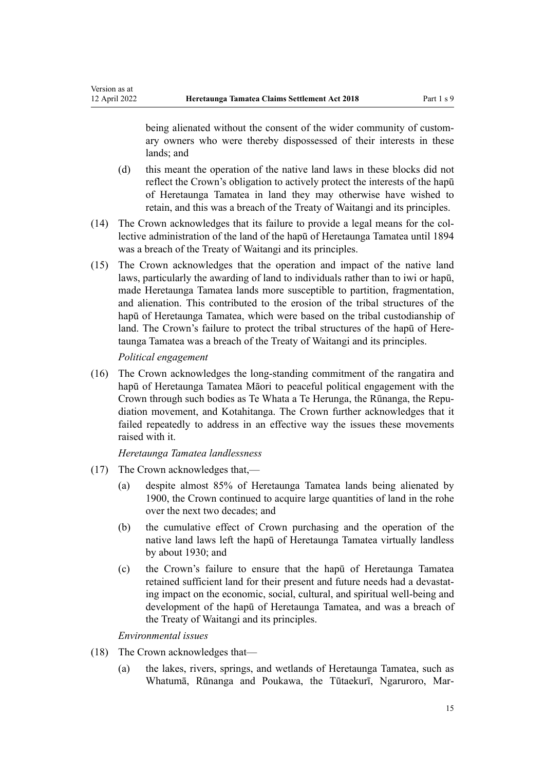being alienated without the consent of the wider community of customary owners who were thereby dispossessed of their interests in these lands; and

(d) this meant the operation of the native land laws in these blocks did not reflect the Crown's obligation to actively protect the interests of the hapū of Heretaunga Tamatea in land they may otherwise have wished to retain, and this was a breach of the Treaty of Waitangi and its principles.

(14) The Crown acknowledges that its failure to provide a legal means for the collective administration of the land of the hapū of Heretaunga Tamatea until 1894 was a breach of the Treaty of Waitangi and its principles.

(15) The Crown acknowledges that the operation and impact of the native land laws, particularly the awarding of land to individuals rather than to iwi or hapū, made Heretaunga Tamatea lands more susceptible to partition, fragmentation, and alienation. This contributed to the erosion of the tribal structures of the hapū of Heretaunga Tamatea, which were based on the tribal custodianship of land. The Crown's failure to protect the tribal structures of the hapū of Heretaunga Tamatea was a breach of the Treaty of Waitangi and its principles.

*Political engagement*

(16) The Crown acknowledges the long-standing commitment of the rangatira and hapū of Heretaunga Tamatea Māori to peaceful political engagement with the Crown through such bodies as Te Whata a Te Herunga, the Rūnanga, the Repudiation movement, and Kotahitanga. The Crown further acknowledges that it failed repeatedly to address in an effective way the issues these movements raised with it.

*Heretaunga Tamatea landlessness*

(17) The Crown acknowledges that,—

(a) despite almost 85% of Heretaunga Tamatea lands being alienated by 1900, the Crown continued to acquire large quantities of land in the rohe over the next two decades; and

(b) the cumulative effect of Crown purchasing and the operation of the native land laws left the hapū of Heretaunga Tamatea virtually landless by about 1930; and

(c) the Crown's failure to ensure that the hapū of Heretaunga Tamatea retained sufficient land for their present and future needs had a devastating impact on the economic, social, cultural, and spiritual well-being and development of the hapū of Heretaunga Tamatea, and was a breach of the Treaty of Waitangi and its principles.

*Environmental issues*

(18) The Crown acknowledges that—

(a) the lakes, rivers, springs, and wetlands of Heretaunga Tamatea, such as Whatumā, Rūnanga and Poukawa, the Tūtaekurī, Ngaruroro, Mar-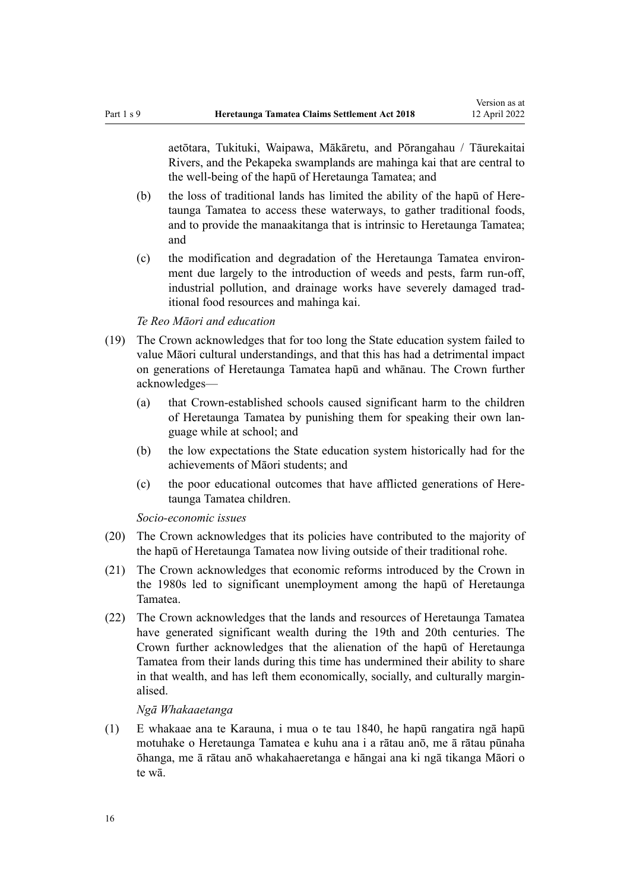aetōtara, Tukituki, Waipawa, Mākāretu, and Pōrangahau / Tāurekaitai Rivers, and the Pekapeka swamplands are mahinga kai that are central to the well-being of the hapū of Heretaunga Tamatea; and

(b) the loss of traditional lands has limited the ability of the hapū of Heretaunga Tamatea to access these waterways, to gather traditional foods, and to provide the manaakitanga that is intrinsic to Heretaunga Tamatea; and

(c) the modification and degradation of the Heretaunga Tamatea environment due largely to the introduction of weeds and pests, farm run-off, industrial pollution, and drainage works have severely damaged traditional food resources and mahinga kai.

*Te Reo Māori and education*

(19) The Crown acknowledges that for too long the State education system failed to value Māori cultural understandings, and that this has had a detrimental impact on generations of Heretaunga Tamatea hapū and whānau. The Crown further acknowledges—

(a) that Crown-established schools caused significant harm to the children of Heretaunga Tamatea by punishing them for speaking their own language while at school; and

(b) the low expectations the State education system historically had for the achievements of Māori students; and

(c) the poor educational outcomes that have afflicted generations of Heretaunga Tamatea children.

*Socio-economic issues*

(20) The Crown acknowledges that its policies have contributed to the majority of the hapū of Heretaunga Tamatea now living outside of their traditional rohe.

(21) The Crown acknowledges that economic reforms introduced by the Crown in the 1980s led to significant unemployment among the hapū of Heretaunga Tamatea.

(22) The Crown acknowledges that the lands and resources of Heretaunga Tamatea have generated significant wealth during the 19th and 20th centuries. The Crown further acknowledges that the alienation of the hapū of Heretaunga Tamatea from their lands during this time has undermined their ability to share in that wealth, and has left them economically, socially, and culturally marginalised.

*Ngā Whakaaetanga*

(1) E whakaae ana te Karauna, i mua o te tau 1840, he hapū rangatira ngā hapū motuhake o Heretaunga Tamatea e kuhu ana i a rātau anō, me ā rātau pūnaha ōhanga, me ā rātau anō whakahaeretanga e hāngai ana ki ngā tikanga Māori o te wā.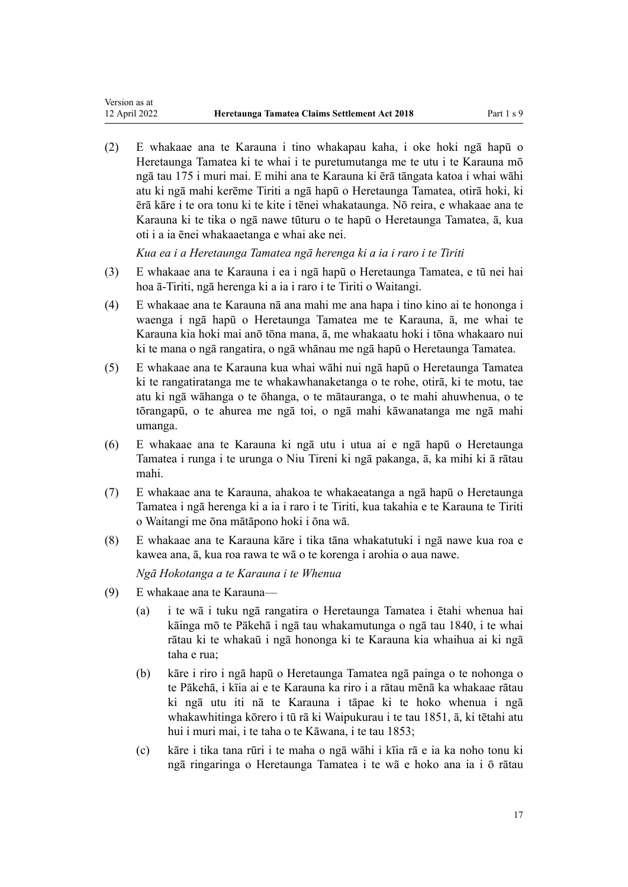(2) E whakaae ana te Karauna i tino whakapau kaha, i oke hoki ngā hapū o Heretaunga Tamatea ki te whai i te puretumutanga me te utu i te Karauna mō ngā tau 175 i muri mai. E mihi ana te Karauna ki ērā tāngata katoa i whai wāhi atu ki ngā mahi kerēme Tiriti a ngā hapū o Heretaunga Tamatea, otirā hoki, ki ērā kāre i te ora tonu ki te kite i tēnei whakataunga. Nō reira, e whakaae ana te Karauna ki te tika o ngā nawe tūturu o te hapū o Heretaunga Tamatea, ā, kua oti i a ia ēnei whakaaetanga e whai ake nei.

*Kua ea i a Heretaunga Tamatea ngā herenga ki a ia i raro i te Tiriti*

(3) E whakaae ana te Karauna i ea i ngā hapū o Heretaunga Tamatea, e tū nei hai hoa ā-Tiriti, ngā herenga ki a ia i raro i te Tiriti o Waitangi.

(4) E whakaae ana te Karauna nā ana mahi me ana hapa i tino kino ai te hononga i waenga i ngā hapū o Heretaunga Tamatea me te Karauna, ā, me whai te Karauna kia hoki mai anō tōna mana, ā, me whakaatu hoki i tōna whakaaro nui ki te mana o ngā rangatira, o ngā whānau me ngā hapū o Heretaunga Tamatea.

(5) E whakaae ana te Karauna kua whai wāhi nui ngā hapū o Heretaunga Tamatea ki te rangatiratanga me te whakawhanaketanga o te rohe, otirā, ki te motu, tae atu ki ngā wāhanga o te ōhanga, o te mātauranga, o te mahi ahuwhenua, o te tōrangapū, o te ahurea me ngā toi, o ngā mahi kāwanatanga me ngā mahi umanga.

(6) E whakaae ana te Karauna ki ngā utu i utua ai e ngā hapū o Heretaunga Tamatea i runga i te urunga o Niu Tireni ki ngā pakanga, ā, ka mihi ki ā rātau mahi.

(7) E whakaae ana te Karauna, ahakoa te whakaeatanga a ngā hapū o Heretaunga Tamatea i ngā herenga ki a ia i raro i te Tiriti, kua takahia e te Karauna te Tiriti o Waitangi me ōna mātāpono hoki i ōna wā.

(8) E whakaae ana te Karauna kāre i tika tāna whakatutuki i ngā nawe kua roa e kawea ana, ā, kua roa rawa te wā o te korenga i arohia o aua nawe.

*Ngā Hokotanga a te Karauna i te Whenua*

(9) E whakaae ana te Karauna—

(a) i te wā i tuku ngā rangatira o Heretaunga Tamatea i ētahi whenua hai kāinga mō te Pākehā i ngā tau whakamutunga o ngā tau 1840, i te whai rātau ki te whakaū i ngā hononga ki te Karauna kia whaihua ai ki ngā taha e rua;

(b) kāre i riro i ngā hapū o Heretaunga Tamatea ngā painga o te nohonga o te Pākehā, i kīia ai e te Karauna ka riro i a rātau mēnā ka whakaae rātau ki ngā utu iti nā te Karauna i tāpae ki te hoko whenua i ngā whakawhitinga kōrero i tū rā ki Waipukurau i te tau 1851, ā, ki tētahi atu hui i muri mai, i te taha o te Kāwana, i te tau 1853;

(c) kāre i tika tana rūri i te maha o ngā wāhi i kīia rā e ia ka noho tonu ki ngā ringaringa o Heretaunga Tamatea i te wā e hoko ana ia i ō rātau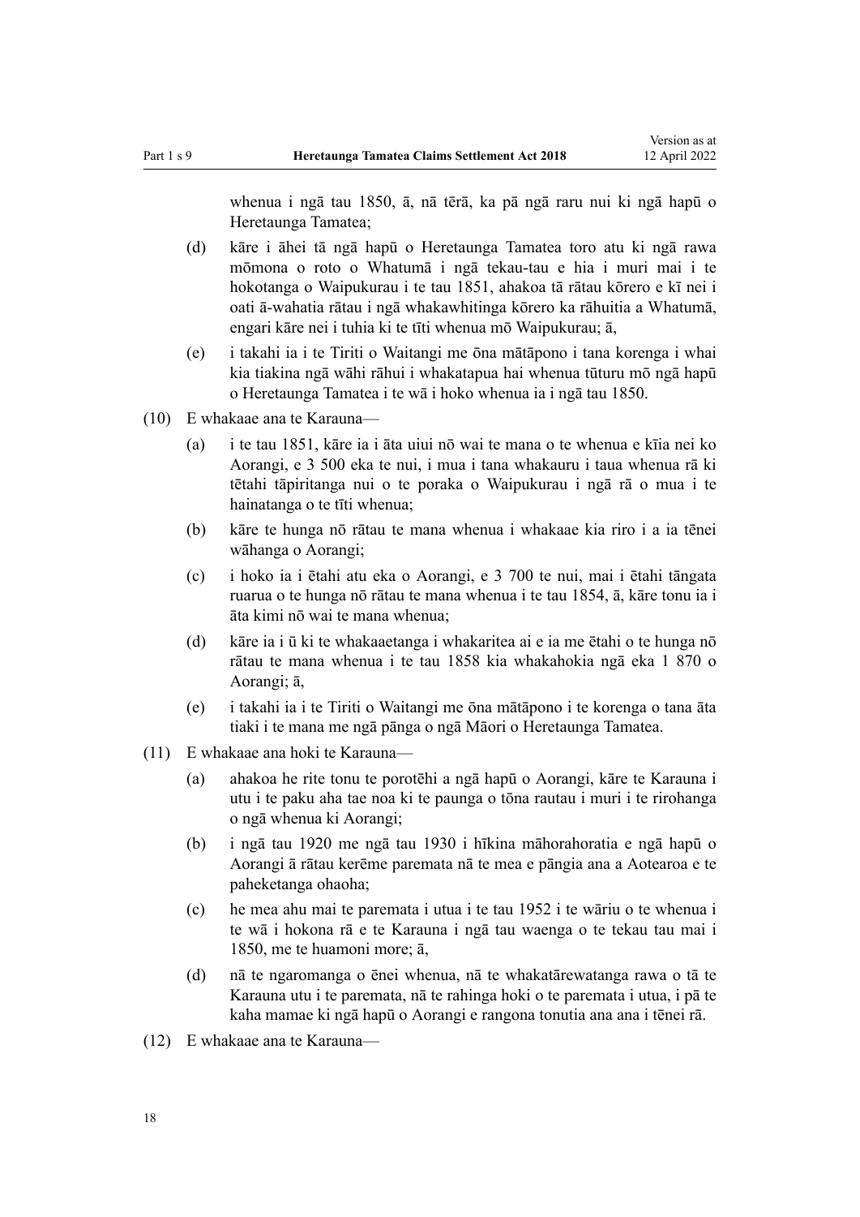whenua i ngā tau 1850, ā, nā tērā, ka pā ngā raru nui ki ngā hapū o Heretaunga Tamatea;

(d) kāre i āhei tā ngā hapū o Heretaunga Tamatea toro atu ki ngā rawa mōmona o roto o Whatumā i ngā tekau-tau e hia i muri mai i te hokotanga o Waipukurau i te tau 1851, ahakoa tā rātau kōrero e kī nei i oati ā-wahatia rātau i ngā whakawhitinga kōrero ka rāhuitia a Whatumā, engari kāre nei i tuhia ki te tīti whenua mō Waipukurau; ā,

(e) i takahi ia i te Tiriti o Waitangi me ōna mātāpono i tana korenga i whai kia tiakina ngā wāhi rāhui i whakatapua hai whenua tūturu mō ngā hapū o Heretaunga Tamatea i te wā i hoko whenua ia i ngā tau 1850.

(10) E whakaae ana te Karauna—

(a) i te tau 1851, kāre ia i āta uiui nō wai te mana o te whenua e kīia nei ko Aorangi, e 3 500 eka te nui, i mua i tana whakauru i taua whenua rā ki tētahi tāpiritanga nui o te poraka o Waipukurau i ngā rā o mua i te hainatanga o te tīti whenua;

(b) kāre te hunga nō rātau te mana whenua i whakaae kia riro i a ia tēnei wāhanga o Aorangi;

(c) i hoko ia i ētahi atu eka o Aorangi, e 3 700 te nui, mai i ētahi tāngata ruarua o te hunga nō rātau te mana whenua i te tau 1854, ā, kāre tonu ia i āta kimi nō wai te mana whenua;

(d) kāre ia i ū ki te whakaaetanga i whakaritea ai e ia me ētahi o te hunga nō rātau te mana whenua i te tau 1858 kia whakahokia ngā eka 1 870 o Aorangi; ā,

(e) i takahi ia i te Tiriti o Waitangi me ōna mātāpono i te korenga o tana āta tiaki i te mana me ngā pānga o ngā Māori o Heretaunga Tamatea.

(11) E whakaae ana hoki te Karauna—

(a) ahakoa he rite tonu te porotēhi a ngā hapū o Aorangi, kāre te Karauna i utu i te paku aha tae noa ki te paunga o tōna rautau i muri i te rirohanga o ngā whenua ki Aorangi;

(b) i ngā tau 1920 me ngā tau 1930 i hīkina māhorahoratia e ngā hapū o Aorangi ā rātau kerēme paremata nā te mea e pāngia ana a Aotearoa e te paheketanga ohaoha;

(c) he mea ahu mai te paremata i utua i te tau 1952 i te wāriu o te whenua i te wā i hokona rā e te Karauna i ngā tau waenga o te tekau tau mai i 1850, me te huamoni more; ā,

(d) nā te ngaromanga o ēnei whenua, nā te whakatārewatanga rawa o tā te Karauna utu i te paremata, nā te rahinga hoki o te paremata i utua, i pā te kaha mamae ki ngā hapū o Aorangi e rangona tonutia ana ana i tēnei rā.

(12) E whakaae ana te Karauna—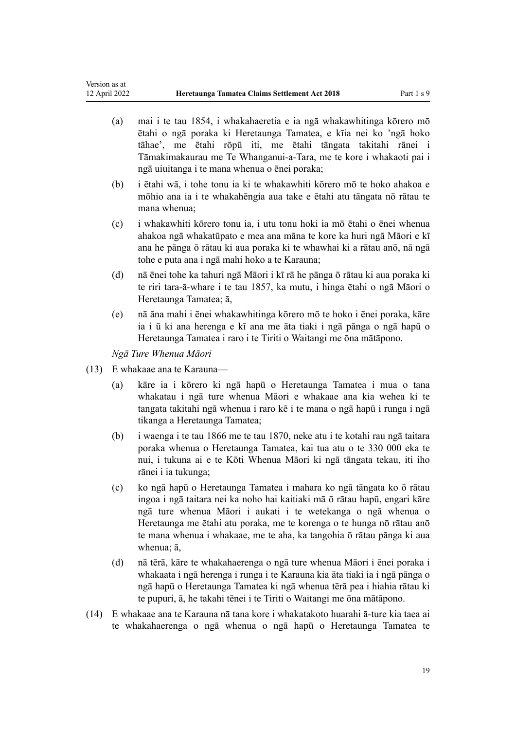(a) mai i te tau 1854, i whakahaeretia e ia ngā whakawhitinga kōrero mō ētahi o ngā poraka ki Heretaunga Tamatea, e kīia nei ko 'ngā hoko tāhae', me ētahi rōpū iti, me ētahi tāngata takitahi rānei i Tāmakimakaurau me Te Whanganui-a-Tara, me te kore i whakaoti pai i ngā uiuitanga i te mana whenua o ēnei poraka;

(b) i ētahi wā, i tohe tonu ia ki te whakawhiti kōrero mō te hoko ahakoa e mōhio ana ia i te whakahēngia aua take e ētahi atu tāngata nō rātau te mana whenua;

(c) i whakawhiti kōrero tonu ia, i utu tonu hoki ia mō ētahi o ēnei whenua ahakoa ngā whakatūpato e mea ana māna te kore ka huri ngā Māori e kī ana he pānga ō rātau ki aua poraka ki te whawhai ki a rātau anō, nā ngā tohe e puta ana i ngā mahi hoko a te Karauna;

(d) nā ēnei tohe ka tahuri ngā Māori i kī rā he pānga ō rātau ki aua poraka ki te riri tara-ā-whare i te tau 1857, ka mutu, i hinga ētahi o ngā Māori o Heretaunga Tamatea; ā,

(e) nā āna mahi i ēnei whakawhitinga kōrero mō te hoko i ēnei poraka, kāre ia i ū ki ana herenga e kī ana me āta tiaki i ngā pānga o ngā hapū o Heretaunga Tamatea i raro i te Tiriti o Waitangi me ōna mātāpono.

*Ngā Ture Whenua Māori*

(13) E whakaae ana te Karauna—

(a) kāre ia i kōrero ki ngā hapū o Heretaunga Tamatea i mua o tana whakatau i ngā ture whenua Māori e whakaae ana kia wehea ki te tangata takitahi ngā whenua i raro kē i te mana o ngā hapū i runga i ngā tikanga a Heretaunga Tamatea;

(b) i waenga i te tau 1866 me te tau 1870, neke atu i te kotahi rau ngā taitara poraka whenua o Heretaunga Tamatea, kai tua atu o te 330 000 eka te nui, i tukuna ai e te Kōti Whenua Māori ki ngā tāngata tekau, iti iho rānei i ia tukunga;

(c) ko ngā hapū o Heretaunga Tamatea i mahara ko ngā tāngata ko ō rātau ingoa i ngā taitara nei ka noho hai kaitiaki mā ō rātau hapū, engari kāre ngā ture whenua Māori i aukati i te wetekanga o ngā whenua o Heretaunga me ētahi atu poraka, me te korenga o te hunga nō rātau anō te mana whenua i whakaae, me te aha, ka tangohia ō rātau pānga ki aua whenua; ā,

(d) nā tērā, kāre te whakahaerenga o ngā ture whenua Māori i ēnei poraka i whakaata i ngā herenga i runga i te Karauna kia āta tiaki ia i ngā pānga o ngā hapū o Heretaunga Tamatea ki ngā whenua tērā pea i hiahia rātau ki te pupuri, ā, he takahi tēnei i te Tiriti o Waitangi me ōna mātāpono.

(14) E whakaae ana te Karauna nā tana kore i whakatakoto huarahi ā-ture kia taea ai te whakahaerenga o ngā whenua o ngā hapū o Heretaunga Tamatea te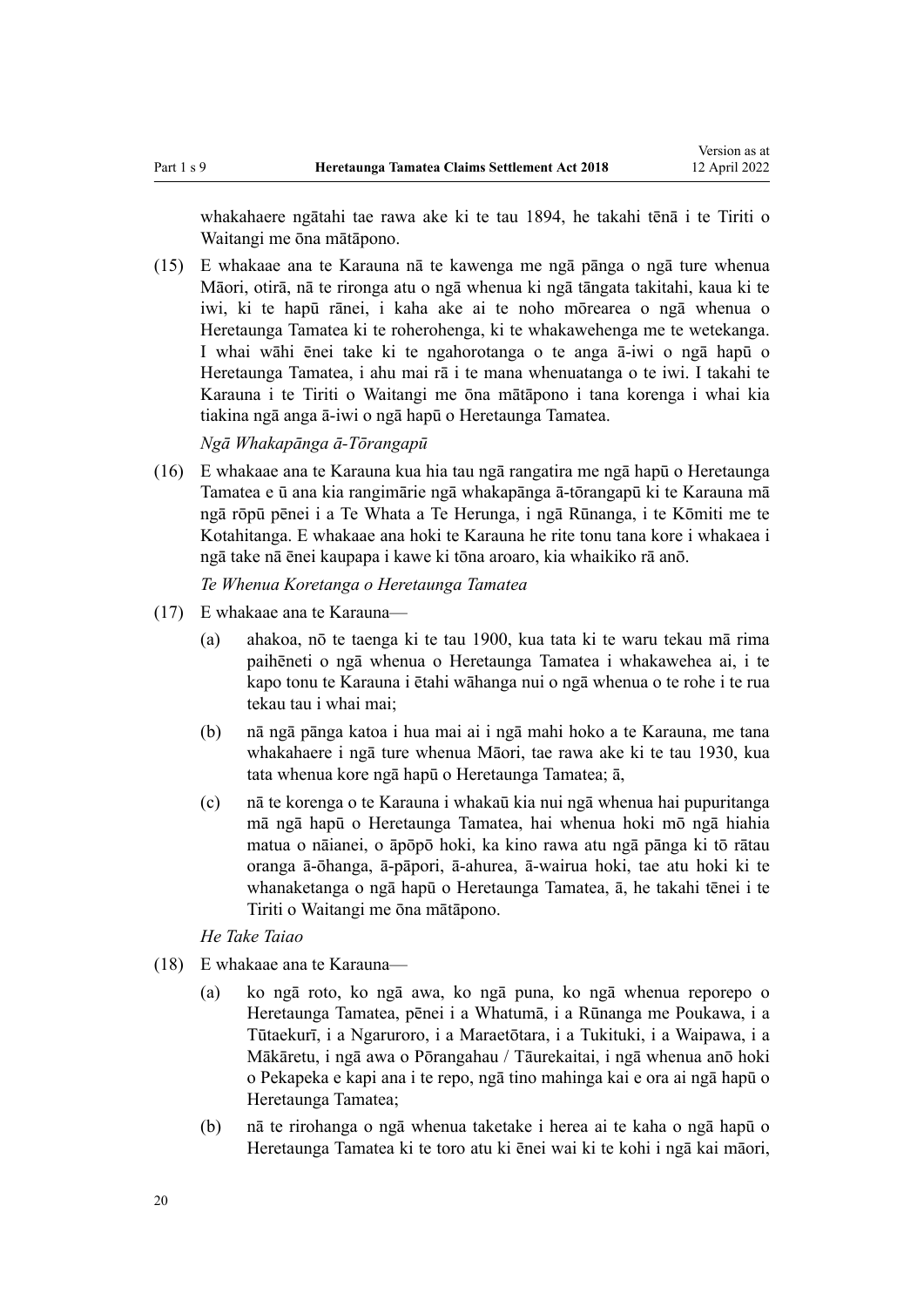whakahaere ngātahi tae rawa ake ki te tau 1894, he takahi tēnā i te Tiriti o Waitangi me ōna mātāpono.

(15) E whakaae ana te Karauna nā te kawenga me ngā pānga o ngā ture whenua Māori, otirā, nā te rironga atu o ngā whenua ki ngā tāngata takitahi, kaua ki te iwi, ki te hapū rānei, i kaha ake ai te noho mōrearea o ngā whenua o Heretaunga Tamatea ki te roherohenga, ki te whakawehenga me te wetekanga. I whai wāhi ēnei take ki te ngahorotanga o te anga ā-iwi o ngā hapū o Heretaunga Tamatea, i ahu mai rā i te mana whenuatanga o te iwi. I takahi te Karauna i te Tiriti o Waitangi me ōna mātāpono i tana korenga i whai kia tiakina ngā anga ā-iwi o ngā hapū o Heretaunga Tamatea.

*Ngā Whakapānga ā-Tōrangapū*

(16) E whakaae ana te Karauna kua hia tau ngā rangatira me ngā hapū o Heretaunga Tamatea e ū ana kia rangimārie ngā whakapānga ā-tōrangapū ki te Karauna mā ngā rōpū pēnei i a Te Whata a Te Herunga, i ngā Rūnanga, i te Kōmiti me te Kotahitanga. E whakaae ana hoki te Karauna he rite tonu tana kore i whakaea i ngā take nā ēnei kaupapa i kawe ki tōna aroaro, kia whaikiko rā anō.

*Te Whenua Koretanga o Heretaunga Tamatea*

(17) E whakaae ana te Karauna—

(a) ahakoa, nō te taenga ki te tau 1900, kua tata ki te waru tekau mā rima paihēneti o ngā whenua o Heretaunga Tamatea i whakawehea ai, i te kapo tonu te Karauna i ētahi wāhanga nui o ngā whenua o te rohe i te rua tekau tau i whai mai;

(b) nā ngā pānga katoa i hua mai ai i ngā mahi hoko a te Karauna, me tana whakahaere i ngā ture whenua Māori, tae rawa ake ki te tau 1930, kua tata whenua kore ngā hapū o Heretaunga Tamatea; ā,

(c) nā te korenga o te Karauna i whakaū kia nui ngā whenua hai pupuritanga mā ngā hapū o Heretaunga Tamatea, hai whenua hoki mō ngā hiahia matua o nāianei, o āpōpō hoki, ka kino rawa atu ngā pānga ki tō rātau oranga ā-ōhanga, ā-pāpori, ā-ahurea, ā-wairua hoki, tae atu hoki ki te whanaketanga o ngā hapū o Heretaunga Tamatea, ā, he takahi tēnei i te Tiriti o Waitangi me ōna mātāpono.

*He Take Taiao*

(18) E whakaae ana te Karauna—

(a) ko ngā roto, ko ngā awa, ko ngā puna, ko ngā whenua reporepo o Heretaunga Tamatea, pēnei i a Whatumā, i a Rūnanga me Poukawa, i a Tūtaekurī, i a Ngaruroro, i a Maraetōtara, i a Tukituki, i a Waipawa, i a Mākāretu, i ngā awa o Pōrangahau / Tāurekaitai, i ngā whenua anō hoki o Pekapeka e kapi ana i te repo, ngā tino mahinga kai e ora ai ngā hapū o Heretaunga Tamatea;

(b) nā te rirohanga o ngā whenua taketake i herea ai te kaha o ngā hapū o Heretaunga Tamatea ki te toro atu ki ēnei wai ki te kohi i ngā kai māori,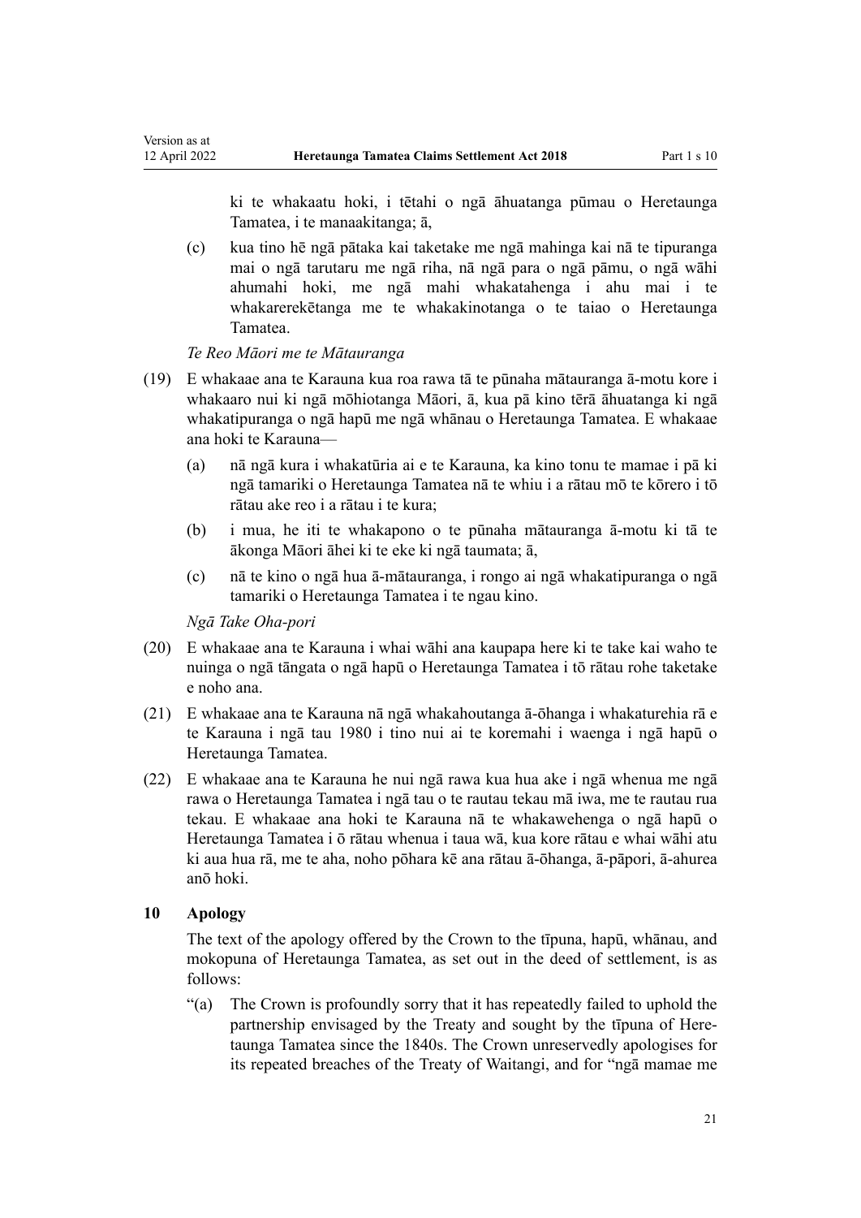ki te whakaatu hoki, i tētahi o ngā āhuatanga pūmau o Heretaunga Tamatea, i te manaakitanga; ā,

(c) kua tino hē ngā pātaka kai taketake me ngā mahinga kai nā te tipuranga mai o ngā tarutaru me ngā riha, nā ngā para o ngā pāmu, o ngā wāhi ahumahi hoki, me ngā mahi whakatahenga i ahu mai i te whakarerekētanga me te whakakinotanga o te taiao o Heretaunga Tamatea.

*Te Reo Māori me te Mātauranga*

(19) E whakaae ana te Karauna kua roa rawa tā te pūnaha mātauranga ā-motu kore i whakaaro nui ki ngā mōhiotanga Māori, ā, kua pā kino tērā āhuatanga ki ngā whakatipuranga o ngā hapū me ngā whānau o Heretaunga Tamatea. E whakaae ana hoki te Karauna—

(a) nā ngā kura i whakatūria ai e te Karauna, ka kino tonu te mamae i pā ki ngā tamariki o Heretaunga Tamatea nā te whiu i a rātau mō te kōrero i tō rātau ake reo i a rātau i te kura;

(b) i mua, he iti te whakapono o te pūnaha mātauranga ā-motu ki tā te ākonga Māori āhei ki te eke ki ngā taumata; ā,

(c) nā te kino o ngā hua ā-mātauranga, i rongo ai ngā whakatipuranga o ngā tamariki o Heretaunga Tamatea i te ngau kino.

*Ngā Take Oha-pori*

(20) E whakaae ana te Karauna i whai wāhi ana kaupapa here ki te take kai waho te nuinga o ngā tāngata o ngā hapū o Heretaunga Tamatea i tō rātau rohe taketake e noho ana.

(21) E whakaae ana te Karauna nā ngā whakahoutanga ā-ōhanga i whakaturehia rā e te Karauna i ngā tau 1980 i tino nui ai te koremahi i waenga i ngā hapū o Heretaunga Tamatea.

(22) E whakaae ana te Karauna he nui ngā rawa kua hua ake i ngā whenua me ngā rawa o Heretaunga Tamatea i ngā tau o te rautau tekau mā iwa, me te rautau rua tekau. E whakaae ana hoki te Karauna nā te whakawehenga o ngā hapū o Heretaunga Tamatea i ō rātau whenua i taua wā, kua kore rātau e whai wāhi atu ki aua hua rā, me te aha, noho pōhara kē ana rātau ā-ōhanga, ā-pāpori, ā-ahurea anō hoki.

### 10 Apology

The text of the apology offered by the Crown to the tīpuna, hapū, whānau, and mokopuna of Heretaunga Tamatea, as set out in the deed of settlement, is as follows:

"(a) The Crown is profoundly sorry that it has repeatedly failed to uphold the partnership envisaged by the Treaty and sought by the tīpuna of Heretaunga Tamatea since the 1840s. The Crown unreservedly apologises for its repeated breaches of the Treaty of Waitangi, and for "ngā mamae me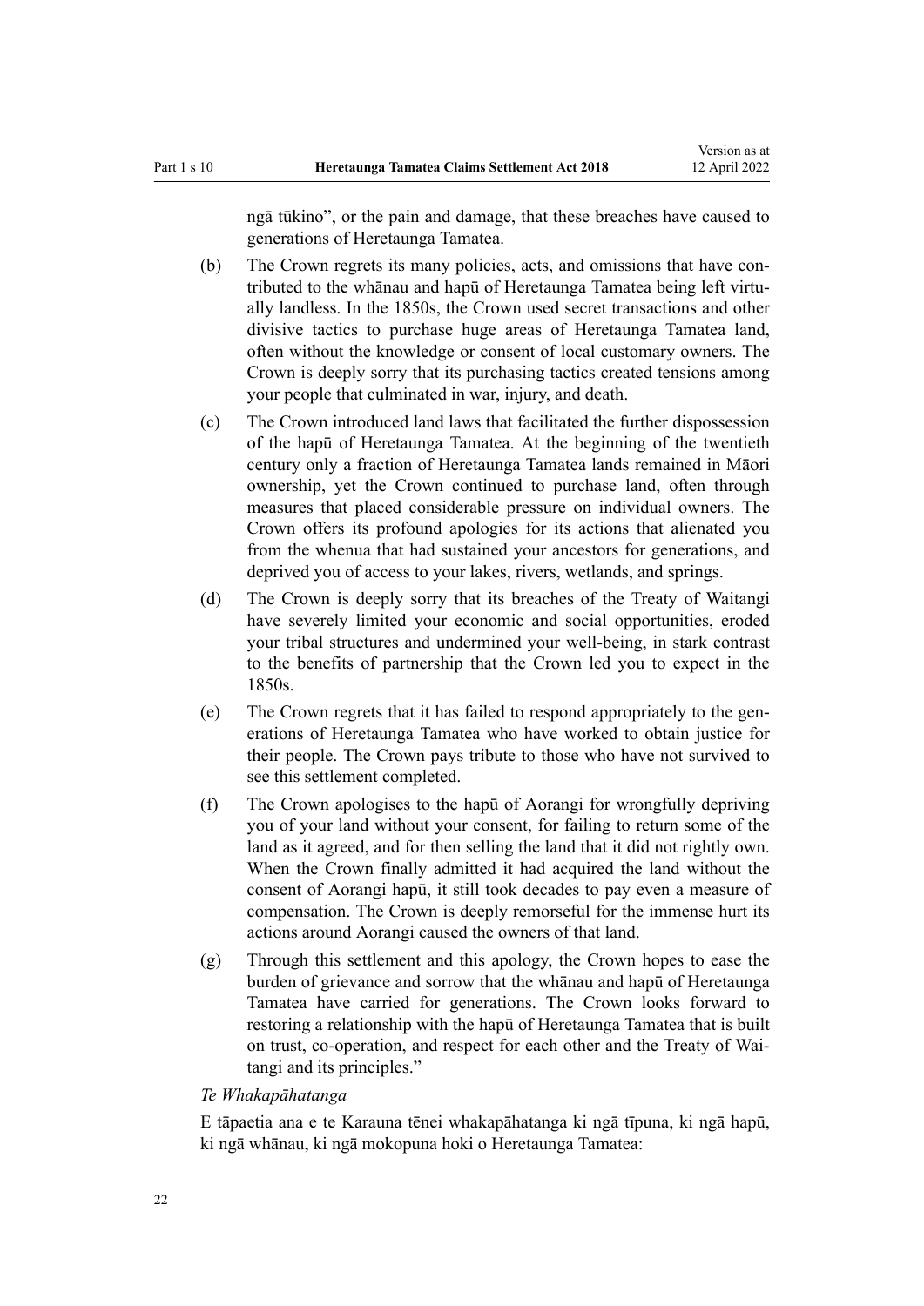ngā tūkino”, or the pain and damage, that these breaches have caused to generations of Heretaunga Tamatea.

(b) The Crown regrets its many policies, acts, and omissions that have contributed to the whānau and hapū of Heretaunga Tamatea being left virtually landless. In the 1850s, the Crown used secret transactions and other divisive tactics to purchase huge areas of Heretaunga Tamatea land, often without the knowledge or consent of local customary owners. The Crown is deeply sorry that its purchasing tactics created tensions among your people that culminated in war, injury, and death.

(c) The Crown introduced land laws that facilitated the further dispossession of the hapū of Heretaunga Tamatea. At the beginning of the twentieth century only a fraction of Heretaunga Tamatea lands remained in Māori ownership, yet the Crown continued to purchase land, often through measures that placed considerable pressure on individual owners. The Crown offers its profound apologies for its actions that alienated you from the whenua that had sustained your ancestors for generations, and deprived you of access to your lakes, rivers, wetlands, and springs.

(d) The Crown is deeply sorry that its breaches of the Treaty of Waitangi have severely limited your economic and social opportunities, eroded your tribal structures and undermined your well-being, in stark contrast to the benefits of partnership that the Crown led you to expect in the 1850s.

(e) The Crown regrets that it has failed to respond appropriately to the generations of Heretaunga Tamatea who have worked to obtain justice for their people. The Crown pays tribute to those who have not survived to see this settlement completed.

(f) The Crown apologises to the hapū of Aorangi for wrongfully depriving you of your land without your consent, for failing to return some of the land as it agreed, and for then selling the land that it did not rightly own. When the Crown finally admitted it had acquired the land without the consent of Aorangi hapū, it still took decades to pay even a measure of compensation. The Crown is deeply remorseful for the immense hurt its actions around Aorangi caused the owners of that land.

(g) Through this settlement and this apology, the Crown hopes to ease the burden of grievance and sorrow that the whānau and hapū of Heretaunga Tamatea have carried for generations. The Crown looks forward to restoring a relationship with the hapū of Heretaunga Tamatea that is built on trust, co-operation, and respect for each other and the Treaty of Waitangi and its principles.”

*Te Whakapāhatanga*

E tāpaetia ana e te Karauna tēnei whakapāhatanga ki ngā tīpuna, ki ngā hapū, ki ngā whānau, ki ngā mokopuna hoki o Heretaunga Tamatea: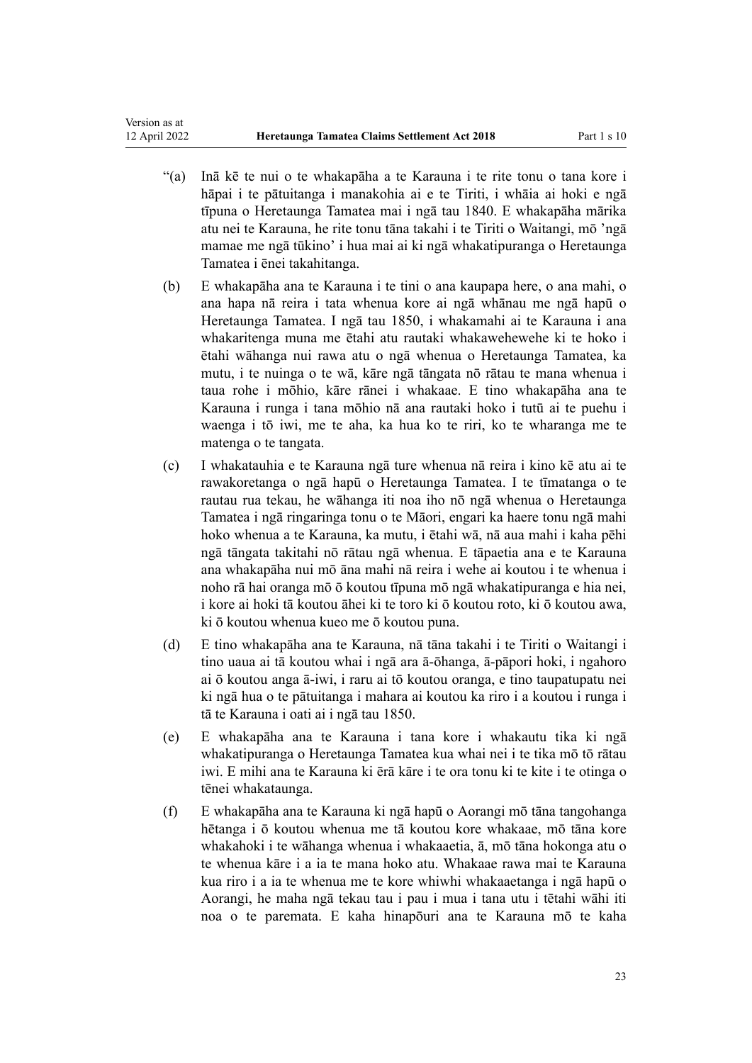"(a) Inā kē te nui o te whakapāha a te Karauna i te rite tonu o tana kore i hāpai i te pātuitanga i manakohia ai e te Tiriti, i whāia ai hoki e ngā tīpuna o Heretaunga Tamatea mai i ngā tau 1840. E whakapāha mārika atu nei te Karauna, he rite tonu tāna takahi i te Tiriti o Waitangi, mō 'ngā mamae me ngā tūkino' i hua mai ai ki ngā whakatipuranga o Heretaunga Tamatea i ēnei takahitanga.

(b) E whakapāha ana te Karauna i te tini o ana kaupapa here, o ana mahi, o ana hapa nā reira i tata whenua kore ai ngā whānau me ngā hapū o Heretaunga Tamatea. I ngā tau 1850, i whakamahi ai te Karauna i ana whakaritenga muna me ētahi atu rautaki whakawehewehe ki te hoko i ētahi wāhanga nui rawa atu o ngā whenua o Heretaunga Tamatea, ka mutu, i te nuinga o te wā, kāre ngā tāngata nō rātau te mana whenua i taua rohe i mōhio, kāre rānei i whakaae. E tino whakapāha ana te Karauna i runga i tana mōhio nā ana rautaki hoko i tutū ai te puehu i waenga i tō iwi, me te aha, ka hua ko te riri, ko te wharanga me te matenga o te tangata.

(c) I whakatauhia e te Karauna ngā ture whenua nā reira i kino kē atu ai te rawakoretanga o ngā hapū o Heretaunga Tamatea. I te tīmatanga o te rautau rua tekau, he wāhanga iti noa iho nō ngā whenua o Heretaunga Tamatea i ngā ringaringa tonu o te Māori, engari ka haere tonu ngā mahi hoko whenua a te Karauna, ka mutu, i ētahi wā, nā aua mahi i kaha pēhi ngā tāngata takitahi nō rātau ngā whenua. E tāpaetia ana e te Karauna ana whakapāha nui mō āna mahi nā reira i wehe ai koutou i te whenua i noho rā hai oranga mō ō koutou tīpuna mō ngā whakatipuranga e hia nei, i kore ai hoki tā koutou āhei ki te toro ki ō koutou roto, ki ō koutou awa, ki ō koutou whenua kueo me ō koutou puna.

(d) E tino whakapāha ana te Karauna, nā tāna takahi i te Tiriti o Waitangi i tino uaua ai tā koutou whai i ngā ara ā-ōhanga, ā-pāpori hoki, i ngahoro ai ō koutou anga ā-iwi, i raru ai tō koutou oranga, e tino taupatupatu nei ki ngā hua o te pātuitanga i mahara ai koutou ka riro i a koutou i runga i tā te Karauna i oati ai i ngā tau 1850.

(e) E whakapāha ana te Karauna i tana kore i whakautu tika ki ngā whakatipuranga o Heretaunga Tamatea kua whai nei i te tika mō tō rātau iwi. E mihi ana te Karauna ki ērā kāre i te ora tonu ki te kite i te otinga o tēnei whakataunga.

(f) E whakapāha ana te Karauna ki ngā hapū o Aorangi mō tāna tangohanga hētanga i ō koutou whenua me tā koutou kore whakaae, mō tāna kore whakahoki i te wāhanga whenua i whakaaetia, ā, mō tāna hokonga atu o te whenua kāre i a ia te mana hoko atu. Whakaae rawa mai te Karauna kua riro i a ia te whenua me te kore whiwhi whakaaetanga i ngā hapū o Aorangi, he maha ngā tekau tau i pau i mua i tana utu i tētahi wāhi iti noa o te paremata. E kaha hinapōuri ana te Karauna mō te kaha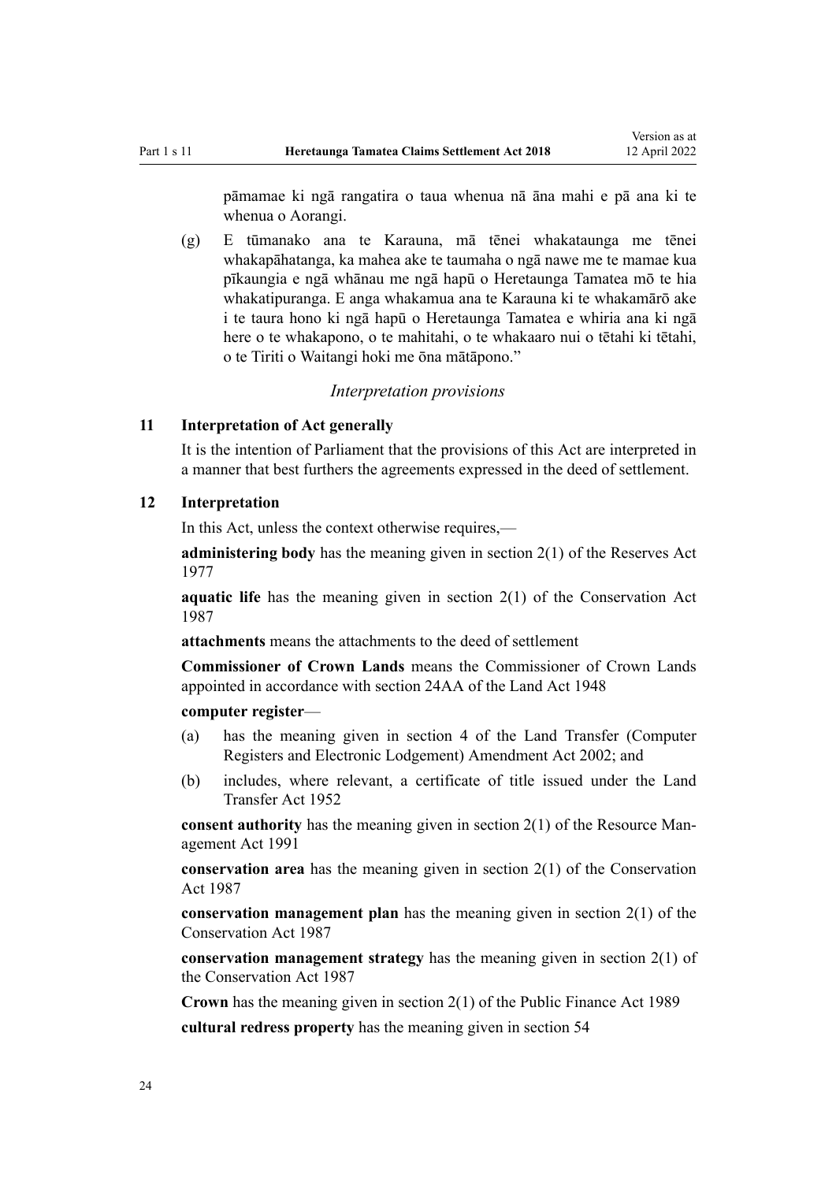pāmamae ki ngā rangatira o taua whenua nā āna mahi e pā ana ki te whenua o Aorangi.

(g) E tūmanako ana te Karauna, mā tēnei whakataunga me tēnei whakapāhatanga, ka mahea ake te taumaha o ngā nawe me te mamae kua pīkaungia e ngā whānau me ngā hapū o Heretaunga Tamatea mō te hia whakatipuranga. E anga whakamua ana te Karauna ki te whakamārō ake i te taura hono ki ngā hapū o Heretaunga Tamatea e whiria ana ki ngā here o te whakapono, o te mahitahi, o te whakaaro nui o tētahi ki tētahi, o te Tiriti o Waitangi hoki me ōna mātāpono."

*Interpretation provisions*

### 11 Interpretation of Act generally

It is the intention of Parliament that the provisions of this Act are interpreted in a manner that best furthers the agreements expressed in the deed of settlement.

### 12 Interpretation

In this Act, unless the context otherwise requires,—

**administering body** has the meaning given in section 2(1) of the Reserves Act 1977

**aquatic life** has the meaning given in section 2(1) of the Conservation Act 1987

**attachments** means the attachments to the deed of settlement

**Commissioner of Crown Lands** means the Commissioner of Crown Lands appointed in accordance with section 24AA of the Land Act 1948

**computer register**—

(a) has the meaning given in section 4 of the Land Transfer (Computer Registers and Electronic Lodgement) Amendment Act 2002; and

(b) includes, where relevant, a certificate of title issued under the Land Transfer Act 1952

**consent authority** has the meaning given in section 2(1) of the Resource Management Act 1991

**conservation area** has the meaning given in section 2(1) of the Conservation Act 1987

**conservation management plan** has the meaning given in section 2(1) of the Conservation Act 1987

**conservation management strategy** has the meaning given in section 2(1) of the Conservation Act 1987

**Crown** has the meaning given in section 2(1) of the Public Finance Act 1989

**cultural redress property** has the meaning given in section 54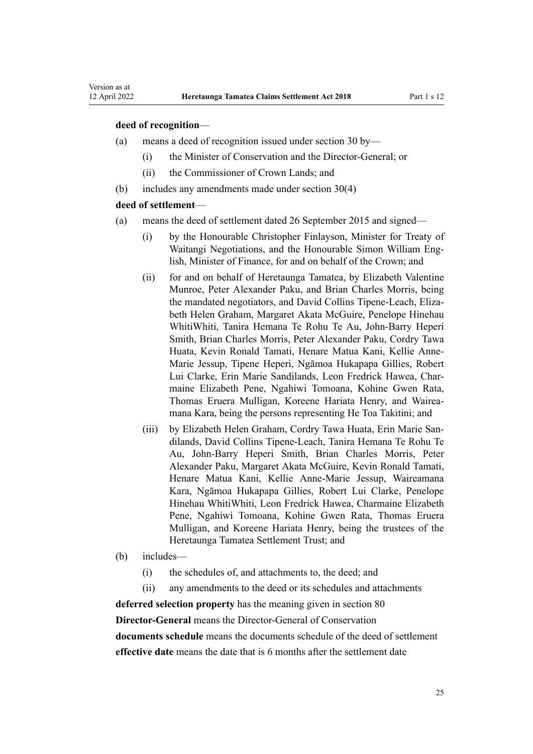**deed of recognition**—

(a) means a deed of recognition issued under section 30 by—

  (i) the Minister of Conservation and the Director-General; or

  (ii) the Commissioner of Crown Lands; and

(b) includes any amendments made under section 30(4)

**deed of settlement**—

(a) means the deed of settlement dated 26 September 2015 and signed—

  (i) by the Honourable Christopher Finlayson, Minister for Treaty of Waitangi Negotiations, and the Honourable Simon William English, Minister of Finance, for and on behalf of the Crown; and

  (ii) for and on behalf of Heretaunga Tamatea, by Elizabeth Valentine Munroe, Peter Alexander Paku, and Brian Charles Morris, being the mandated negotiators, and David Collins Tipene-Leach, Elizabeth Helen Graham, Margaret Akata McGuire, Penelope Hinehau WhitiWhiti, Tanira Hemana Te Rohu Te Au, John-Barry Heperi Smith, Brian Charles Morris, Peter Alexander Paku, Cordry Tawa Huata, Kevin Ronald Tamati, Henare Matua Kani, Kellie Anne-Marie Jessup, Tipene Heperi, Ngāmoa Hukapapa Gillies, Robert Lui Clarke, Erin Marie Sandilands, Leon Fredrick Hawea, Charmaine Elizabeth Pene, Ngahiwi Tomoana, Kohine Gwen Rata, Thomas Eruera Mulligan, Koreene Hariata Henry, and Waireamana Kara, being the persons representing He Toa Takitini; and

  (iii) by Elizabeth Helen Graham, Cordry Tawa Huata, Erin Marie Sandilands, David Collins Tipene-Leach, Tanira Hemana Te Rohu Te Au, John-Barry Heperi Smith, Brian Charles Morris, Peter Alexander Paku, Margaret Akata McGuire, Kevin Ronald Tamati, Henare Matua Kani, Kellie Anne-Marie Jessup, Waireamana Kara, Ngāmoa Hukapapa Gillies, Robert Lui Clarke, Penelope Hinehau WhitiWhiti, Leon Fredrick Hawea, Charmaine Elizabeth Pene, Ngahiwi Tomoana, Kohine Gwen Rata, Thomas Eruera Mulligan, and Koreene Hariata Henry, being the trustees of the Heretaunga Tamatea Settlement Trust; and

(b) includes—

  (i) the schedules of, and attachments to, the deed; and

  (ii) any amendments to the deed or its schedules and attachments

**deferred selection property** has the meaning given in section 80

**Director-General** means the Director-General of Conservation

**documents schedule** means the documents schedule of the deed of settlement

**effective date** means the date that is 6 months after the settlement date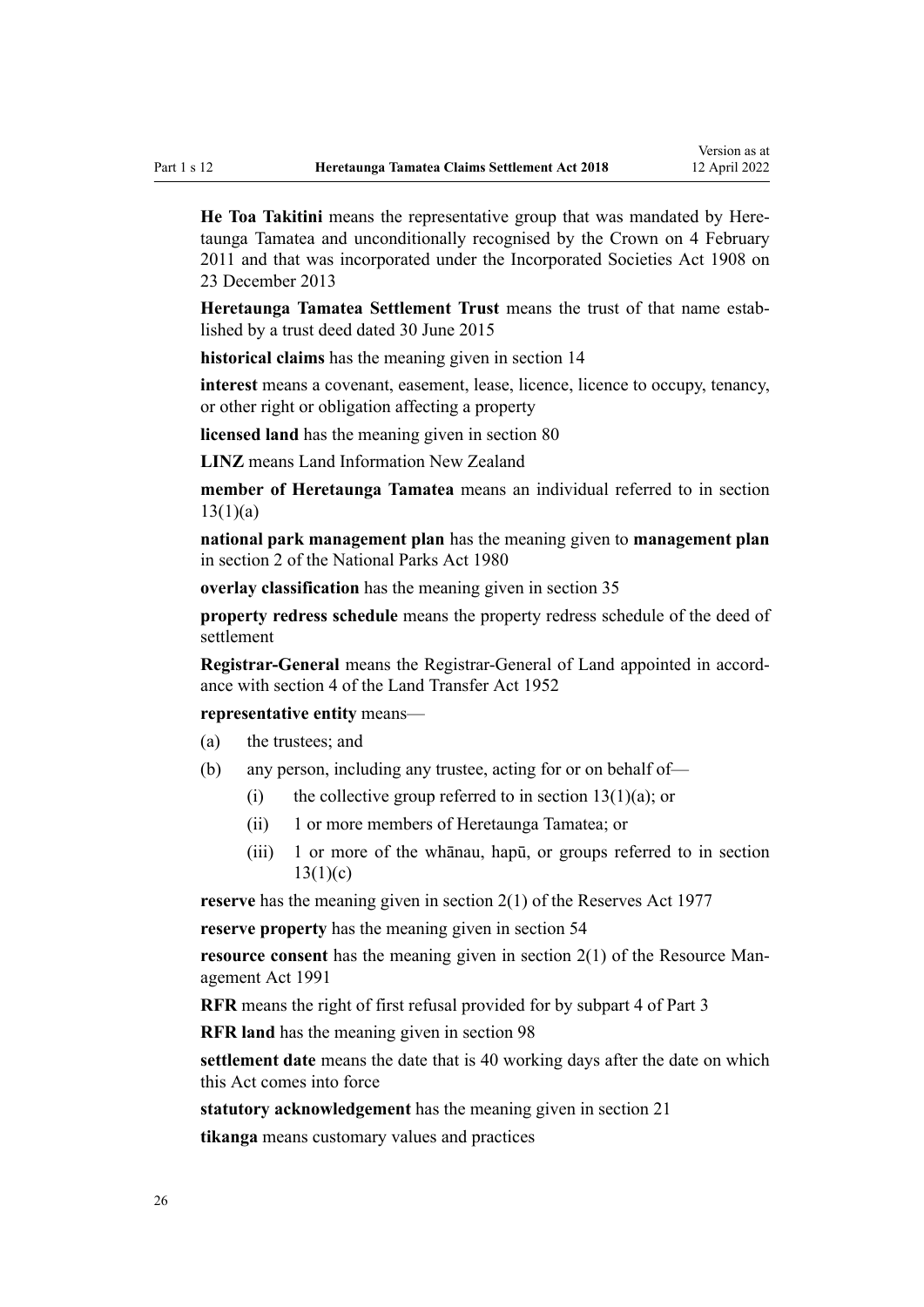**He Toa Takitini** means the representative group that was mandated by Heretaunga Tamatea and unconditionally recognised by the Crown on 4 February 2011 and that was incorporated under the Incorporated Societies Act 1908 on 23 December 2013

**Heretaunga Tamatea Settlement Trust** means the trust of that name established by a trust deed dated 30 June 2015

**historical claims** has the meaning given in section 14

**interest** means a covenant, easement, lease, licence, licence to occupy, tenancy, or other right or obligation affecting a property

**licensed land** has the meaning given in section 80

**LINZ** means Land Information New Zealand

**member of Heretaunga Tamatea** means an individual referred to in section 13(1)(a)

**national park management plan** has the meaning given to **management plan** in section 2 of the National Parks Act 1980

**overlay classification** has the meaning given in section 35

**property redress schedule** means the property redress schedule of the deed of settlement

**Registrar-General** means the Registrar-General of Land appointed in accordance with section 4 of the Land Transfer Act 1952

**representative entity** means—

(a) the trustees; and

(b) any person, including any trustee, acting for or on behalf of—

  (i) the collective group referred to in section 13(1)(a); or

  (ii) 1 or more members of Heretaunga Tamatea; or

  (iii) 1 or more of the whānau, hapū, or groups referred to in section 13(1)(c)

**reserve** has the meaning given in section 2(1) of the Reserves Act 1977

**reserve property** has the meaning given in section 54

**resource consent** has the meaning given in section 2(1) of the Resource Management Act 1991

**RFR** means the right of first refusal provided for by subpart 4 of Part 3

**RFR land** has the meaning given in section 98

**settlement date** means the date that is 40 working days after the date on which this Act comes into force

**statutory acknowledgement** has the meaning given in section 21

**tikanga** means customary values and practices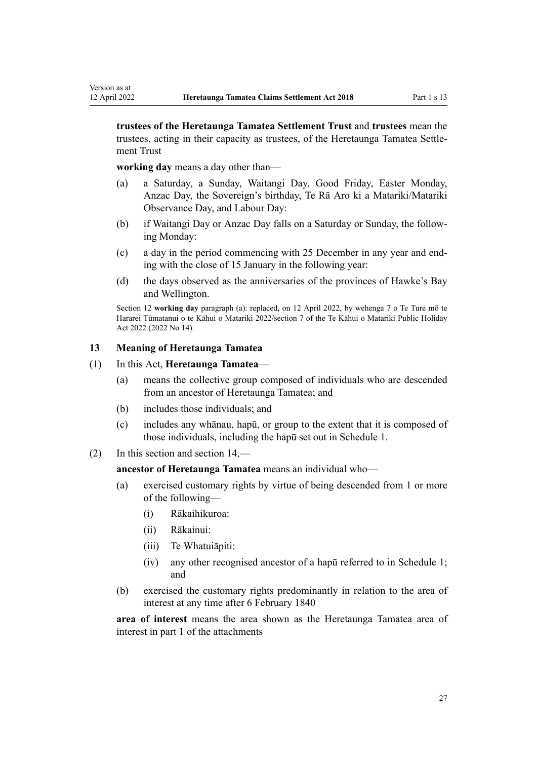**trustees of the Heretaunga Tamatea Settlement Trust** and **trustees** mean the trustees, acting in their capacity as trustees, of the Heretaunga Tamatea Settlement Trust

**working day** means a day other than—

- (a) a Saturday, a Sunday, Waitangi Day, Good Friday, Easter Monday, Anzac Day, the Sovereign's birthday, Te Rā Aro ki a Matariki/Matariki Observance Day, and Labour Day:
- (b) if Waitangi Day or Anzac Day falls on a Saturday or Sunday, the following Monday:
- (c) a day in the period commencing with 25 December in any year and ending with the close of 15 January in the following year:
- (d) the days observed as the anniversaries of the provinces of Hawke's Bay and Wellington.

Section 12 **working day** paragraph (a): replaced, on 12 April 2022, by wehenga 7 o Te Ture mō te Hararei Tūmatanui o te Kāhui o Matariki 2022/section 7 of the Te Kāhui o Matariki Public Holiday Act 2022 (2022 No 14).

### 13 Meaning of Heretaunga Tamatea

(1) In this Act, **Heretaunga Tamatea**—

- (a) means the collective group composed of individuals who are descended from an ancestor of Heretaunga Tamatea; and
- (b) includes those individuals; and
- (c) includes any whānau, hapū, or group to the extent that it is composed of those individuals, including the hapū set out in Schedule 1.

(2) In this section and section 14,—

**ancestor of Heretaunga Tamatea** means an individual who—

- (a) exercised customary rights by virtue of being descended from 1 or more of the following—
  - (i) Rākaihikuroa:
  - (ii) Rākainui:
  - (iii) Te Whatuiāpiti:
  - (iv) any other recognised ancestor of a hapū referred to in Schedule 1; and
- (b) exercised the customary rights predominantly in relation to the area of interest at any time after 6 February 1840

**area of interest** means the area shown as the Heretaunga Tamatea area of interest in part 1 of the attachments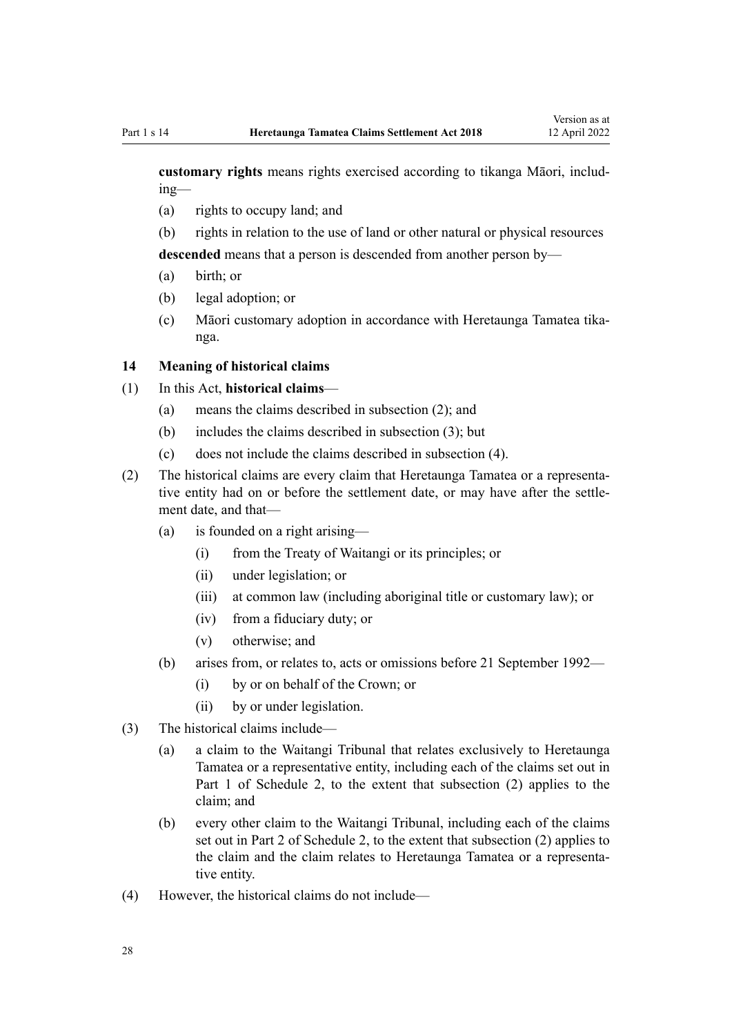**customary rights** means rights exercised according to tikanga Māori, including—

(a) rights to occupy land; and

(b) rights in relation to the use of land or other natural or physical resources

**descended** means that a person is descended from another person by—

(a) birth; or

(b) legal adoption; or

(c) Māori customary adoption in accordance with Heretaunga Tamatea tikanga.

### 14 Meaning of historical claims

(1) In this Act, **historical claims**—

(a) means the claims described in subsection (2); and

(b) includes the claims described in subsection (3); but

(c) does not include the claims described in subsection (4).

(2) The historical claims are every claim that Heretaunga Tamatea or a representative entity had on or before the settlement date, or may have after the settlement date, and that—

(a) is founded on a right arising—

(i) from the Treaty of Waitangi or its principles; or

(ii) under legislation; or

(iii) at common law (including aboriginal title or customary law); or

(iv) from a fiduciary duty; or

(v) otherwise; and

(b) arises from, or relates to, acts or omissions before 21 September 1992—

(i) by or on behalf of the Crown; or

(ii) by or under legislation.

(3) The historical claims include—

(a) a claim to the Waitangi Tribunal that relates exclusively to Heretaunga Tamatea or a representative entity, including each of the claims set out in Part 1 of Schedule 2, to the extent that subsection (2) applies to the claim; and

(b) every other claim to the Waitangi Tribunal, including each of the claims set out in Part 2 of Schedule 2, to the extent that subsection (2) applies to the claim and the claim relates to Heretaunga Tamatea or a representative entity.

(4) However, the historical claims do not include—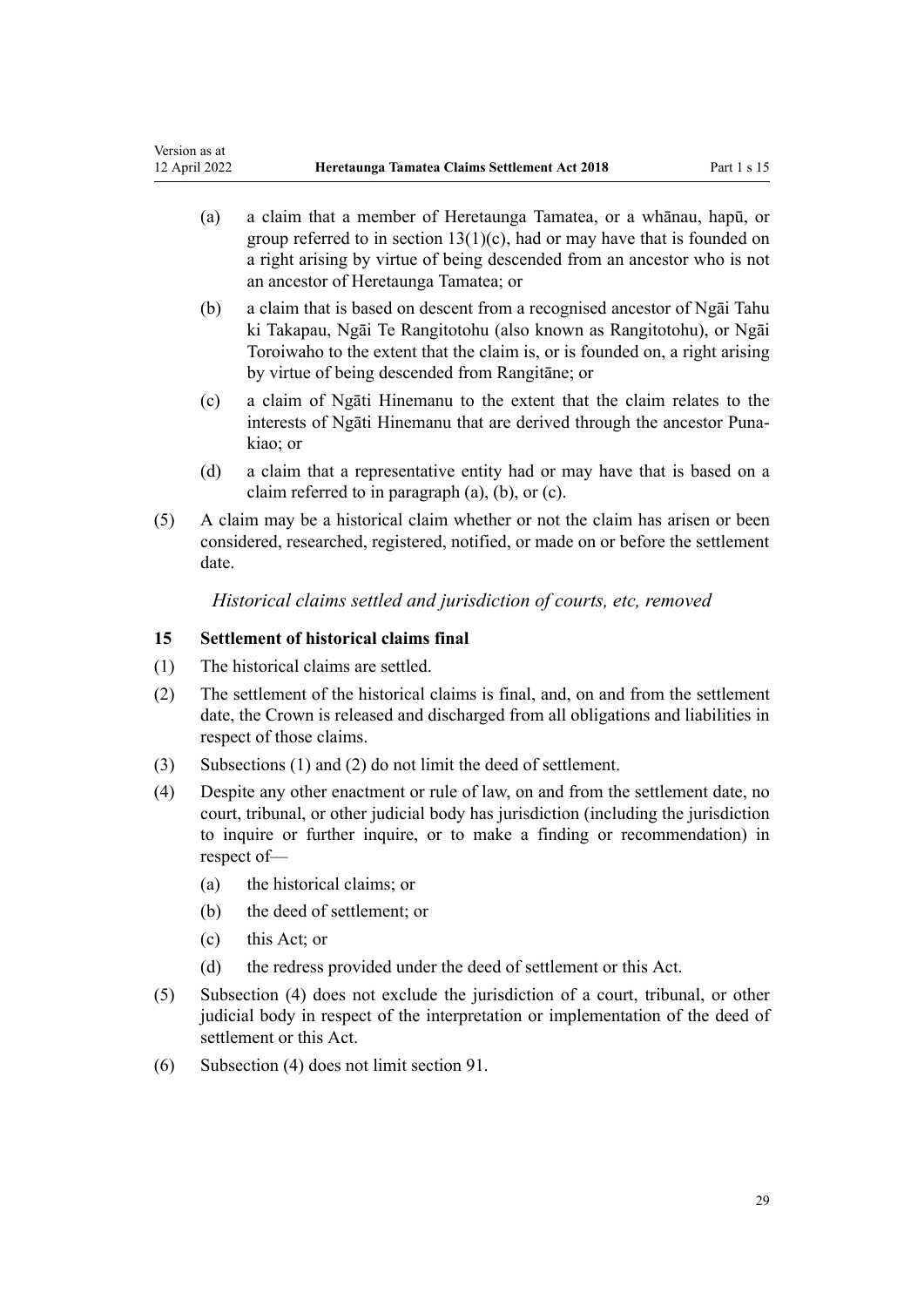(a) a claim that a member of Heretaunga Tamatea, or a whānau, hapū, or group referred to in section 13(1)(c), had or may have that is founded on a right arising by virtue of being descended from an ancestor who is not an ancestor of Heretaunga Tamatea; or

(b) a claim that is based on descent from a recognised ancestor of Ngāi Tahu ki Takapau, Ngāi Te Rangitotohu (also known as Rangitotohu), or Ngāi Toroiwaho to the extent that the claim is, or is founded on, a right arising by virtue of being descended from Rangitāne; or

(c) a claim of Ngāti Hinemanu to the extent that the claim relates to the interests of Ngāti Hinemanu that are derived through the ancestor Punakiao; or

(d) a claim that a representative entity had or may have that is based on a claim referred to in paragraph (a), (b), or (c).

(5) A claim may be a historical claim whether or not the claim has arisen or been considered, researched, registered, notified, or made on or before the settlement date.

*Historical claims settled and jurisdiction of courts, etc, removed*

### 15 Settlement of historical claims final

(1) The historical claims are settled.

(2) The settlement of the historical claims is final, and, on and from the settlement date, the Crown is released and discharged from all obligations and liabilities in respect of those claims.

(3) Subsections (1) and (2) do not limit the deed of settlement.

(4) Despite any other enactment or rule of law, on and from the settlement date, no court, tribunal, or other judicial body has jurisdiction (including the jurisdiction to inquire or further inquire, or to make a finding or recommendation) in respect of—

(a) the historical claims; or

(b) the deed of settlement; or

(c) this Act; or

(d) the redress provided under the deed of settlement or this Act.

(5) Subsection (4) does not exclude the jurisdiction of a court, tribunal, or other judicial body in respect of the interpretation or implementation of the deed of settlement or this Act.

(6) Subsection (4) does not limit section 91.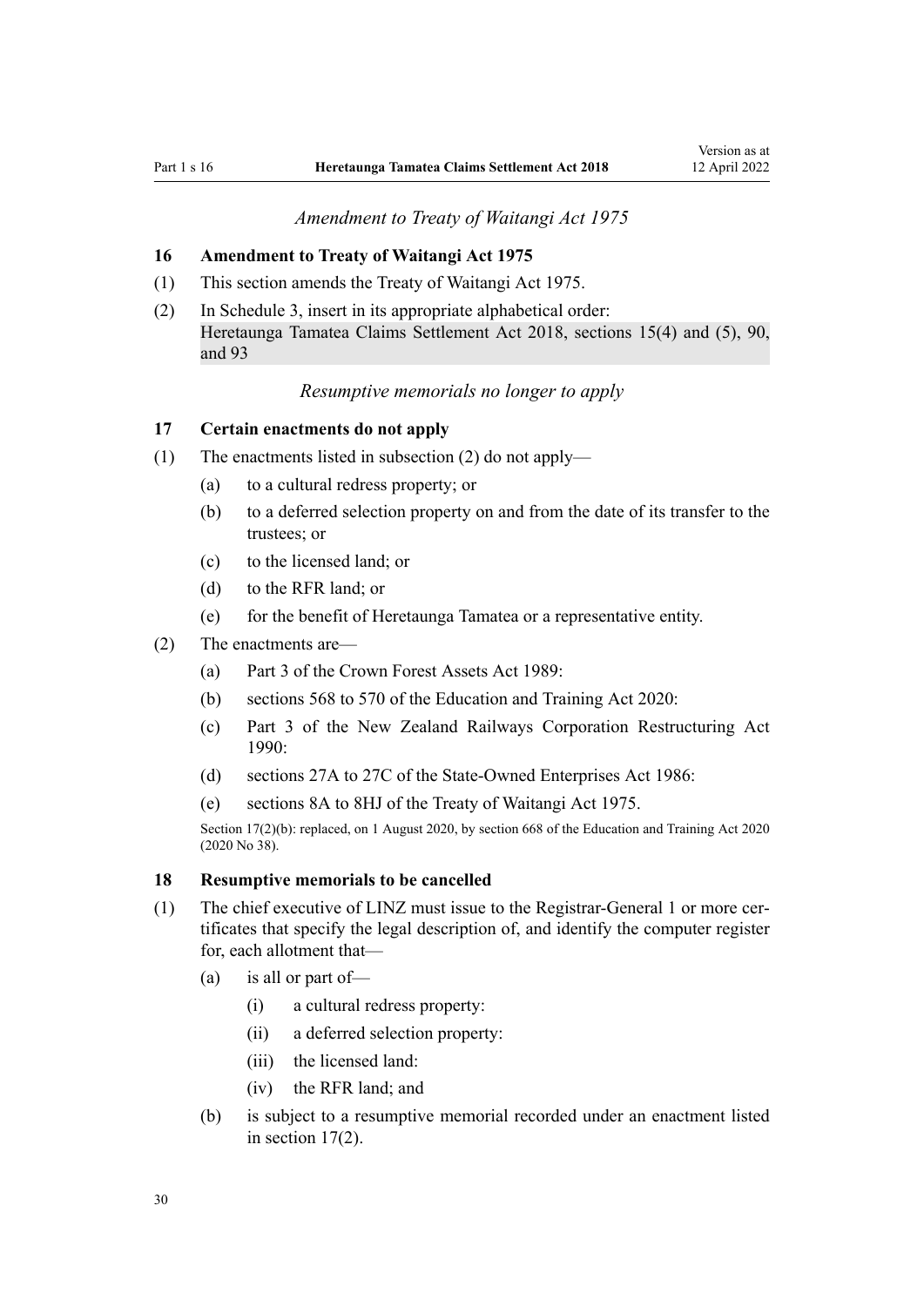*Amendment to Treaty of Waitangi Act 1975*

**16 Amendment to Treaty of Waitangi Act 1975**

(1) This section amends the Treaty of Waitangi Act 1975.

(2) In Schedule 3, insert in its appropriate alphabetical order:

Heretaunga Tamatea Claims Settlement Act 2018, sections 15(4) and (5), 90, and 93

*Resumptive memorials no longer to apply*

**17 Certain enactments do not apply**

(1) The enactments listed in subsection (2) do not apply—

(a) to a cultural redress property; or

(b) to a deferred selection property on and from the date of its transfer to the trustees; or

(c) to the licensed land; or

(d) to the RFR land; or

(e) for the benefit of Heretaunga Tamatea or a representative entity.

(2) The enactments are—

(a) Part 3 of the Crown Forest Assets Act 1989:

(b) sections 568 to 570 of the Education and Training Act 2020:

(c) Part 3 of the New Zealand Railways Corporation Restructuring Act 1990:

(d) sections 27A to 27C of the State-Owned Enterprises Act 1986:

(e) sections 8A to 8HJ of the Treaty of Waitangi Act 1975.

Section 17(2)(b): replaced, on 1 August 2020, by section 668 of the Education and Training Act 2020 (2020 No 38).

**18 Resumptive memorials to be cancelled**

(1) The chief executive of LINZ must issue to the Registrar-General 1 or more certificates that specify the legal description of, and identify the computer register for, each allotment that—

(a) is all or part of—

(i) a cultural redress property:

(ii) a deferred selection property:

(iii) the licensed land:

(iv) the RFR land; and

(b) is subject to a resumptive memorial recorded under an enactment listed in section 17(2).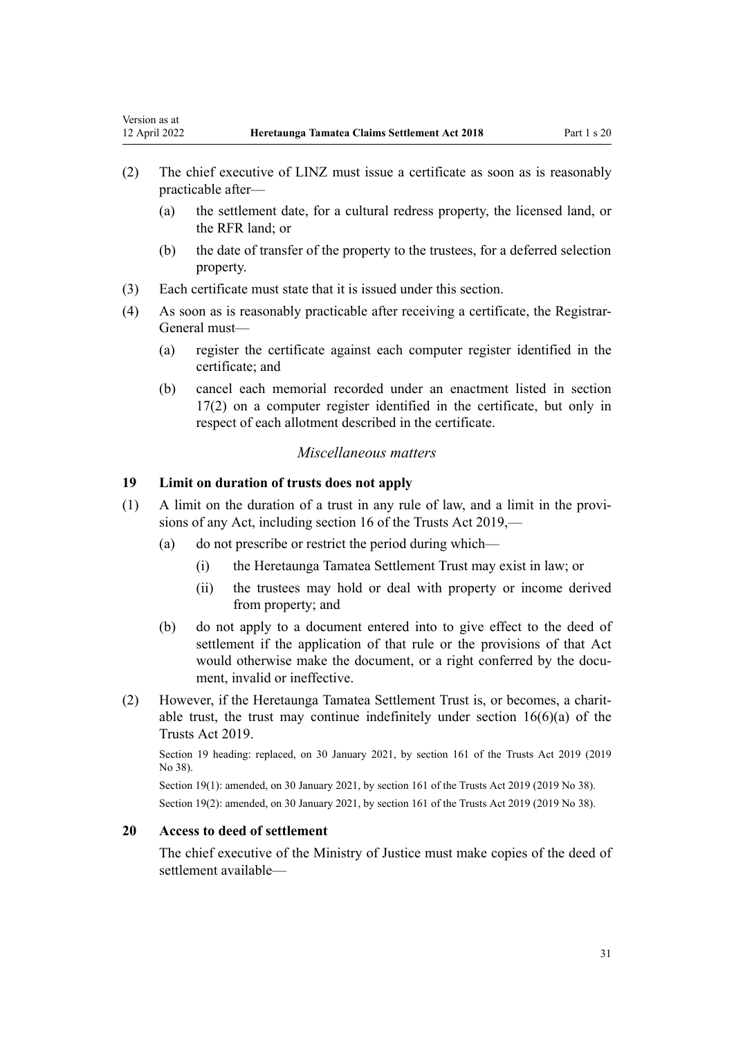(2) The chief executive of LINZ must issue a certificate as soon as is reasonably practicable after—

  (a) the settlement date, for a cultural redress property, the licensed land, or the RFR land; or

  (b) the date of transfer of the property to the trustees, for a deferred selection property.

(3) Each certificate must state that it is issued under this section.

(4) As soon as is reasonably practicable after receiving a certificate, the Registrar-General must—

  (a) register the certificate against each computer register identified in the certificate; and

  (b) cancel each memorial recorded under an enactment listed in section 17(2) on a computer register identified in the certificate, but only in respect of each allotment described in the certificate.

*Miscellaneous matters*

### 19 Limit on duration of trusts does not apply

(1) A limit on the duration of a trust in any rule of law, and a limit in the provisions of any Act, including section 16 of the Trusts Act 2019,—

  (a) do not prescribe or restrict the period during which—

    (i) the Heretaunga Tamatea Settlement Trust may exist in law; or

    (ii) the trustees may hold or deal with property or income derived from property; and

  (b) do not apply to a document entered into to give effect to the deed of settlement if the application of that rule or the provisions of that Act would otherwise make the document, or a right conferred by the document, invalid or ineffective.

(2) However, if the Heretaunga Tamatea Settlement Trust is, or becomes, a charitable trust, the trust may continue indefinitely under section 16(6)(a) of the Trusts Act 2019.

Section 19 heading: replaced, on 30 January 2021, by section 161 of the Trusts Act 2019 (2019 No 38).

Section 19(1): amended, on 30 January 2021, by section 161 of the Trusts Act 2019 (2019 No 38).

Section 19(2): amended, on 30 January 2021, by section 161 of the Trusts Act 2019 (2019 No 38).

### 20 Access to deed of settlement

The chief executive of the Ministry of Justice must make copies of the deed of settlement available—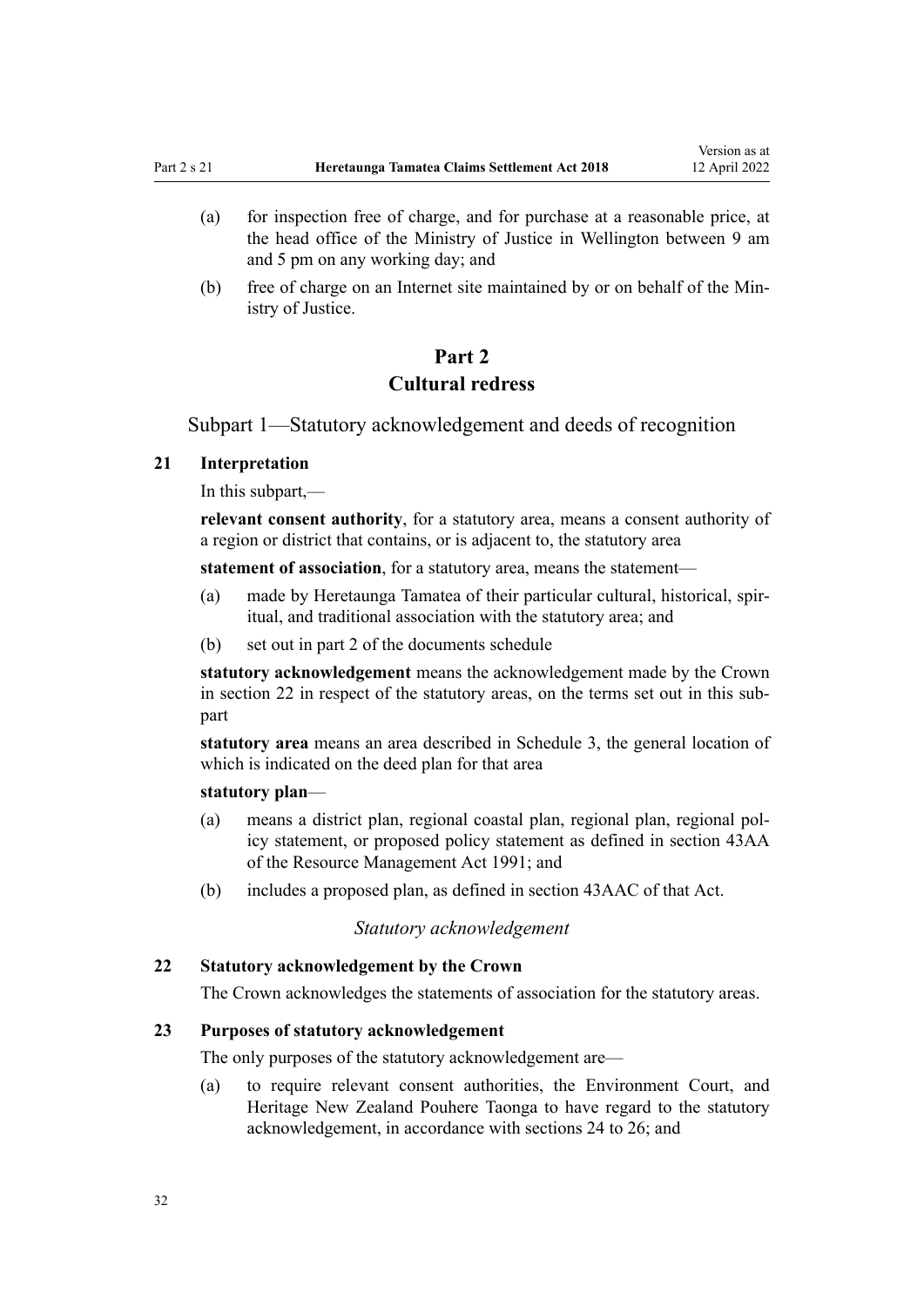(a) for inspection free of charge, and for purchase at a reasonable price, at the head office of the Ministry of Justice in Wellington between 9 am and 5 pm on any working day; and

(b) free of charge on an Internet site maintained by or on behalf of the Ministry of Justice.

# Part 2
# Cultural redress

## Subpart 1—Statutory acknowledgement and deeds of recognition

### 21 Interpretation

In this subpart,—

**relevant consent authority**, for a statutory area, means a consent authority of a region or district that contains, or is adjacent to, the statutory area

**statement of association**, for a statutory area, means the statement—

(a) made by Heretaunga Tamatea of their particular cultural, historical, spiritual, and traditional association with the statutory area; and

(b) set out in part 2 of the documents schedule

**statutory acknowledgement** means the acknowledgement made by the Crown in section 22 in respect of the statutory areas, on the terms set out in this subpart

**statutory area** means an area described in Schedule 3, the general location of which is indicated on the deed plan for that area

**statutory plan**—

(a) means a district plan, regional coastal plan, regional plan, regional policy statement, or proposed policy statement as defined in section 43AA of the Resource Management Act 1991; and

(b) includes a proposed plan, as defined in section 43AAC of that Act.

*Statutory acknowledgement*

### 22 Statutory acknowledgement by the Crown

The Crown acknowledges the statements of association for the statutory areas.

### 23 Purposes of statutory acknowledgement

The only purposes of the statutory acknowledgement are—

(a) to require relevant consent authorities, the Environment Court, and Heritage New Zealand Pouhere Taonga to have regard to the statutory acknowledgement, in accordance with sections 24 to 26; and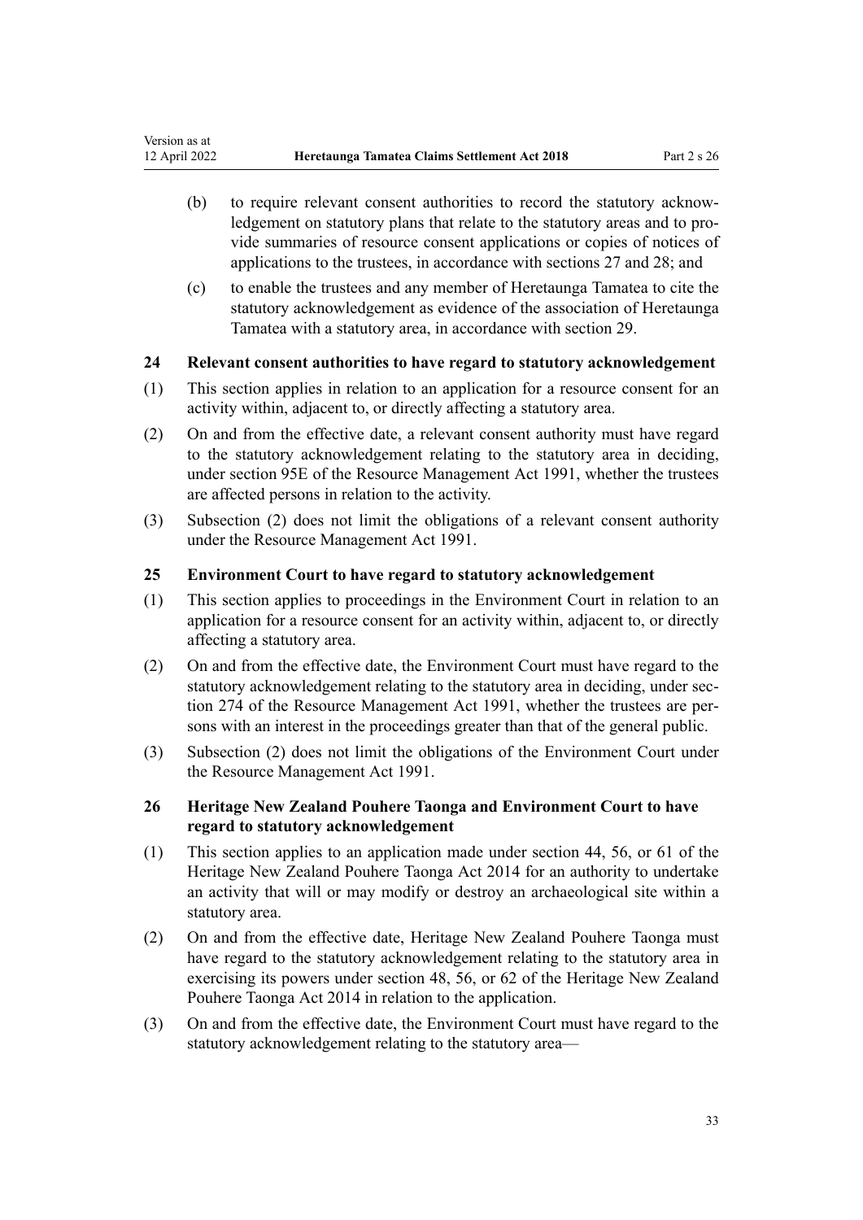(b) to require relevant consent authorities to record the statutory acknowledgement on statutory plans that relate to the statutory areas and to provide summaries of resource consent applications or copies of notices of applications to the trustees, in accordance with sections 27 and 28; and

(c) to enable the trustees and any member of Heretaunga Tamatea to cite the statutory acknowledgement as evidence of the association of Heretaunga Tamatea with a statutory area, in accordance with section 29.

### 24 Relevant consent authorities to have regard to statutory acknowledgement

(1) This section applies in relation to an application for a resource consent for an activity within, adjacent to, or directly affecting a statutory area.

(2) On and from the effective date, a relevant consent authority must have regard to the statutory acknowledgement relating to the statutory area in deciding, under section 95E of the Resource Management Act 1991, whether the trustees are affected persons in relation to the activity.

(3) Subsection (2) does not limit the obligations of a relevant consent authority under the Resource Management Act 1991.

### 25 Environment Court to have regard to statutory acknowledgement

(1) This section applies to proceedings in the Environment Court in relation to an application for a resource consent for an activity within, adjacent to, or directly affecting a statutory area.

(2) On and from the effective date, the Environment Court must have regard to the statutory acknowledgement relating to the statutory area in deciding, under section 274 of the Resource Management Act 1991, whether the trustees are persons with an interest in the proceedings greater than that of the general public.

(3) Subsection (2) does not limit the obligations of the Environment Court under the Resource Management Act 1991.

### 26 Heritage New Zealand Pouhere Taonga and Environment Court to have regard to statutory acknowledgement

(1) This section applies to an application made under section 44, 56, or 61 of the Heritage New Zealand Pouhere Taonga Act 2014 for an authority to undertake an activity that will or may modify or destroy an archaeological site within a statutory area.

(2) On and from the effective date, Heritage New Zealand Pouhere Taonga must have regard to the statutory acknowledgement relating to the statutory area in exercising its powers under section 48, 56, or 62 of the Heritage New Zealand Pouhere Taonga Act 2014 in relation to the application.

(3) On and from the effective date, the Environment Court must have regard to the statutory acknowledgement relating to the statutory area—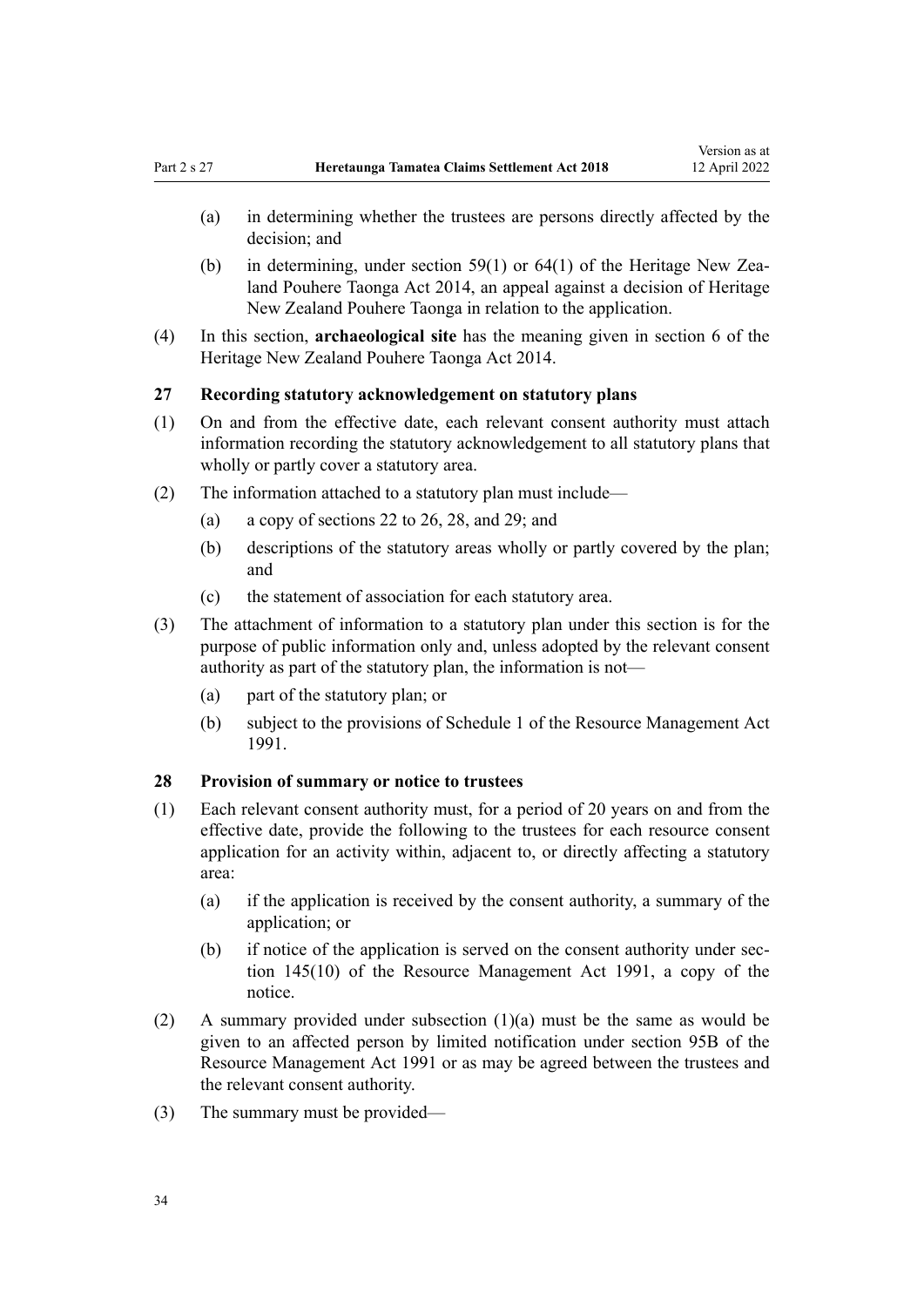(a) in determining whether the trustees are persons directly affected by the decision; and

(b) in determining, under section 59(1) or 64(1) of the Heritage New Zealand Pouhere Taonga Act 2014, an appeal against a decision of Heritage New Zealand Pouhere Taonga in relation to the application.

(4) In this section, **archaeological site** has the meaning given in section 6 of the Heritage New Zealand Pouhere Taonga Act 2014.

### 27 Recording statutory acknowledgement on statutory plans

(1) On and from the effective date, each relevant consent authority must attach information recording the statutory acknowledgement to all statutory plans that wholly or partly cover a statutory area.

(2) The information attached to a statutory plan must include—

(a) a copy of sections 22 to 26, 28, and 29; and

(b) descriptions of the statutory areas wholly or partly covered by the plan; and

(c) the statement of association for each statutory area.

(3) The attachment of information to a statutory plan under this section is for the purpose of public information only and, unless adopted by the relevant consent authority as part of the statutory plan, the information is not—

(a) part of the statutory plan; or

(b) subject to the provisions of Schedule 1 of the Resource Management Act 1991.

### 28 Provision of summary or notice to trustees

(1) Each relevant consent authority must, for a period of 20 years on and from the effective date, provide the following to the trustees for each resource consent application for an activity within, adjacent to, or directly affecting a statutory area:

(a) if the application is received by the consent authority, a summary of the application; or

(b) if notice of the application is served on the consent authority under section 145(10) of the Resource Management Act 1991, a copy of the notice.

(2) A summary provided under subsection (1)(a) must be the same as would be given to an affected person by limited notification under section 95B of the Resource Management Act 1991 or as may be agreed between the trustees and the relevant consent authority.

(3) The summary must be provided—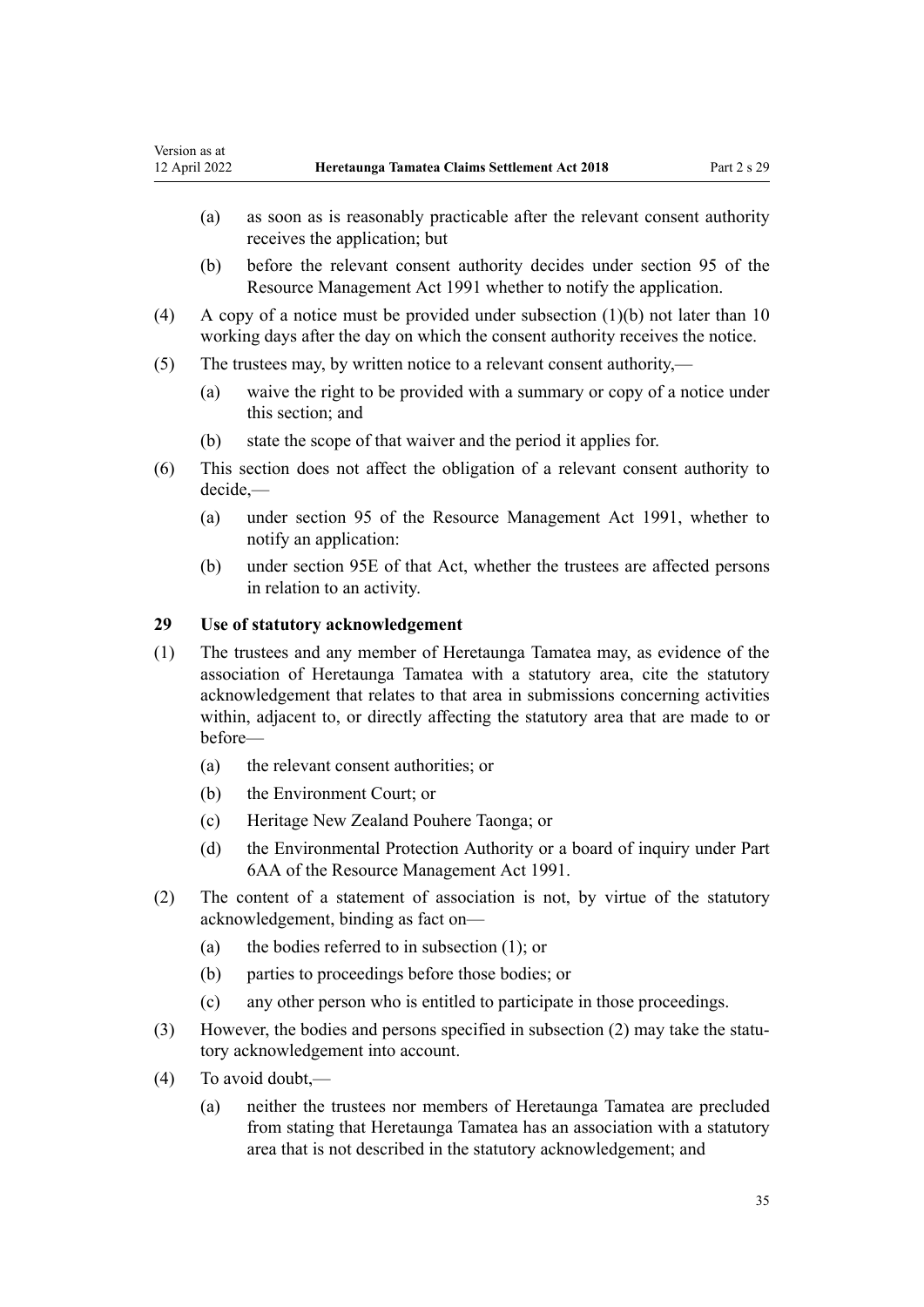(a) as soon as is reasonably practicable after the relevant consent authority receives the application; but

(b) before the relevant consent authority decides under section 95 of the Resource Management Act 1991 whether to notify the application.

(4) A copy of a notice must be provided under subsection (1)(b) not later than 10 working days after the day on which the consent authority receives the notice.

(5) The trustees may, by written notice to a relevant consent authority,—

(a) waive the right to be provided with a summary or copy of a notice under this section; and

(b) state the scope of that waiver and the period it applies for.

(6) This section does not affect the obligation of a relevant consent authority to decide,—

(a) under section 95 of the Resource Management Act 1991, whether to notify an application:

(b) under section 95E of that Act, whether the trustees are affected persons in relation to an activity.

**29 Use of statutory acknowledgement**

(1) The trustees and any member of Heretaunga Tamatea may, as evidence of the association of Heretaunga Tamatea with a statutory area, cite the statutory acknowledgement that relates to that area in submissions concerning activities within, adjacent to, or directly affecting the statutory area that are made to or before—

(a) the relevant consent authorities; or

(b) the Environment Court; or

(c) Heritage New Zealand Pouhere Taonga; or

(d) the Environmental Protection Authority or a board of inquiry under Part 6AA of the Resource Management Act 1991.

(2) The content of a statement of association is not, by virtue of the statutory acknowledgement, binding as fact on—

(a) the bodies referred to in subsection (1); or

(b) parties to proceedings before those bodies; or

(c) any other person who is entitled to participate in those proceedings.

(3) However, the bodies and persons specified in subsection (2) may take the statutory acknowledgement into account.

(4) To avoid doubt,—

(a) neither the trustees nor members of Heretaunga Tamatea are precluded from stating that Heretaunga Tamatea has an association with a statutory area that is not described in the statutory acknowledgement; and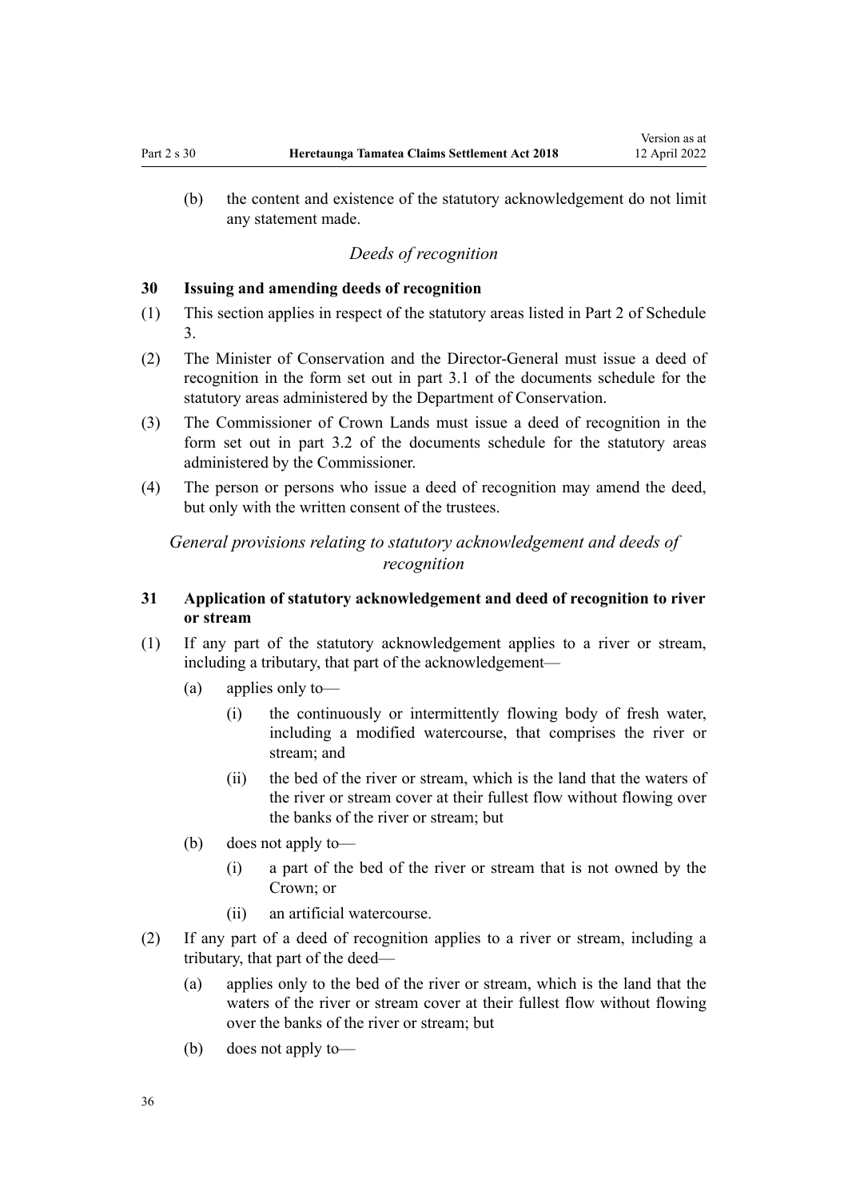(b) the content and existence of the statutory acknowledgement do not limit any statement made.

*Deeds of recognition*

**30 Issuing and amending deeds of recognition**

(1) This section applies in respect of the statutory areas listed in Part 2 of Schedule 3.

(2) The Minister of Conservation and the Director-General must issue a deed of recognition in the form set out in part 3.1 of the documents schedule for the statutory areas administered by the Department of Conservation.

(3) The Commissioner of Crown Lands must issue a deed of recognition in the form set out in part 3.2 of the documents schedule for the statutory areas administered by the Commissioner.

(4) The person or persons who issue a deed of recognition may amend the deed, but only with the written consent of the trustees.

*General provisions relating to statutory acknowledgement and deeds of recognition*

**31 Application of statutory acknowledgement and deed of recognition to river or stream**

(1) If any part of the statutory acknowledgement applies to a river or stream, including a tributary, that part of the acknowledgement—

- (a) applies only to—
  - (i) the continuously or intermittently flowing body of fresh water, including a modified watercourse, that comprises the river or stream; and
  - (ii) the bed of the river or stream, which is the land that the waters of the river or stream cover at their fullest flow without flowing over the banks of the river or stream; but
- (b) does not apply to—
  - (i) a part of the bed of the river or stream that is not owned by the Crown; or
  - (ii) an artificial watercourse.

(2) If any part of a deed of recognition applies to a river or stream, including a tributary, that part of the deed—

- (a) applies only to the bed of the river or stream, which is the land that the waters of the river or stream cover at their fullest flow without flowing over the banks of the river or stream; but
- (b) does not apply to—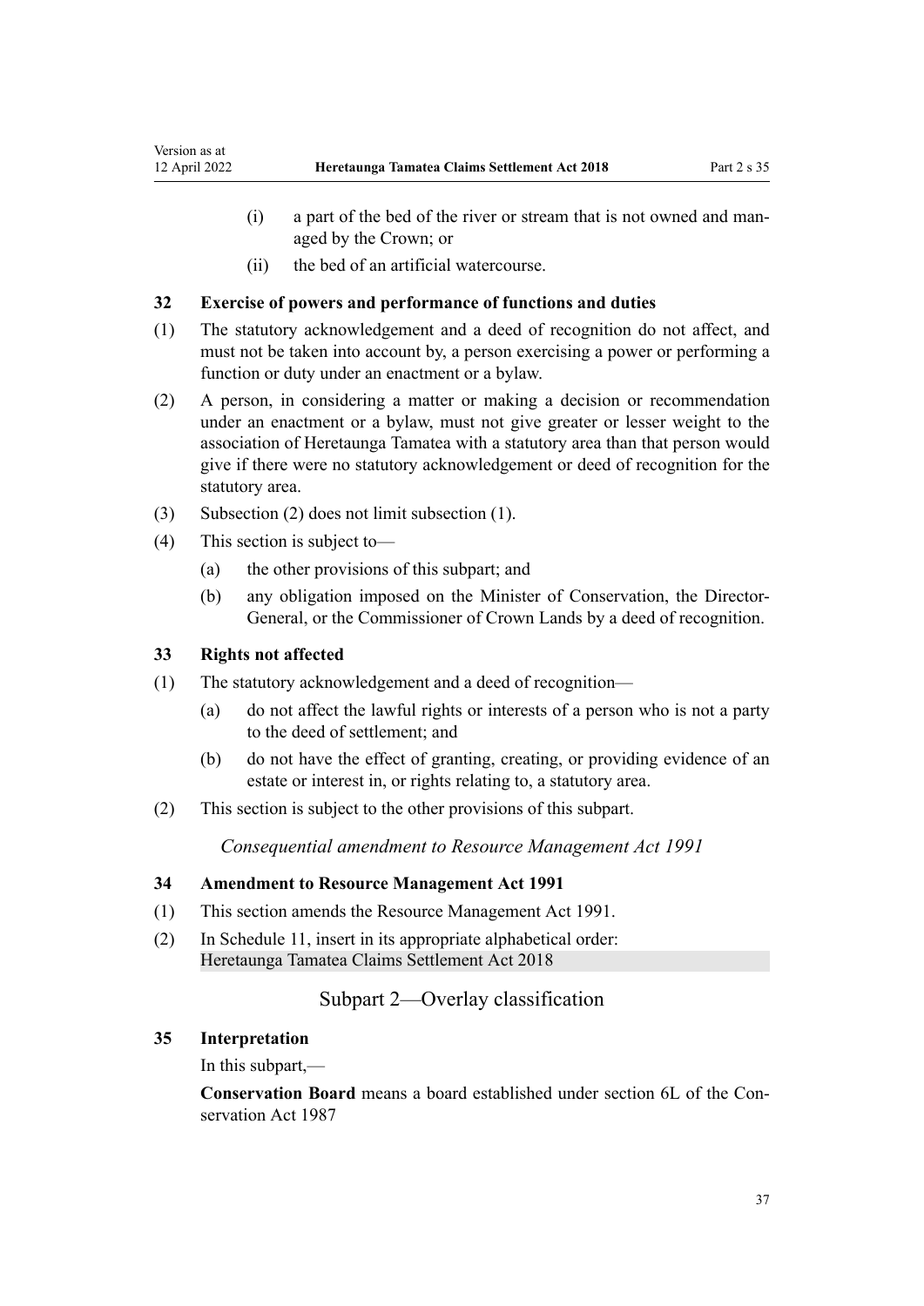(i) a part of the bed of the river or stream that is not owned and managed by the Crown; or

(ii) the bed of an artificial watercourse.

### 32 Exercise of powers and performance of functions and duties

(1) The statutory acknowledgement and a deed of recognition do not affect, and must not be taken into account by, a person exercising a power or performing a function or duty under an enactment or a bylaw.

(2) A person, in considering a matter or making a decision or recommendation under an enactment or a bylaw, must not give greater or lesser weight to the association of Heretaunga Tamatea with a statutory area than that person would give if there were no statutory acknowledgement or deed of recognition for the statutory area.

(3) Subsection (2) does not limit subsection (1).

(4) This section is subject to—

(a) the other provisions of this subpart; and

(b) any obligation imposed on the Minister of Conservation, the Director-General, or the Commissioner of Crown Lands by a deed of recognition.

### 33 Rights not affected

(1) The statutory acknowledgement and a deed of recognition—

(a) do not affect the lawful rights or interests of a person who is not a party to the deed of settlement; and

(b) do not have the effect of granting, creating, or providing evidence of an estate or interest in, or rights relating to, a statutory area.

(2) This section is subject to the other provisions of this subpart.

*Consequential amendment to Resource Management Act 1991*

### 34 Amendment to Resource Management Act 1991

(1) This section amends the Resource Management Act 1991.

(2) In Schedule 11, insert in its appropriate alphabetical order:
Heretaunga Tamatea Claims Settlement Act 2018

## Subpart 2—Overlay classification

### 35 Interpretation

In this subpart,—

**Conservation Board** means a board established under section 6L of the Conservation Act 1987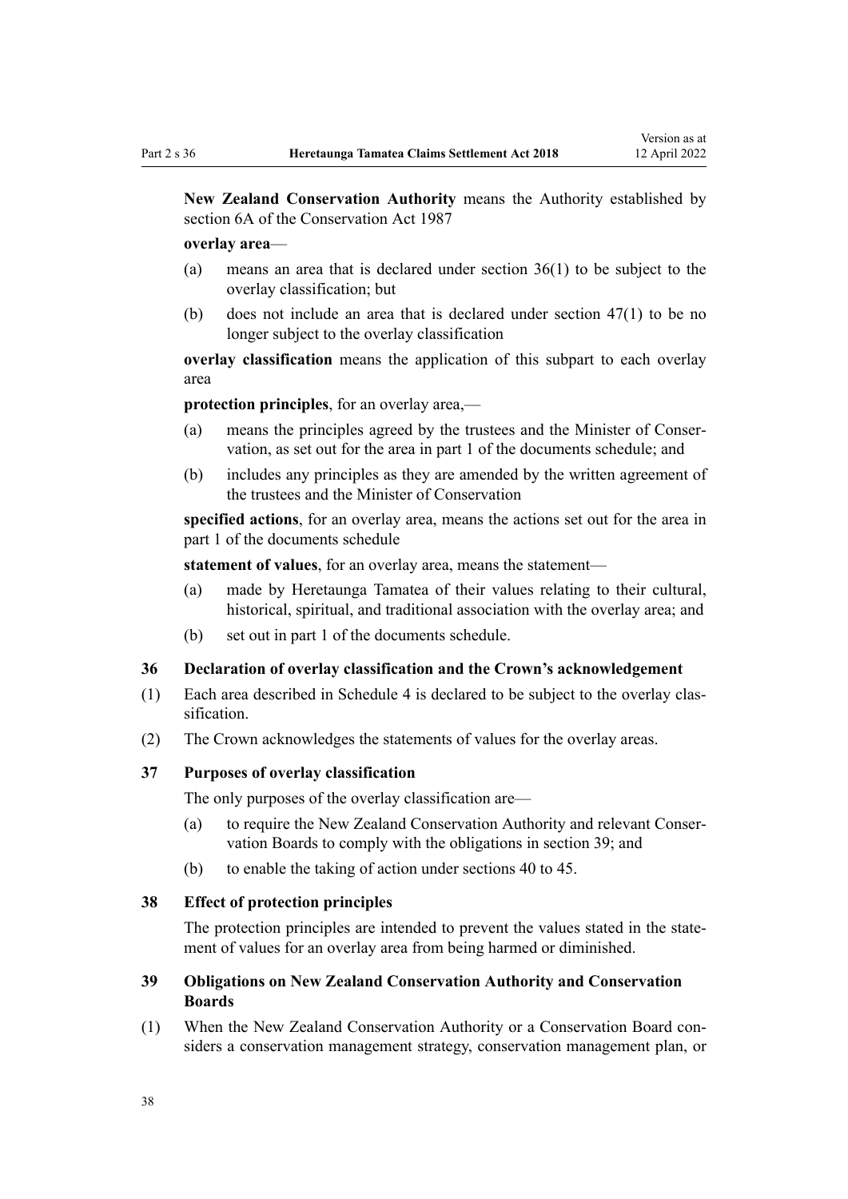**New Zealand Conservation Authority** means the Authority established by section 6A of the Conservation Act 1987

**overlay area**—

- (a) means an area that is declared under section 36(1) to be subject to the overlay classification; but
- (b) does not include an area that is declared under section 47(1) to be no longer subject to the overlay classification

**overlay classification** means the application of this subpart to each overlay area

**protection principles**, for an overlay area,—

- (a) means the principles agreed by the trustees and the Minister of Conservation, as set out for the area in part 1 of the documents schedule; and
- (b) includes any principles as they are amended by the written agreement of the trustees and the Minister of Conservation

**specified actions**, for an overlay area, means the actions set out for the area in part 1 of the documents schedule

**statement of values**, for an overlay area, means the statement—

- (a) made by Heretaunga Tamatea of their values relating to their cultural, historical, spiritual, and traditional association with the overlay area; and
- (b) set out in part 1 of the documents schedule.

### 36 Declaration of overlay classification and the Crown's acknowledgement

(1) Each area described in Schedule 4 is declared to be subject to the overlay classification.

(2) The Crown acknowledges the statements of values for the overlay areas.

### 37 Purposes of overlay classification

The only purposes of the overlay classification are—

- (a) to require the New Zealand Conservation Authority and relevant Conservation Boards to comply with the obligations in section 39; and
- (b) to enable the taking of action under sections 40 to 45.

### 38 Effect of protection principles

The protection principles are intended to prevent the values stated in the statement of values for an overlay area from being harmed or diminished.

### 39 Obligations on New Zealand Conservation Authority and Conservation Boards

(1) When the New Zealand Conservation Authority or a Conservation Board considers a conservation management strategy, conservation management plan, or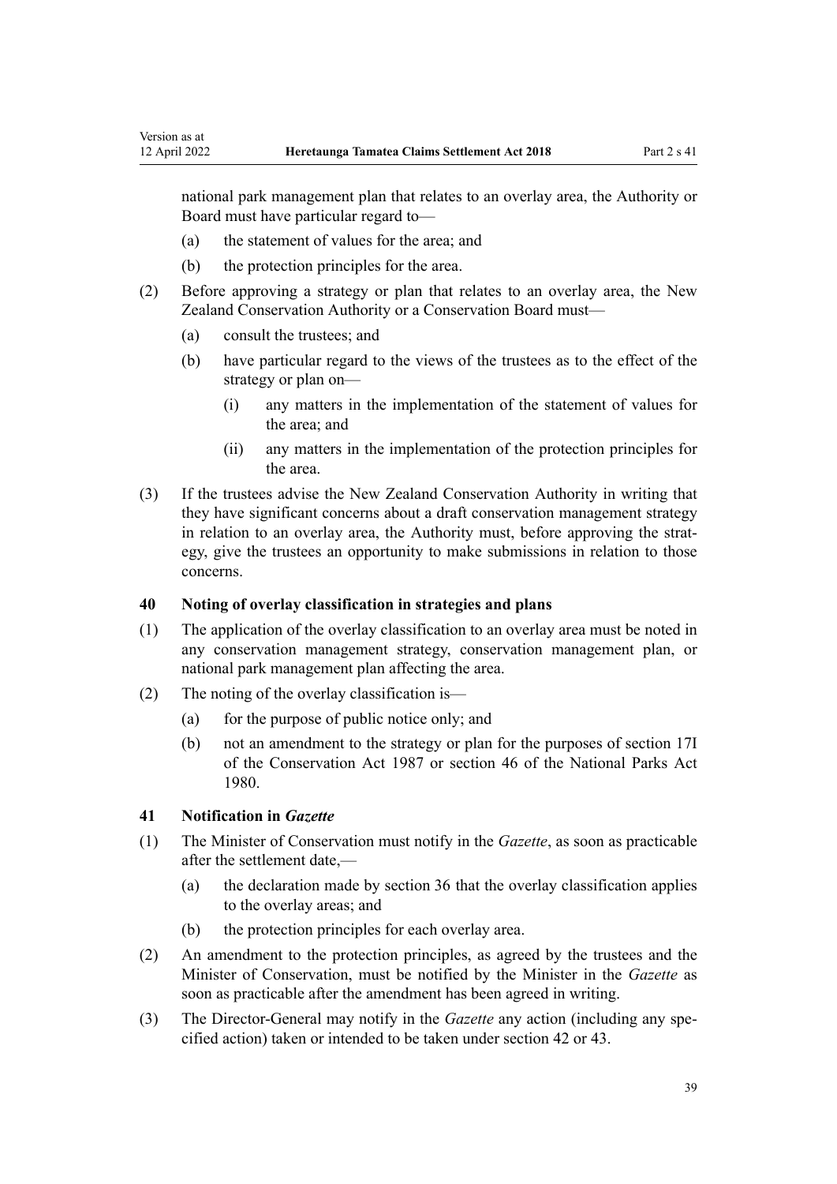national park management plan that relates to an overlay area, the Authority or Board must have particular regard to—

(a) the statement of values for the area; and

(b) the protection principles for the area.

(2) Before approving a strategy or plan that relates to an overlay area, the New Zealand Conservation Authority or a Conservation Board must—

(a) consult the trustees; and

(b) have particular regard to the views of the trustees as to the effect of the strategy or plan on—

(i) any matters in the implementation of the statement of values for the area; and

(ii) any matters in the implementation of the protection principles for the area.

(3) If the trustees advise the New Zealand Conservation Authority in writing that they have significant concerns about a draft conservation management strategy in relation to an overlay area, the Authority must, before approving the strategy, give the trustees an opportunity to make submissions in relation to those concerns.

### 40 Noting of overlay classification in strategies and plans

(1) The application of the overlay classification to an overlay area must be noted in any conservation management strategy, conservation management plan, or national park management plan affecting the area.

(2) The noting of the overlay classification is—

(a) for the purpose of public notice only; and

(b) not an amendment to the strategy or plan for the purposes of section 17I of the Conservation Act 1987 or section 46 of the National Parks Act 1980.

### 41 Notification in *Gazette*

(1) The Minister of Conservation must notify in the *Gazette*, as soon as practicable after the settlement date,—

(a) the declaration made by section 36 that the overlay classification applies to the overlay areas; and

(b) the protection principles for each overlay area.

(2) An amendment to the protection principles, as agreed by the trustees and the Minister of Conservation, must be notified by the Minister in the *Gazette* as soon as practicable after the amendment has been agreed in writing.

(3) The Director-General may notify in the *Gazette* any action (including any specified action) taken or intended to be taken under section 42 or 43.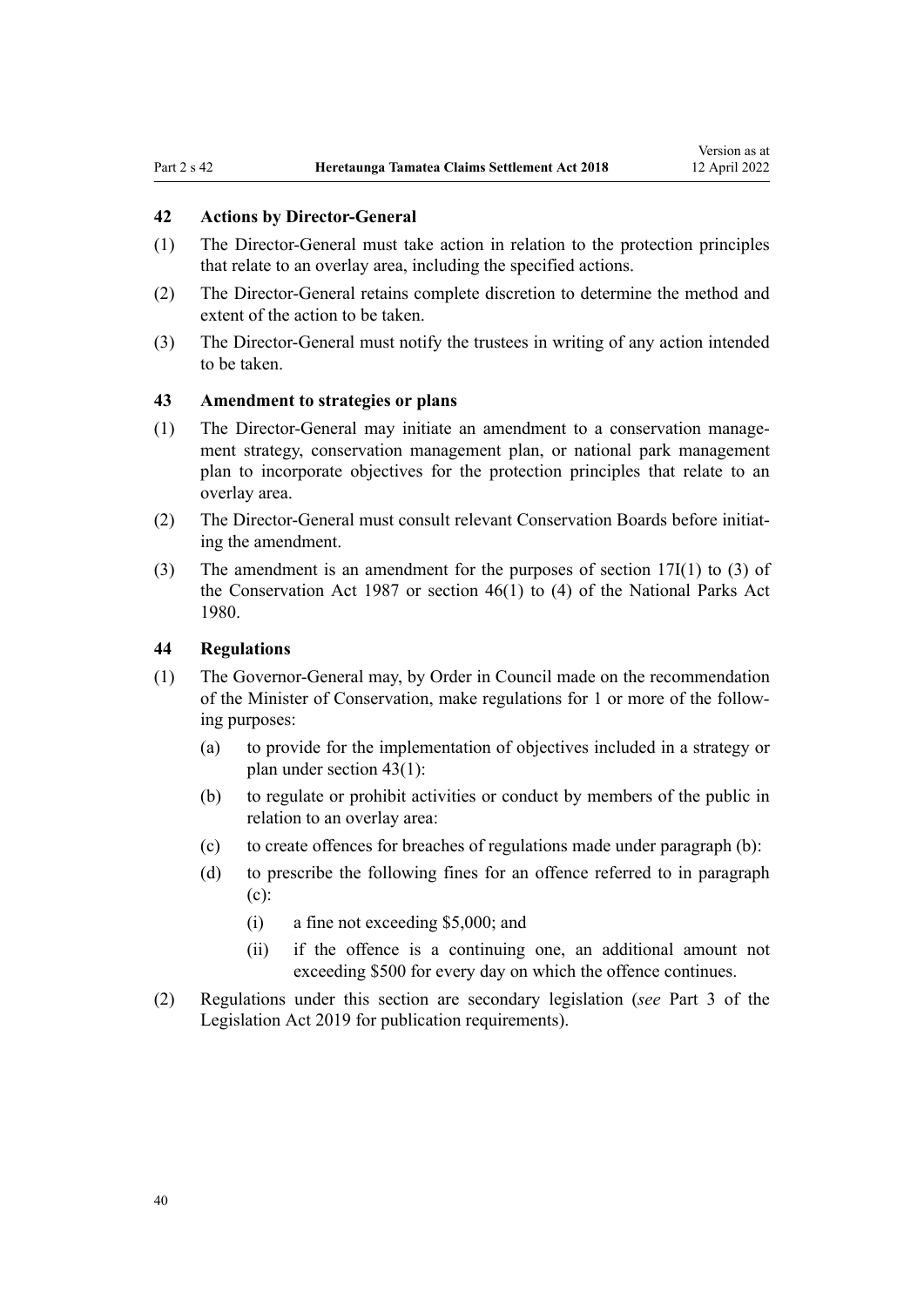### 42 Actions by Director-General

(1) The Director-General must take action in relation to the protection principles that relate to an overlay area, including the specified actions.

(2) The Director-General retains complete discretion to determine the method and extent of the action to be taken.

(3) The Director-General must notify the trustees in writing of any action intended to be taken.

### 43 Amendment to strategies or plans

(1) The Director-General may initiate an amendment to a conservation management strategy, conservation management plan, or national park management plan to incorporate objectives for the protection principles that relate to an overlay area.

(2) The Director-General must consult relevant Conservation Boards before initiating the amendment.

(3) The amendment is an amendment for the purposes of section 17I(1) to (3) of the Conservation Act 1987 or section 46(1) to (4) of the National Parks Act 1980.

### 44 Regulations

(1) The Governor-General may, by Order in Council made on the recommendation of the Minister of Conservation, make regulations for 1 or more of the following purposes:

- (a) to provide for the implementation of objectives included in a strategy or plan under section 43(1):
- (b) to regulate or prohibit activities or conduct by members of the public in relation to an overlay area:
- (c) to create offences for breaches of regulations made under paragraph (b):
- (d) to prescribe the following fines for an offence referred to in paragraph (c):
  - (i) a fine not exceeding $5,000; and
  - (ii) if the offence is a continuing one, an additional amount not exceeding $500 for every day on which the offence continues.

(2) Regulations under this section are secondary legislation (*see* Part 3 of the Legislation Act 2019 for publication requirements).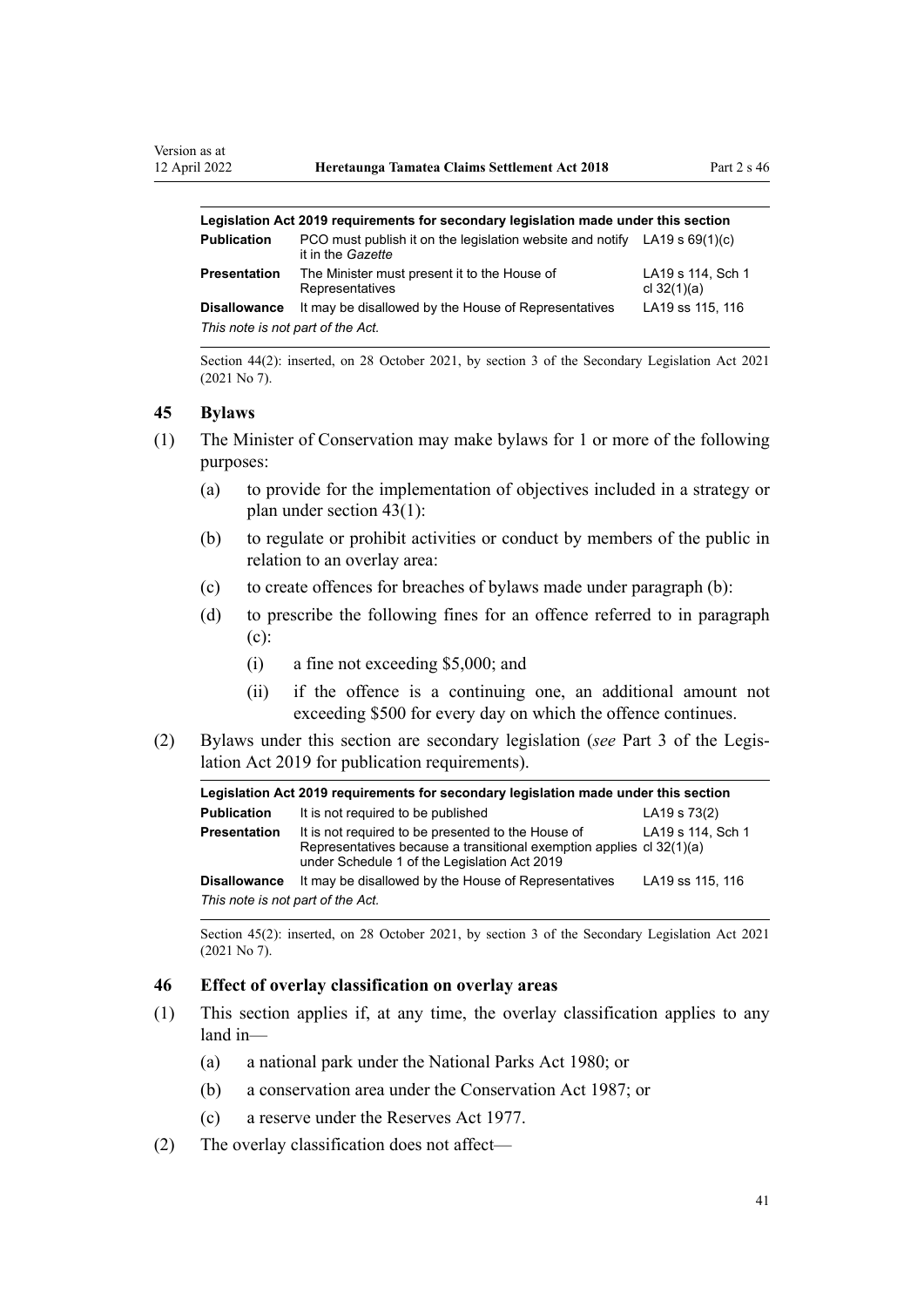| Legislation Act 2019 requirements for secondary legislation made under this section | | |
|---|---|---|
| **Publication** | PCO must publish it on the legislation website and notify it in the *Gazette* | LA19 s 69(1)(c) |
| **Presentation** | The Minister must present it to the House of Representatives | LA19 s 114, Sch 1 cl 32(1)(a) |
| **Disallowance** | It may be disallowed by the House of Representatives | LA19 ss 115, 116 |
| *This note is not part of the Act.* | | |

Section 44(2): inserted, on 28 October 2021, by section 3 of the Secondary Legislation Act 2021 (2021 No 7).

### 45 Bylaws

(1) The Minister of Conservation may make bylaws for 1 or more of the following purposes:

   (a) to provide for the implementation of objectives included in a strategy or plan under section 43(1):

   (b) to regulate or prohibit activities or conduct by members of the public in relation to an overlay area:

   (c) to create offences for breaches of bylaws made under paragraph (b):

   (d) to prescribe the following fines for an offence referred to in paragraph (c):

      (i) a fine not exceeding $5,000; and

      (ii) if the offence is a continuing one, an additional amount not exceeding $500 for every day on which the offence continues.

(2) Bylaws under this section are secondary legislation (*see* Part 3 of the Legislation Act 2019 for publication requirements).

| Legislation Act 2019 requirements for secondary legislation made under this section | | |
|---|---|---|
| **Publication** | It is not required to be published | LA19 s 73(2) |
| **Presentation** | It is not required to be presented to the House of Representatives because a transitional exemption applies under Schedule 1 of the Legislation Act 2019 | LA19 s 114, Sch 1 cl 32(1)(a) |
| **Disallowance** | It may be disallowed by the House of Representatives | LA19 ss 115, 116 |
| *This note is not part of the Act.* | | |

Section 45(2): inserted, on 28 October 2021, by section 3 of the Secondary Legislation Act 2021 (2021 No 7).

### 46 Effect of overlay classification on overlay areas

(1) This section applies if, at any time, the overlay classification applies to any land in—

   (a) a national park under the National Parks Act 1980; or

   (b) a conservation area under the Conservation Act 1987; or

   (c) a reserve under the Reserves Act 1977.

(2) The overlay classification does not affect—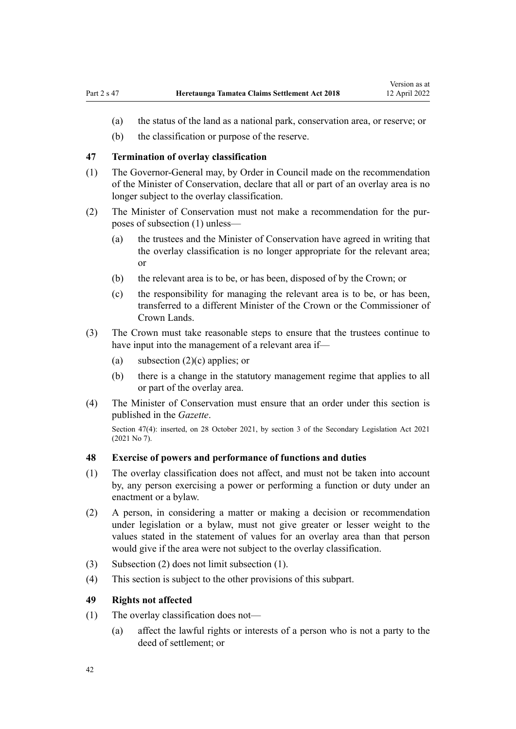(a) the status of the land as a national park, conservation area, or reserve; or

(b) the classification or purpose of the reserve.

### 47 Termination of overlay classification

(1) The Governor-General may, by Order in Council made on the recommendation of the Minister of Conservation, declare that all or part of an overlay area is no longer subject to the overlay classification.

(2) The Minister of Conservation must not make a recommendation for the purposes of subsection (1) unless—

(a) the trustees and the Minister of Conservation have agreed in writing that the overlay classification is no longer appropriate for the relevant area; or

(b) the relevant area is to be, or has been, disposed of by the Crown; or

(c) the responsibility for managing the relevant area is to be, or has been, transferred to a different Minister of the Crown or the Commissioner of Crown Lands.

(3) The Crown must take reasonable steps to ensure that the trustees continue to have input into the management of a relevant area if—

(a) subsection (2)(c) applies; or

(b) there is a change in the statutory management regime that applies to all or part of the overlay area.

(4) The Minister of Conservation must ensure that an order under this section is published in the *Gazette*.

Section 47(4): inserted, on 28 October 2021, by section 3 of the Secondary Legislation Act 2021 (2021 No 7).

### 48 Exercise of powers and performance of functions and duties

(1) The overlay classification does not affect, and must not be taken into account by, any person exercising a power or performing a function or duty under an enactment or a bylaw.

(2) A person, in considering a matter or making a decision or recommendation under legislation or a bylaw, must not give greater or lesser weight to the values stated in the statement of values for an overlay area than that person would give if the area were not subject to the overlay classification.

(3) Subsection (2) does not limit subsection (1).

(4) This section is subject to the other provisions of this subpart.

### 49 Rights not affected

(1) The overlay classification does not—

(a) affect the lawful rights or interests of a person who is not a party to the deed of settlement; or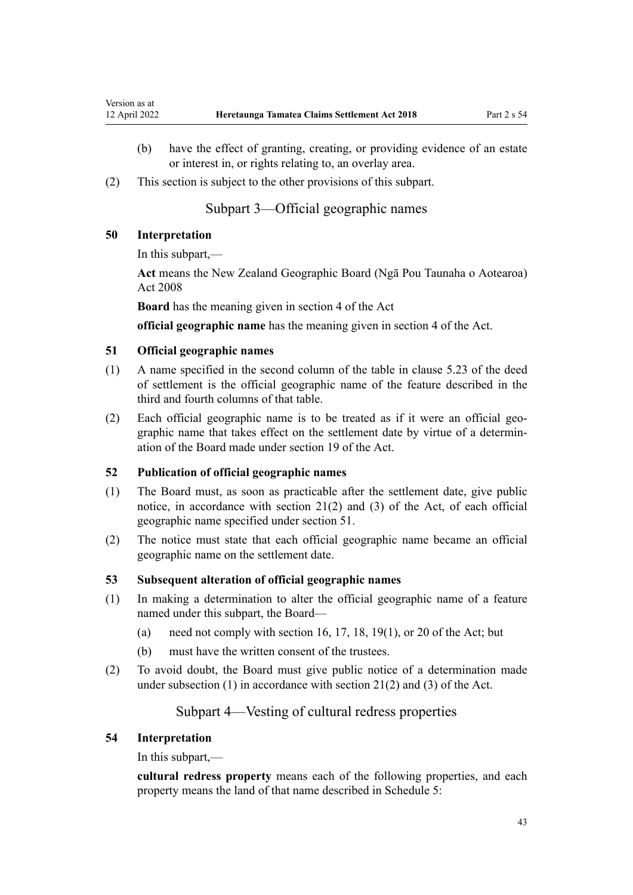(b) have the effect of granting, creating, or providing evidence of an estate or interest in, or rights relating to, an overlay area.

(2) This section is subject to the other provisions of this subpart.

## Subpart 3—Official geographic names

### 50 Interpretation

In this subpart,—

**Act** means the New Zealand Geographic Board (Ngā Pou Taunaha o Aotearoa) Act 2008

**Board** has the meaning given in section 4 of the Act

**official geographic name** has the meaning given in section 4 of the Act.

### 51 Official geographic names

(1) A name specified in the second column of the table in clause 5.23 of the deed of settlement is the official geographic name of the feature described in the third and fourth columns of that table.

(2) Each official geographic name is to be treated as if it were an official geographic name that takes effect on the settlement date by virtue of a determination of the Board made under section 19 of the Act.

### 52 Publication of official geographic names

(1) The Board must, as soon as practicable after the settlement date, give public notice, in accordance with section 21(2) and (3) of the Act, of each official geographic name specified under section 51.

(2) The notice must state that each official geographic name became an official geographic name on the settlement date.

### 53 Subsequent alteration of official geographic names

(1) In making a determination to alter the official geographic name of a feature named under this subpart, the Board—

(a) need not comply with section 16, 17, 18, 19(1), or 20 of the Act; but

(b) must have the written consent of the trustees.

(2) To avoid doubt, the Board must give public notice of a determination made under subsection (1) in accordance with section 21(2) and (3) of the Act.

## Subpart 4—Vesting of cultural redress properties

### 54 Interpretation

In this subpart,—

**cultural redress property** means each of the following properties, and each property means the land of that name described in Schedule 5: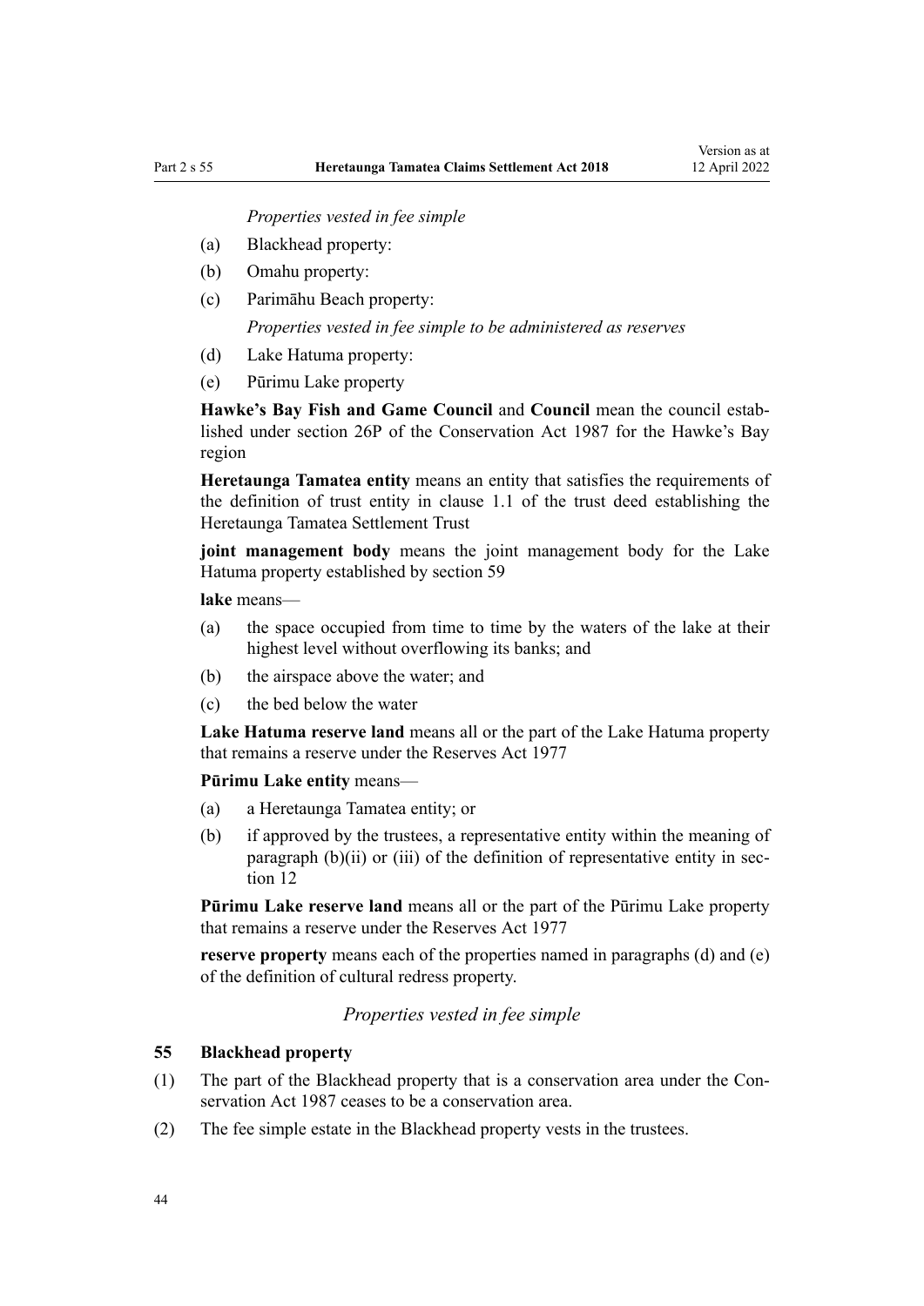*Properties vested in fee simple*

(a) Blackhead property:

(b) Omahu property:

(c) Parimāhu Beach property:

*Properties vested in fee simple to be administered as reserves*

(d) Lake Hatuma property:

(e) Pūrimu Lake property

**Hawke's Bay Fish and Game Council** and **Council** mean the council established under section 26P of the Conservation Act 1987 for the Hawke's Bay region

**Heretaunga Tamatea entity** means an entity that satisfies the requirements of the definition of trust entity in clause 1.1 of the trust deed establishing the Heretaunga Tamatea Settlement Trust

**joint management body** means the joint management body for the Lake Hatuma property established by section 59

**lake** means—

(a) the space occupied from time to time by the waters of the lake at their highest level without overflowing its banks; and

(b) the airspace above the water; and

(c) the bed below the water

**Lake Hatuma reserve land** means all or the part of the Lake Hatuma property that remains a reserve under the Reserves Act 1977

**Pūrimu Lake entity** means—

(a) a Heretaunga Tamatea entity; or

(b) if approved by the trustees, a representative entity within the meaning of paragraph (b)(ii) or (iii) of the definition of representative entity in section 12

**Pūrimu Lake reserve land** means all or the part of the Pūrimu Lake property that remains a reserve under the Reserves Act 1977

**reserve property** means each of the properties named in paragraphs (d) and (e) of the definition of cultural redress property.

*Properties vested in fee simple*

### 55 Blackhead property

(1) The part of the Blackhead property that is a conservation area under the Conservation Act 1987 ceases to be a conservation area.

(2) The fee simple estate in the Blackhead property vests in the trustees.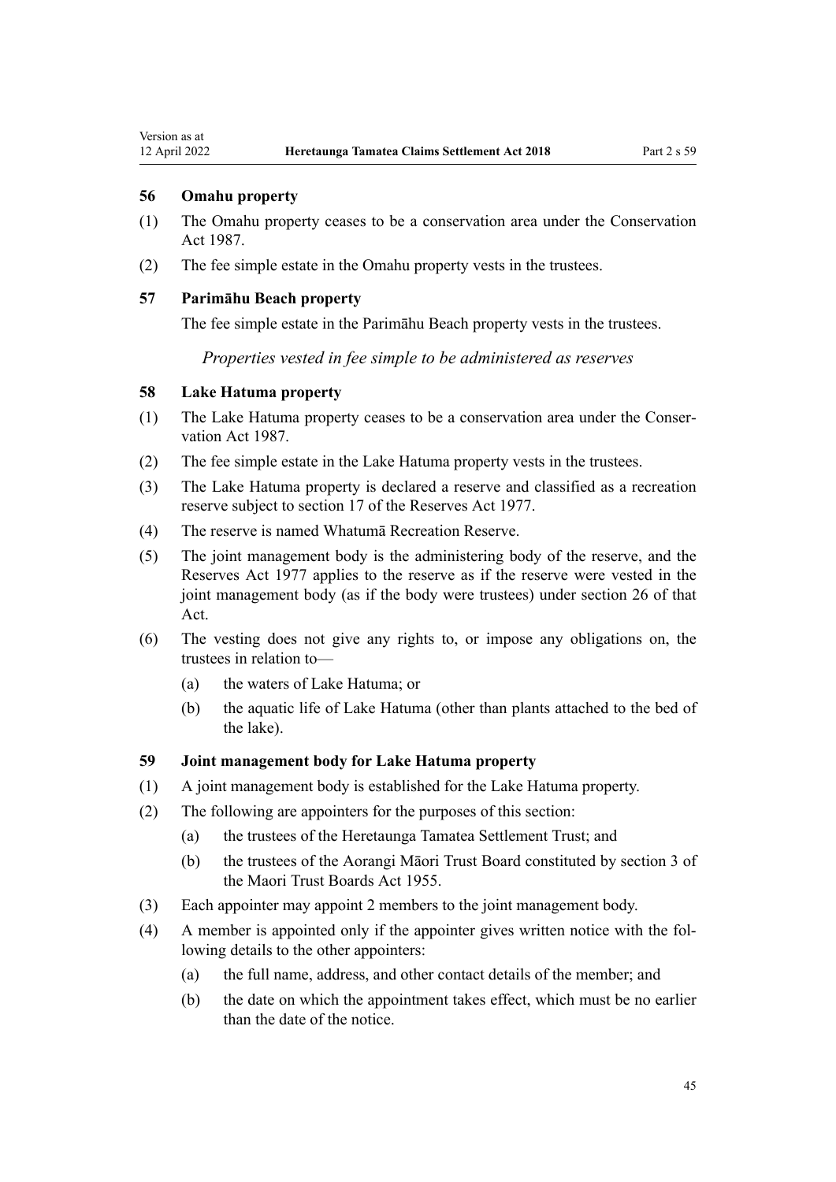### 56 Omahu property

(1) The Omahu property ceases to be a conservation area under the Conservation Act 1987.

(2) The fee simple estate in the Omahu property vests in the trustees.

### 57 Parimāhu Beach property

The fee simple estate in the Parimāhu Beach property vests in the trustees.

*Properties vested in fee simple to be administered as reserves*

### 58 Lake Hatuma property

(1) The Lake Hatuma property ceases to be a conservation area under the Conservation Act 1987.

(2) The fee simple estate in the Lake Hatuma property vests in the trustees.

(3) The Lake Hatuma property is declared a reserve and classified as a recreation reserve subject to section 17 of the Reserves Act 1977.

(4) The reserve is named Whatumā Recreation Reserve.

(5) The joint management body is the administering body of the reserve, and the Reserves Act 1977 applies to the reserve as if the reserve were vested in the joint management body (as if the body were trustees) under section 26 of that Act.

(6) The vesting does not give any rights to, or impose any obligations on, the trustees in relation to—

- (a) the waters of Lake Hatuma; or
- (b) the aquatic life of Lake Hatuma (other than plants attached to the bed of the lake).

### 59 Joint management body for Lake Hatuma property

(1) A joint management body is established for the Lake Hatuma property.

(2) The following are appointers for the purposes of this section:

- (a) the trustees of the Heretaunga Tamatea Settlement Trust; and
- (b) the trustees of the Aorangi Māori Trust Board constituted by section 3 of the Maori Trust Boards Act 1955.

(3) Each appointer may appoint 2 members to the joint management body.

(4) A member is appointed only if the appointer gives written notice with the following details to the other appointers:

- (a) the full name, address, and other contact details of the member; and
- (b) the date on which the appointment takes effect, which must be no earlier than the date of the notice.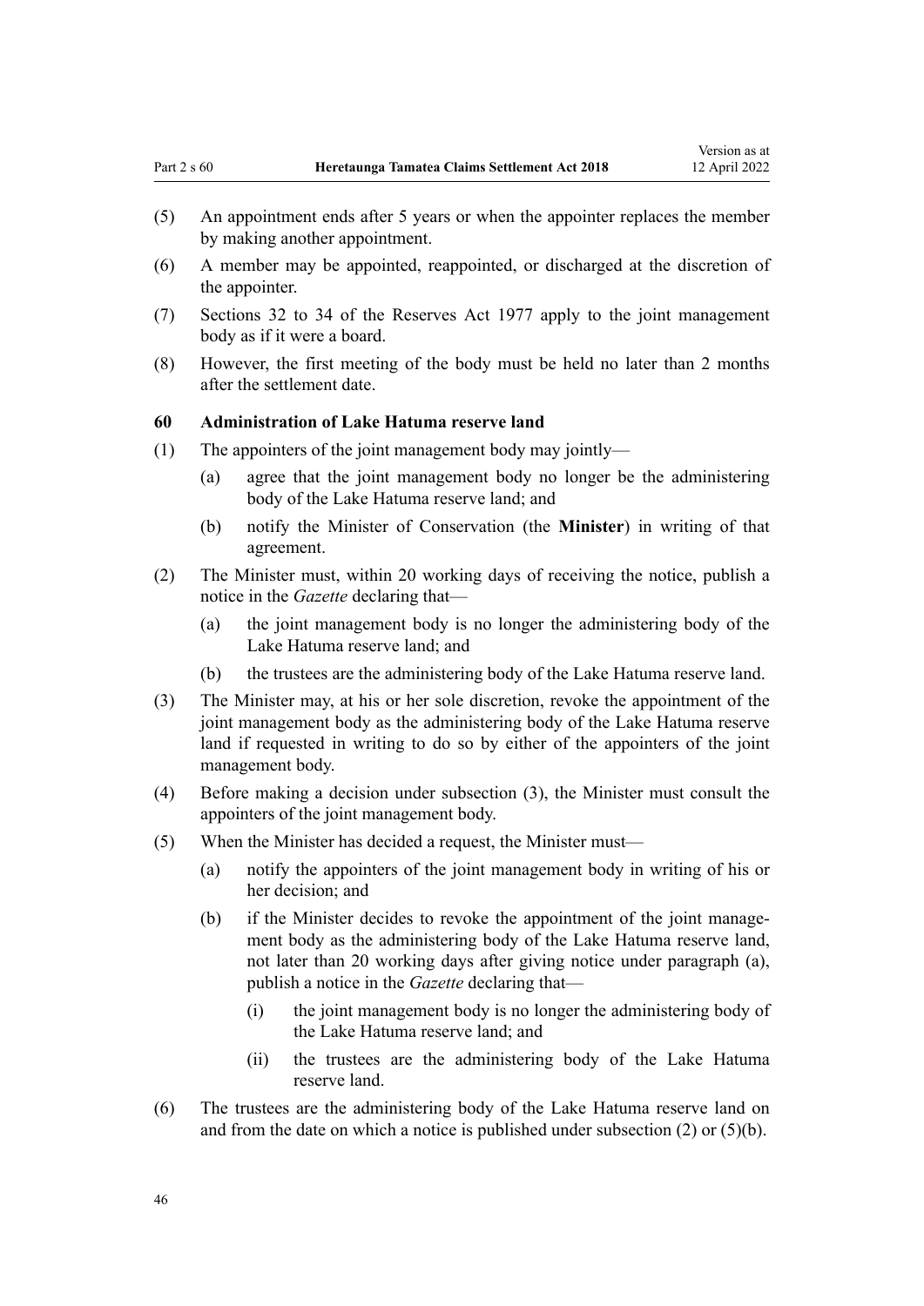(5) An appointment ends after 5 years or when the appointer replaces the member by making another appointment.

(6) A member may be appointed, reappointed, or discharged at the discretion of the appointer.

(7) Sections 32 to 34 of the Reserves Act 1977 apply to the joint management body as if it were a board.

(8) However, the first meeting of the body must be held no later than 2 months after the settlement date.

### 60 Administration of Lake Hatuma reserve land

(1) The appointers of the joint management body may jointly—

- (a) agree that the joint management body no longer be the administering body of the Lake Hatuma reserve land; and
- (b) notify the Minister of Conservation (the **Minister**) in writing of that agreement.

(2) The Minister must, within 20 working days of receiving the notice, publish a notice in the *Gazette* declaring that—

- (a) the joint management body is no longer the administering body of the Lake Hatuma reserve land; and
- (b) the trustees are the administering body of the Lake Hatuma reserve land.

(3) The Minister may, at his or her sole discretion, revoke the appointment of the joint management body as the administering body of the Lake Hatuma reserve land if requested in writing to do so by either of the appointers of the joint management body.

(4) Before making a decision under subsection (3), the Minister must consult the appointers of the joint management body.

(5) When the Minister has decided a request, the Minister must—

- (a) notify the appointers of the joint management body in writing of his or her decision; and
- (b) if the Minister decides to revoke the appointment of the joint management body as the administering body of the Lake Hatuma reserve land, not later than 20 working days after giving notice under paragraph (a), publish a notice in the *Gazette* declaring that—
  - (i) the joint management body is no longer the administering body of the Lake Hatuma reserve land; and
  - (ii) the trustees are the administering body of the Lake Hatuma reserve land.

(6) The trustees are the administering body of the Lake Hatuma reserve land on and from the date on which a notice is published under subsection (2) or (5)(b).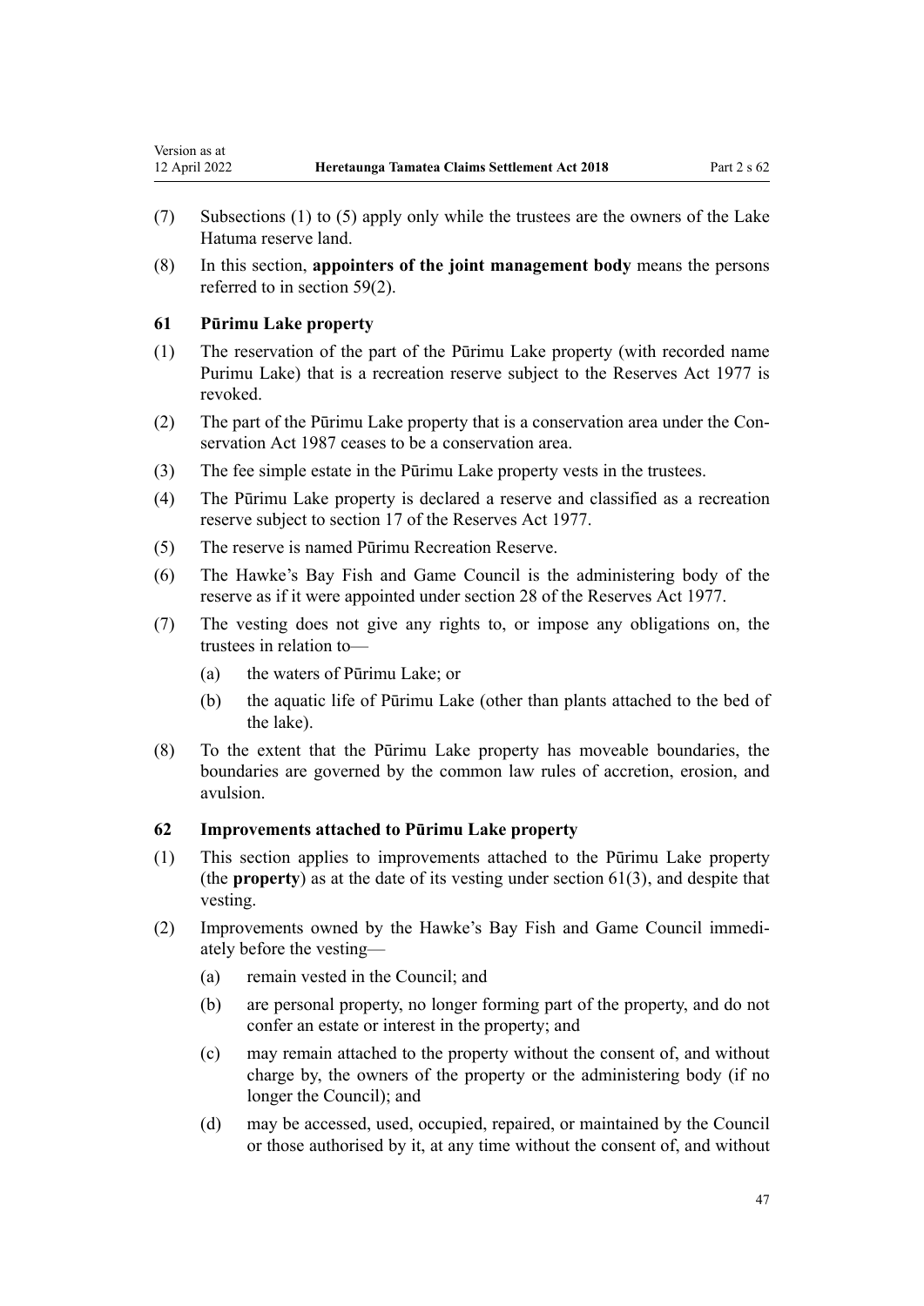(7) Subsections (1) to (5) apply only while the trustees are the owners of the Lake Hatuma reserve land.

(8) In this section, **appointers of the joint management body** means the persons referred to in section 59(2).

### 61 Pūrimu Lake property

(1) The reservation of the part of the Pūrimu Lake property (with recorded name Purimu Lake) that is a recreation reserve subject to the Reserves Act 1977 is revoked.

(2) The part of the Pūrimu Lake property that is a conservation area under the Conservation Act 1987 ceases to be a conservation area.

(3) The fee simple estate in the Pūrimu Lake property vests in the trustees.

(4) The Pūrimu Lake property is declared a reserve and classified as a recreation reserve subject to section 17 of the Reserves Act 1977.

(5) The reserve is named Pūrimu Recreation Reserve.

(6) The Hawke's Bay Fish and Game Council is the administering body of the reserve as if it were appointed under section 28 of the Reserves Act 1977.

(7) The vesting does not give any rights to, or impose any obligations on, the trustees in relation to—

  (a) the waters of Pūrimu Lake; or

  (b) the aquatic life of Pūrimu Lake (other than plants attached to the bed of the lake).

(8) To the extent that the Pūrimu Lake property has moveable boundaries, the boundaries are governed by the common law rules of accretion, erosion, and avulsion.

### 62 Improvements attached to Pūrimu Lake property

(1) This section applies to improvements attached to the Pūrimu Lake property (the **property**) as at the date of its vesting under section 61(3), and despite that vesting.

(2) Improvements owned by the Hawke's Bay Fish and Game Council immediately before the vesting—

  (a) remain vested in the Council; and

  (b) are personal property, no longer forming part of the property, and do not confer an estate or interest in the property; and

  (c) may remain attached to the property without the consent of, and without charge by, the owners of the property or the administering body (if no longer the Council); and

  (d) may be accessed, used, occupied, repaired, or maintained by the Council or those authorised by it, at any time without the consent of, and without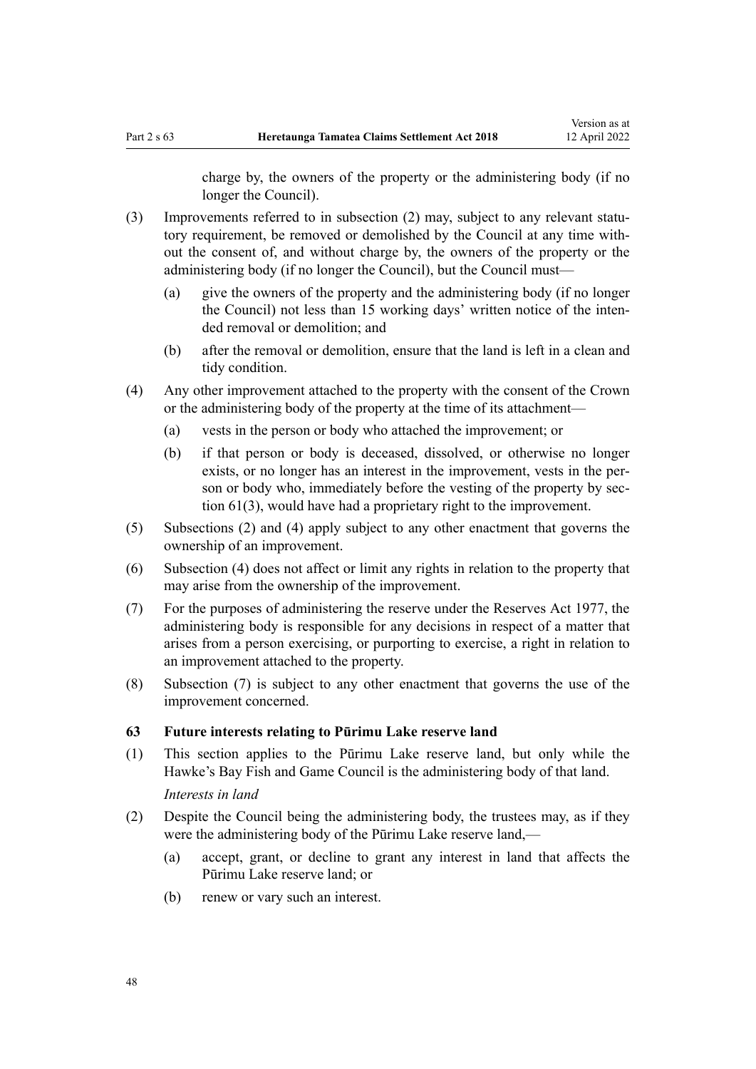charge by, the owners of the property or the administering body (if no longer the Council).

(3) Improvements referred to in subsection (2) may, subject to any relevant statutory requirement, be removed or demolished by the Council at any time without the consent of, and without charge by, the owners of the property or the administering body (if no longer the Council), but the Council must—

  (a) give the owners of the property and the administering body (if no longer the Council) not less than 15 working days' written notice of the intended removal or demolition; and

  (b) after the removal or demolition, ensure that the land is left in a clean and tidy condition.

(4) Any other improvement attached to the property with the consent of the Crown or the administering body of the property at the time of its attachment—

  (a) vests in the person or body who attached the improvement; or

  (b) if that person or body is deceased, dissolved, or otherwise no longer exists, or no longer has an interest in the improvement, vests in the person or body who, immediately before the vesting of the property by section 61(3), would have had a proprietary right to the improvement.

(5) Subsections (2) and (4) apply subject to any other enactment that governs the ownership of an improvement.

(6) Subsection (4) does not affect or limit any rights in relation to the property that may arise from the ownership of the improvement.

(7) For the purposes of administering the reserve under the Reserves Act 1977, the administering body is responsible for any decisions in respect of a matter that arises from a person exercising, or purporting to exercise, a right in relation to an improvement attached to the property.

(8) Subsection (7) is subject to any other enactment that governs the use of the improvement concerned.

### 63 Future interests relating to Pūrimu Lake reserve land

(1) This section applies to the Pūrimu Lake reserve land, but only while the Hawke's Bay Fish and Game Council is the administering body of that land.

*Interests in land*

(2) Despite the Council being the administering body, the trustees may, as if they were the administering body of the Pūrimu Lake reserve land,—

  (a) accept, grant, or decline to grant any interest in land that affects the Pūrimu Lake reserve land; or

  (b) renew or vary such an interest.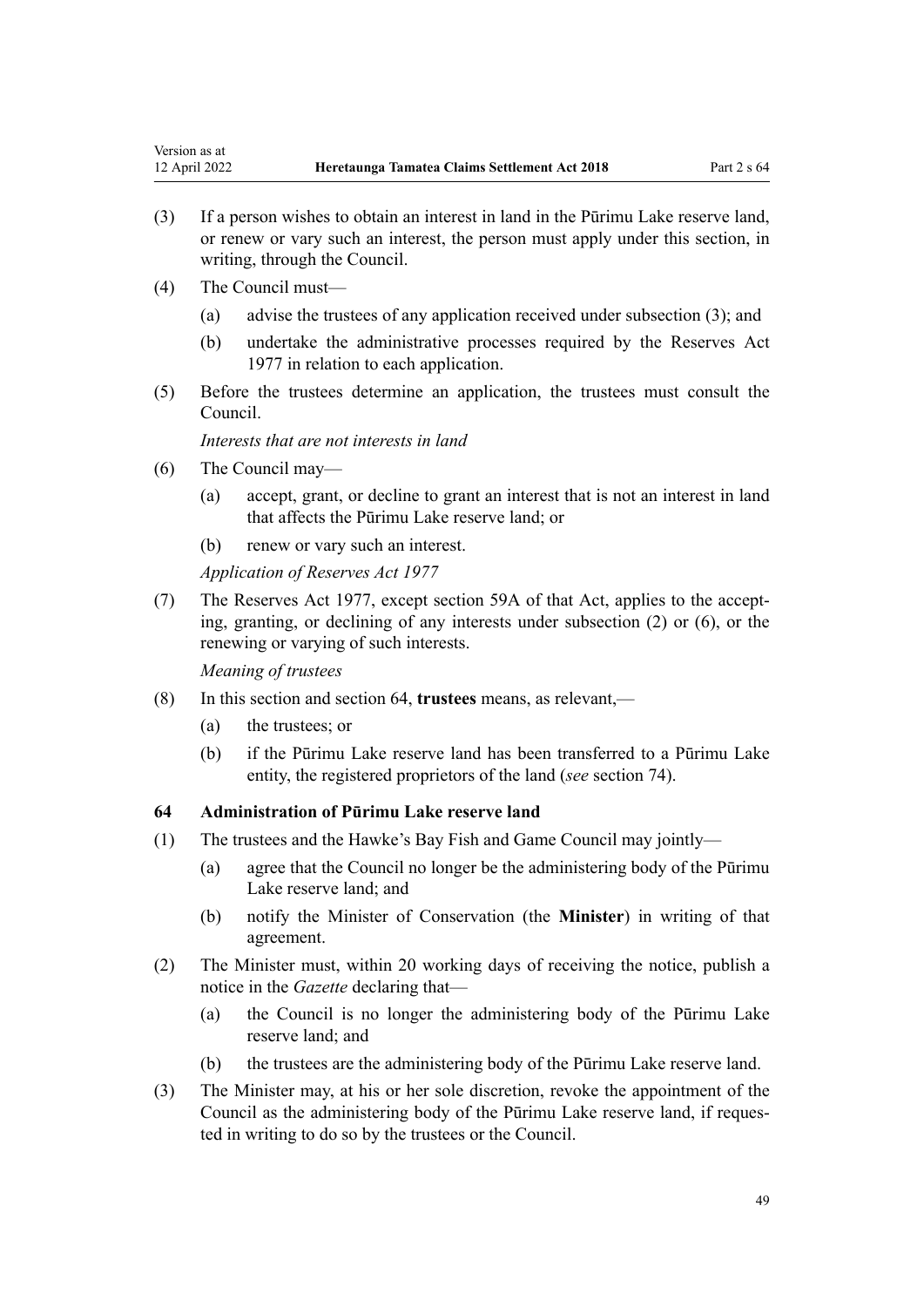(3) If a person wishes to obtain an interest in land in the Pūrimu Lake reserve land, or renew or vary such an interest, the person must apply under this section, in writing, through the Council.

(4) The Council must—

  (a) advise the trustees of any application received under subsection (3); and

  (b) undertake the administrative processes required by the Reserves Act 1977 in relation to each application.

(5) Before the trustees determine an application, the trustees must consult the Council.

*Interests that are not interests in land*

(6) The Council may—

  (a) accept, grant, or decline to grant an interest that is not an interest in land that affects the Pūrimu Lake reserve land; or

  (b) renew or vary such an interest.

*Application of Reserves Act 1977*

(7) The Reserves Act 1977, except section 59A of that Act, applies to the accepting, granting, or declining of any interests under subsection (2) or (6), or the renewing or varying of such interests.

*Meaning of trustees*

(8) In this section and section 64, **trustees** means, as relevant,—

  (a) the trustees; or

  (b) if the Pūrimu Lake reserve land has been transferred to a Pūrimu Lake entity, the registered proprietors of the land (*see* section 74).

### 64 Administration of Pūrimu Lake reserve land

(1) The trustees and the Hawke's Bay Fish and Game Council may jointly—

  (a) agree that the Council no longer be the administering body of the Pūrimu Lake reserve land; and

  (b) notify the Minister of Conservation (the **Minister**) in writing of that agreement.

(2) The Minister must, within 20 working days of receiving the notice, publish a notice in the *Gazette* declaring that—

  (a) the Council is no longer the administering body of the Pūrimu Lake reserve land; and

  (b) the trustees are the administering body of the Pūrimu Lake reserve land.

(3) The Minister may, at his or her sole discretion, revoke the appointment of the Council as the administering body of the Pūrimu Lake reserve land, if requested in writing to do so by the trustees or the Council.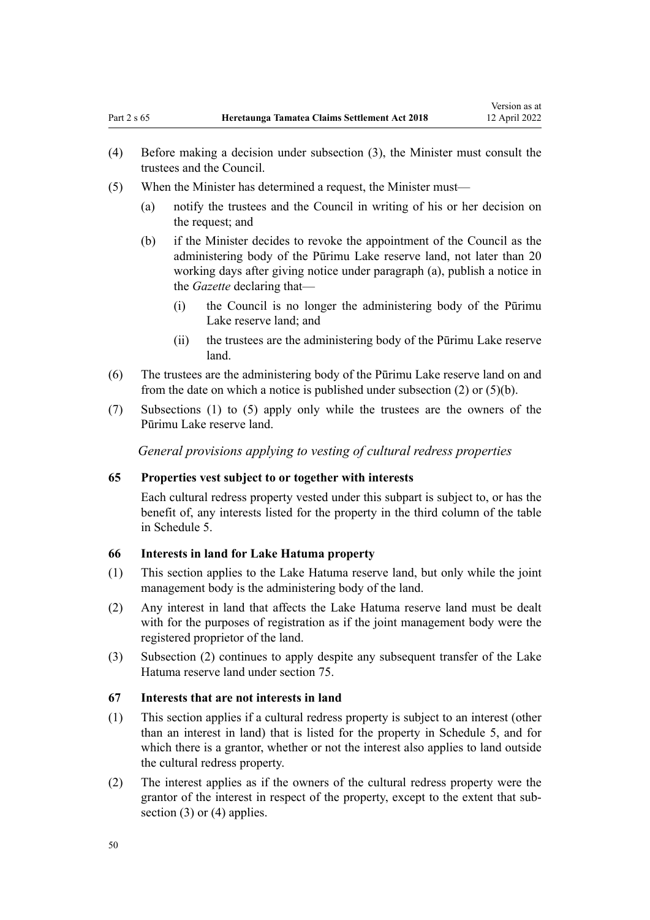(4) Before making a decision under subsection (3), the Minister must consult the trustees and the Council.

(5) When the Minister has determined a request, the Minister must—

  (a) notify the trustees and the Council in writing of his or her decision on the request; and

  (b) if the Minister decides to revoke the appointment of the Council as the administering body of the Pūrimu Lake reserve land, not later than 20 working days after giving notice under paragraph (a), publish a notice in the *Gazette* declaring that—

    (i) the Council is no longer the administering body of the Pūrimu Lake reserve land; and

    (ii) the trustees are the administering body of the Pūrimu Lake reserve land.

(6) The trustees are the administering body of the Pūrimu Lake reserve land on and from the date on which a notice is published under subsection (2) or (5)(b).

(7) Subsections (1) to (5) apply only while the trustees are the owners of the Pūrimu Lake reserve land.

*General provisions applying to vesting of cultural redress properties*

**65 Properties vest subject to or together with interests**

Each cultural redress property vested under this subpart is subject to, or has the benefit of, any interests listed for the property in the third column of the table in Schedule 5.

**66 Interests in land for Lake Hatuma property**

(1) This section applies to the Lake Hatuma reserve land, but only while the joint management body is the administering body of the land.

(2) Any interest in land that affects the Lake Hatuma reserve land must be dealt with for the purposes of registration as if the joint management body were the registered proprietor of the land.

(3) Subsection (2) continues to apply despite any subsequent transfer of the Lake Hatuma reserve land under section 75.

**67 Interests that are not interests in land**

(1) This section applies if a cultural redress property is subject to an interest (other than an interest in land) that is listed for the property in Schedule 5, and for which there is a grantor, whether or not the interest also applies to land outside the cultural redress property.

(2) The interest applies as if the owners of the cultural redress property were the grantor of the interest in respect of the property, except to the extent that subsection (3) or (4) applies.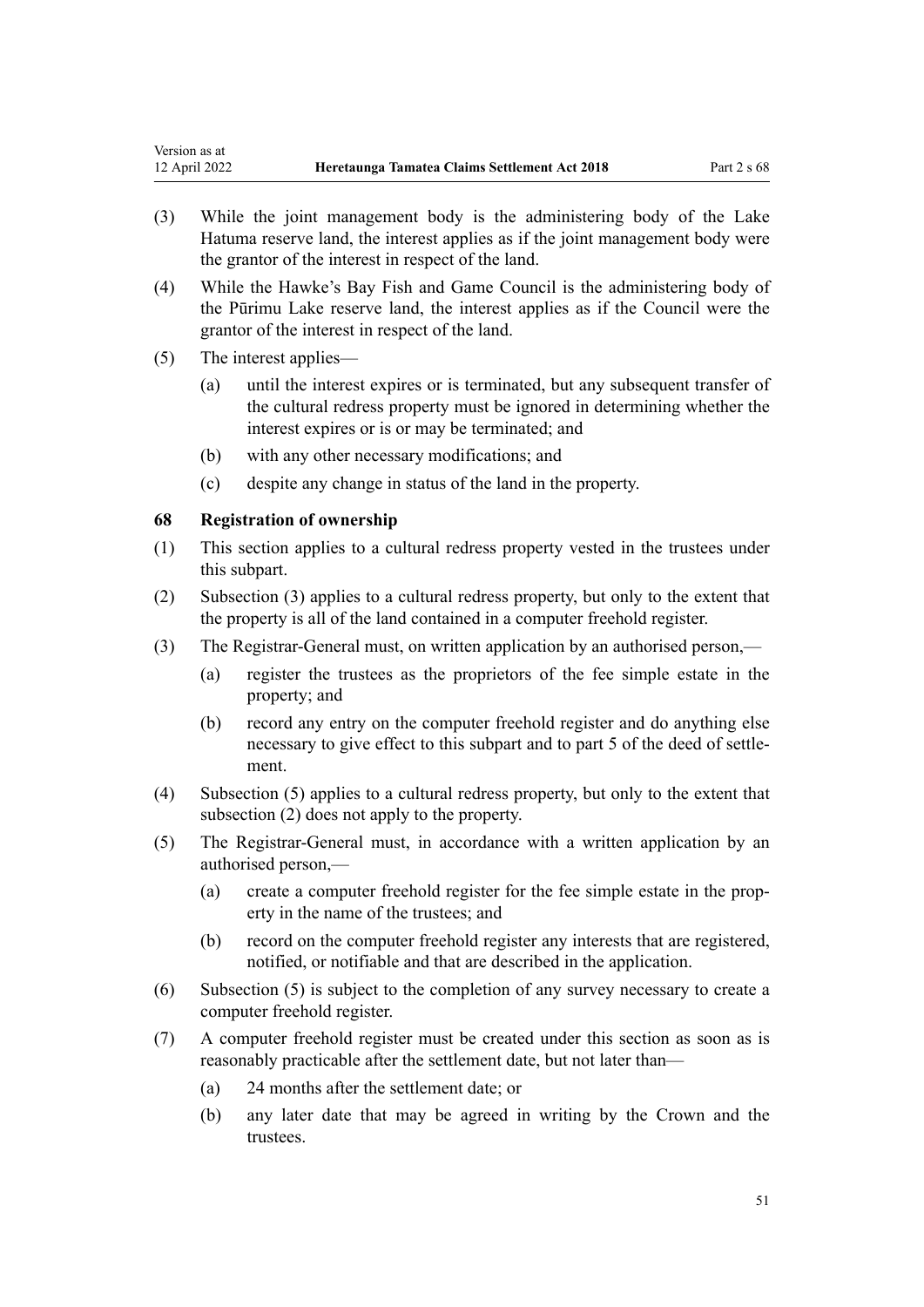(3) While the joint management body is the administering body of the Lake Hatuma reserve land, the interest applies as if the joint management body were the grantor of the interest in respect of the land.

(4) While the Hawke's Bay Fish and Game Council is the administering body of the Pūrimu Lake reserve land, the interest applies as if the Council were the grantor of the interest in respect of the land.

(5) The interest applies—

(a) until the interest expires or is terminated, but any subsequent transfer of the cultural redress property must be ignored in determining whether the interest expires or is or may be terminated; and

(b) with any other necessary modifications; and

(c) despite any change in status of the land in the property.

### 68 Registration of ownership

(1) This section applies to a cultural redress property vested in the trustees under this subpart.

(2) Subsection (3) applies to a cultural redress property, but only to the extent that the property is all of the land contained in a computer freehold register.

(3) The Registrar-General must, on written application by an authorised person,—

(a) register the trustees as the proprietors of the fee simple estate in the property; and

(b) record any entry on the computer freehold register and do anything else necessary to give effect to this subpart and to part 5 of the deed of settlement.

(4) Subsection (5) applies to a cultural redress property, but only to the extent that subsection (2) does not apply to the property.

(5) The Registrar-General must, in accordance with a written application by an authorised person,—

(a) create a computer freehold register for the fee simple estate in the property in the name of the trustees; and

(b) record on the computer freehold register any interests that are registered, notified, or notifiable and that are described in the application.

(6) Subsection (5) is subject to the completion of any survey necessary to create a computer freehold register.

(7) A computer freehold register must be created under this section as soon as is reasonably practicable after the settlement date, but not later than—

(a) 24 months after the settlement date; or

(b) any later date that may be agreed in writing by the Crown and the trustees.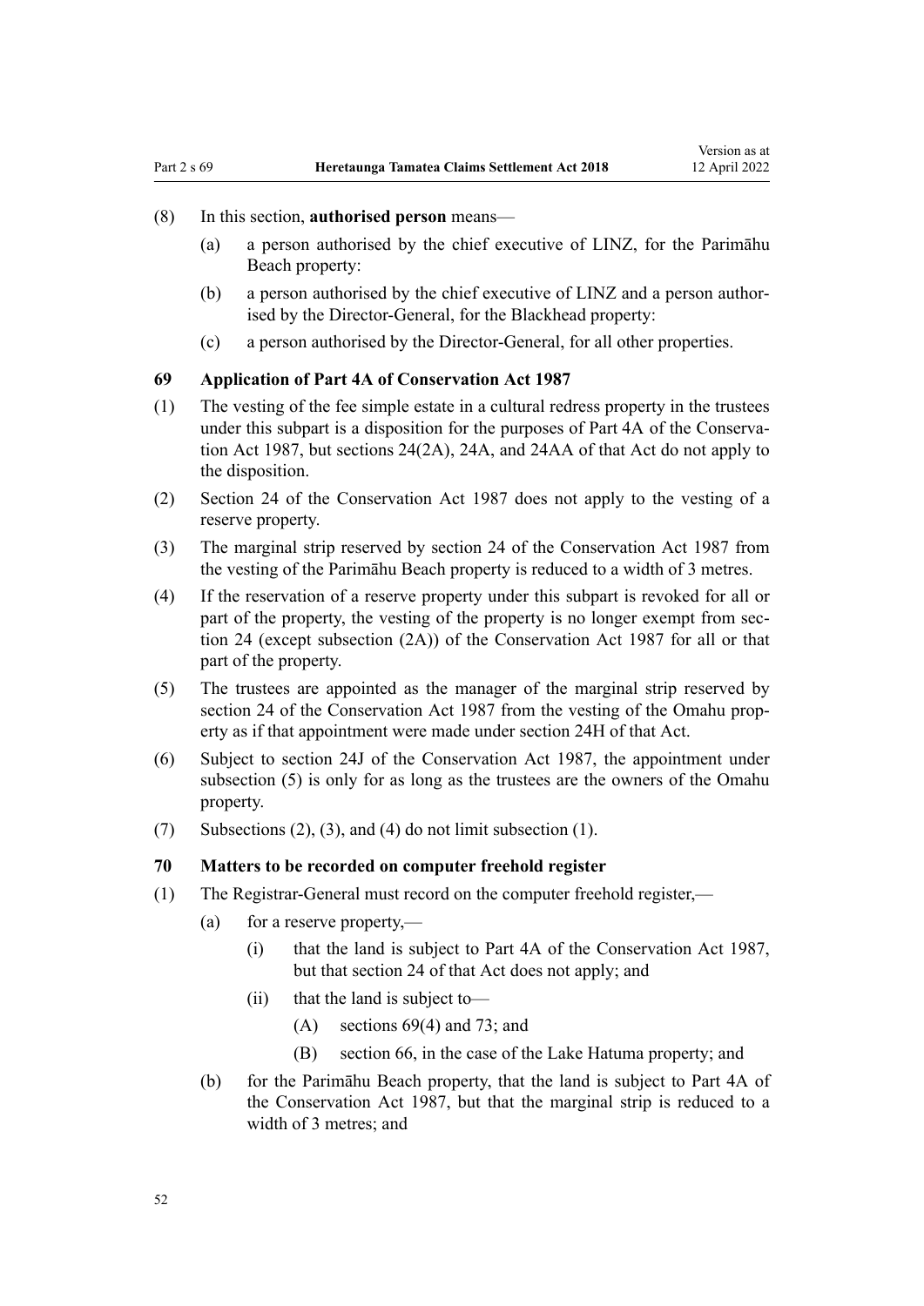(8) In this section, **authorised person** means—

(a) a person authorised by the chief executive of LINZ, for the Parimāhu Beach property:

(b) a person authorised by the chief executive of LINZ and a person authorised by the Director-General, for the Blackhead property:

(c) a person authorised by the Director-General, for all other properties.

### 69 Application of Part 4A of Conservation Act 1987

(1) The vesting of the fee simple estate in a cultural redress property in the trustees under this subpart is a disposition for the purposes of Part 4A of the Conservation Act 1987, but sections 24(2A), 24A, and 24AA of that Act do not apply to the disposition.

(2) Section 24 of the Conservation Act 1987 does not apply to the vesting of a reserve property.

(3) The marginal strip reserved by section 24 of the Conservation Act 1987 from the vesting of the Parimāhu Beach property is reduced to a width of 3 metres.

(4) If the reservation of a reserve property under this subpart is revoked for all or part of the property, the vesting of the property is no longer exempt from section 24 (except subsection (2A)) of the Conservation Act 1987 for all or that part of the property.

(5) The trustees are appointed as the manager of the marginal strip reserved by section 24 of the Conservation Act 1987 from the vesting of the Omahu property as if that appointment were made under section 24H of that Act.

(6) Subject to section 24J of the Conservation Act 1987, the appointment under subsection (5) is only for as long as the trustees are the owners of the Omahu property.

(7) Subsections (2), (3), and (4) do not limit subsection (1).

### 70 Matters to be recorded on computer freehold register

(1) The Registrar-General must record on the computer freehold register,—

(a) for a reserve property,—

(i) that the land is subject to Part 4A of the Conservation Act 1987, but that section 24 of that Act does not apply; and

(ii) that the land is subject to—

(A) sections 69(4) and 73; and

(B) section 66, in the case of the Lake Hatuma property; and

(b) for the Parimāhu Beach property, that the land is subject to Part 4A of the Conservation Act 1987, but that the marginal strip is reduced to a width of 3 metres; and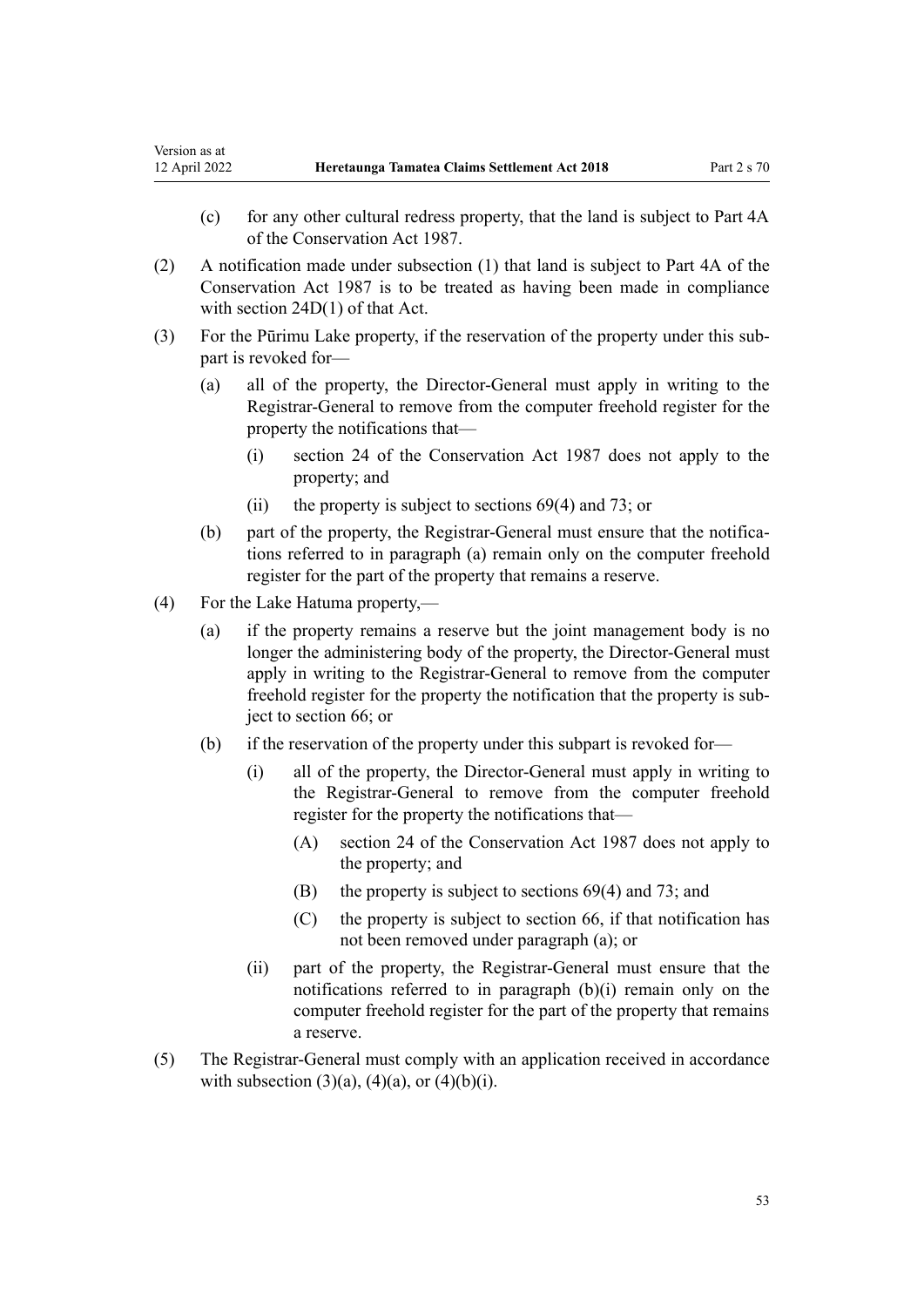(c) for any other cultural redress property, that the land is subject to Part 4A of the Conservation Act 1987.

(2) A notification made under subsection (1) that land is subject to Part 4A of the Conservation Act 1987 is to be treated as having been made in compliance with section 24D(1) of that Act.

(3) For the Pūrimu Lake property, if the reservation of the property under this subpart is revoked for—

  (a) all of the property, the Director-General must apply in writing to the Registrar-General to remove from the computer freehold register for the property the notifications that—

    (i) section 24 of the Conservation Act 1987 does not apply to the property; and

    (ii) the property is subject to sections 69(4) and 73; or

  (b) part of the property, the Registrar-General must ensure that the notifications referred to in paragraph (a) remain only on the computer freehold register for the part of the property that remains a reserve.

(4) For the Lake Hatuma property,—

  (a) if the property remains a reserve but the joint management body is no longer the administering body of the property, the Director-General must apply in writing to the Registrar-General to remove from the computer freehold register for the property the notification that the property is subject to section 66; or

  (b) if the reservation of the property under this subpart is revoked for—

    (i) all of the property, the Director-General must apply in writing to the Registrar-General to remove from the computer freehold register for the property the notifications that—

      (A) section 24 of the Conservation Act 1987 does not apply to the property; and

      (B) the property is subject to sections 69(4) and 73; and

      (C) the property is subject to section 66, if that notification has not been removed under paragraph (a); or

    (ii) part of the property, the Registrar-General must ensure that the notifications referred to in paragraph (b)(i) remain only on the computer freehold register for the part of the property that remains a reserve.

(5) The Registrar-General must comply with an application received in accordance with subsection (3)(a), (4)(a), or (4)(b)(i).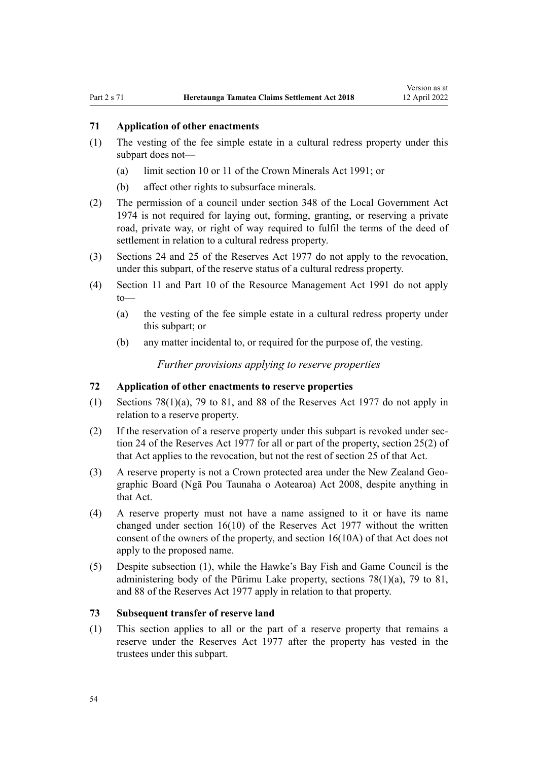### 71 Application of other enactments

(1) The vesting of the fee simple estate in a cultural redress property under this subpart does not—

(a) limit section 10 or 11 of the Crown Minerals Act 1991; or

(b) affect other rights to subsurface minerals.

(2) The permission of a council under section 348 of the Local Government Act 1974 is not required for laying out, forming, granting, or reserving a private road, private way, or right of way required to fulfil the terms of the deed of settlement in relation to a cultural redress property.

(3) Sections 24 and 25 of the Reserves Act 1977 do not apply to the revocation, under this subpart, of the reserve status of a cultural redress property.

(4) Section 11 and Part 10 of the Resource Management Act 1991 do not apply to—

(a) the vesting of the fee simple estate in a cultural redress property under this subpart; or

(b) any matter incidental to, or required for the purpose of, the vesting.

*Further provisions applying to reserve properties*

### 72 Application of other enactments to reserve properties

(1) Sections 78(1)(a), 79 to 81, and 88 of the Reserves Act 1977 do not apply in relation to a reserve property.

(2) If the reservation of a reserve property under this subpart is revoked under section 24 of the Reserves Act 1977 for all or part of the property, section 25(2) of that Act applies to the revocation, but not the rest of section 25 of that Act.

(3) A reserve property is not a Crown protected area under the New Zealand Geographic Board (Ngā Pou Taunaha o Aotearoa) Act 2008, despite anything in that Act.

(4) A reserve property must not have a name assigned to it or have its name changed under section 16(10) of the Reserves Act 1977 without the written consent of the owners of the property, and section 16(10A) of that Act does not apply to the proposed name.

(5) Despite subsection (1), while the Hawke's Bay Fish and Game Council is the administering body of the Pūrimu Lake property, sections 78(1)(a), 79 to 81, and 88 of the Reserves Act 1977 apply in relation to that property.

### 73 Subsequent transfer of reserve land

(1) This section applies to all or the part of a reserve property that remains a reserve under the Reserves Act 1977 after the property has vested in the trustees under this subpart.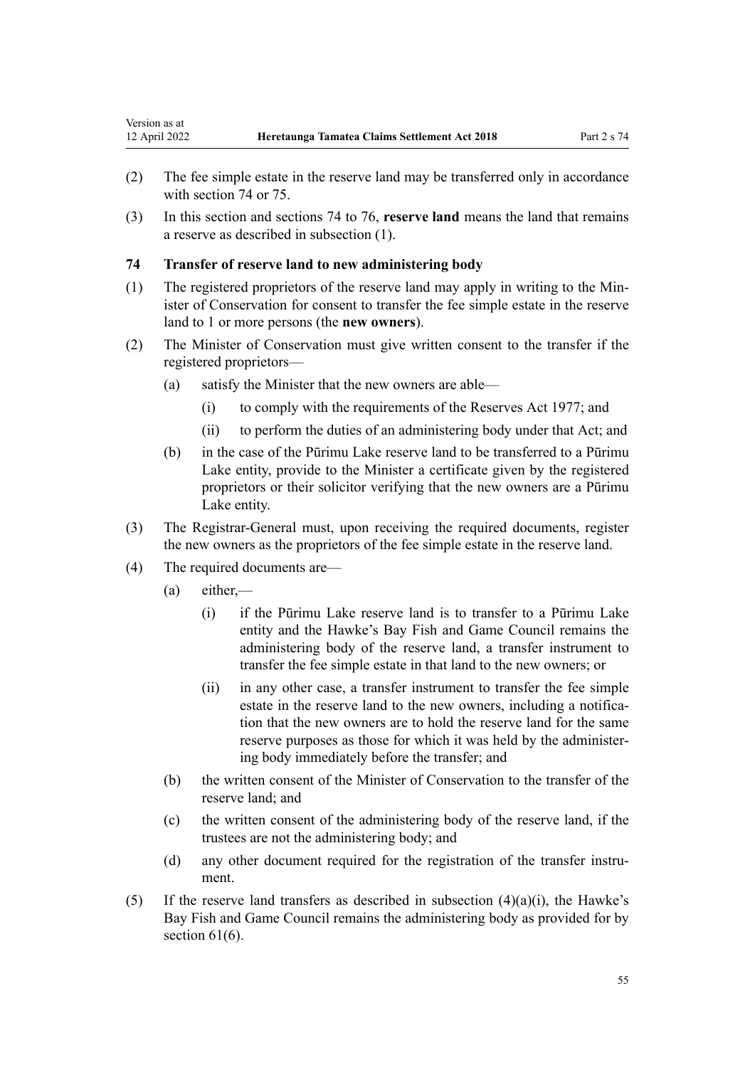(2) The fee simple estate in the reserve land may be transferred only in accordance with section 74 or 75.

(3) In this section and sections 74 to 76, **reserve land** means the land that remains a reserve as described in subsection (1).

### 74 Transfer of reserve land to new administering body

(1) The registered proprietors of the reserve land may apply in writing to the Minister of Conservation for consent to transfer the fee simple estate in the reserve land to 1 or more persons (the **new owners**).

(2) The Minister of Conservation must give written consent to the transfer if the registered proprietors—

- (a) satisfy the Minister that the new owners are able—
  - (i) to comply with the requirements of the Reserves Act 1977; and
  - (ii) to perform the duties of an administering body under that Act; and
- (b) in the case of the Pūrimu Lake reserve land to be transferred to a Pūrimu Lake entity, provide to the Minister a certificate given by the registered proprietors or their solicitor verifying that the new owners are a Pūrimu Lake entity.

(3) The Registrar-General must, upon receiving the required documents, register the new owners as the proprietors of the fee simple estate in the reserve land.

(4) The required documents are—

- (a) either,—
  - (i) if the Pūrimu Lake reserve land is to transfer to a Pūrimu Lake entity and the Hawke's Bay Fish and Game Council remains the administering body of the reserve land, a transfer instrument to transfer the fee simple estate in that land to the new owners; or
  - (ii) in any other case, a transfer instrument to transfer the fee simple estate in the reserve land to the new owners, including a notification that the new owners are to hold the reserve land for the same reserve purposes as those for which it was held by the administering body immediately before the transfer; and
- (b) the written consent of the Minister of Conservation to the transfer of the reserve land; and
- (c) the written consent of the administering body of the reserve land, if the trustees are not the administering body; and
- (d) any other document required for the registration of the transfer instrument.

(5) If the reserve land transfers as described in subsection (4)(a)(i), the Hawke's Bay Fish and Game Council remains the administering body as provided for by section 61(6).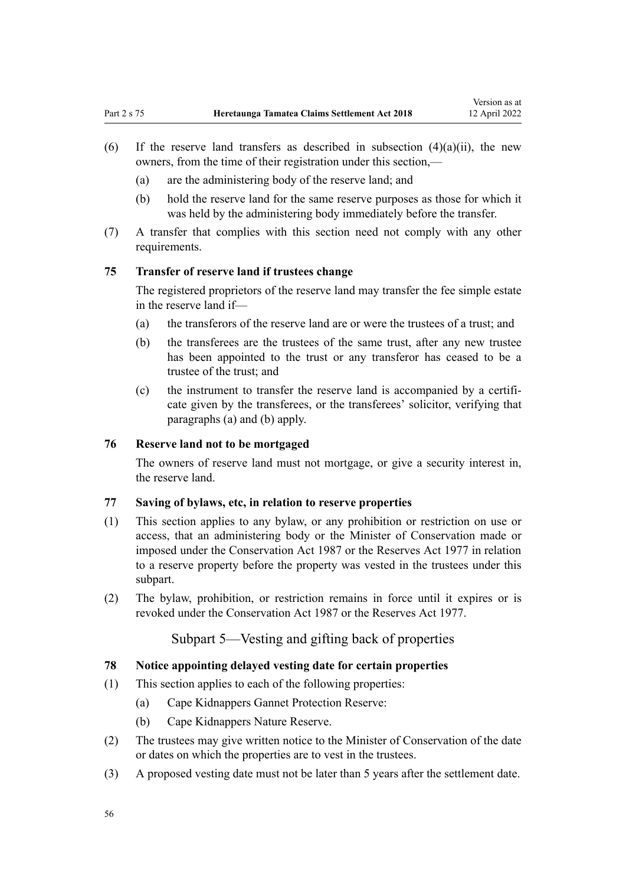(6) If the reserve land transfers as described in subsection (4)(a)(ii), the new owners, from the time of their registration under this section,—

   (a) are the administering body of the reserve land; and

   (b) hold the reserve land for the same reserve purposes as those for which it was held by the administering body immediately before the transfer.

(7) A transfer that complies with this section need not comply with any other requirements.

### 75 Transfer of reserve land if trustees change

The registered proprietors of the reserve land may transfer the fee simple estate in the reserve land if—

   (a) the transferors of the reserve land are or were the trustees of a trust; and

   (b) the transferees are the trustees of the same trust, after any new trustee has been appointed to the trust or any transferor has ceased to be a trustee of the trust; and

   (c) the instrument to transfer the reserve land is accompanied by a certificate given by the transferees, or the transferees' solicitor, verifying that paragraphs (a) and (b) apply.

### 76 Reserve land not to be mortgaged

The owners of reserve land must not mortgage, or give a security interest in, the reserve land.

### 77 Saving of bylaws, etc, in relation to reserve properties

(1) This section applies to any bylaw, or any prohibition or restriction on use or access, that an administering body or the Minister of Conservation made or imposed under the Conservation Act 1987 or the Reserves Act 1977 in relation to a reserve property before the property was vested in the trustees under this subpart.

(2) The bylaw, prohibition, or restriction remains in force until it expires or is revoked under the Conservation Act 1987 or the Reserves Act 1977.

## Subpart 5—Vesting and gifting back of properties

### 78 Notice appointing delayed vesting date for certain properties

(1) This section applies to each of the following properties:

   (a) Cape Kidnappers Gannet Protection Reserve:

   (b) Cape Kidnappers Nature Reserve.

(2) The trustees may give written notice to the Minister of Conservation of the date or dates on which the properties are to vest in the trustees.

(3) A proposed vesting date must not be later than 5 years after the settlement date.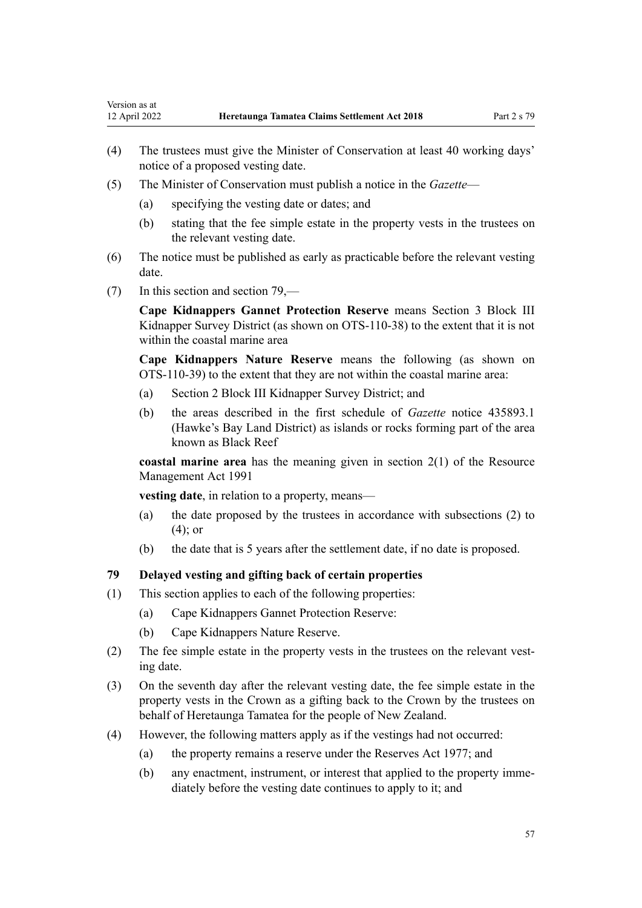(4) The trustees must give the Minister of Conservation at least 40 working days' notice of a proposed vesting date.

(5) The Minister of Conservation must publish a notice in the *Gazette*—

- (a) specifying the vesting date or dates; and
- (b) stating that the fee simple estate in the property vests in the trustees on the relevant vesting date.

(6) The notice must be published as early as practicable before the relevant vesting date.

(7) In this section and section 79,—

**Cape Kidnappers Gannet Protection Reserve** means Section 3 Block III Kidnapper Survey District (as shown on OTS-110-38) to the extent that it is not within the coastal marine area

**Cape Kidnappers Nature Reserve** means the following (as shown on OTS-110-39) to the extent that they are not within the coastal marine area:

- (a) Section 2 Block III Kidnapper Survey District; and
- (b) the areas described in the first schedule of *Gazette* notice 435893.1 (Hawke's Bay Land District) as islands or rocks forming part of the area known as Black Reef

**coastal marine area** has the meaning given in section 2(1) of the Resource Management Act 1991

**vesting date**, in relation to a property, means—

- (a) the date proposed by the trustees in accordance with subsections (2) to (4); or
- (b) the date that is 5 years after the settlement date, if no date is proposed.

### 79 Delayed vesting and gifting back of certain properties

(1) This section applies to each of the following properties:

- (a) Cape Kidnappers Gannet Protection Reserve:
- (b) Cape Kidnappers Nature Reserve.

(2) The fee simple estate in the property vests in the trustees on the relevant vesting date.

(3) On the seventh day after the relevant vesting date, the fee simple estate in the property vests in the Crown as a gifting back to the Crown by the trustees on behalf of Heretaunga Tamatea for the people of New Zealand.

(4) However, the following matters apply as if the vestings had not occurred:

- (a) the property remains a reserve under the Reserves Act 1977; and
- (b) any enactment, instrument, or interest that applied to the property immediately before the vesting date continues to apply to it; and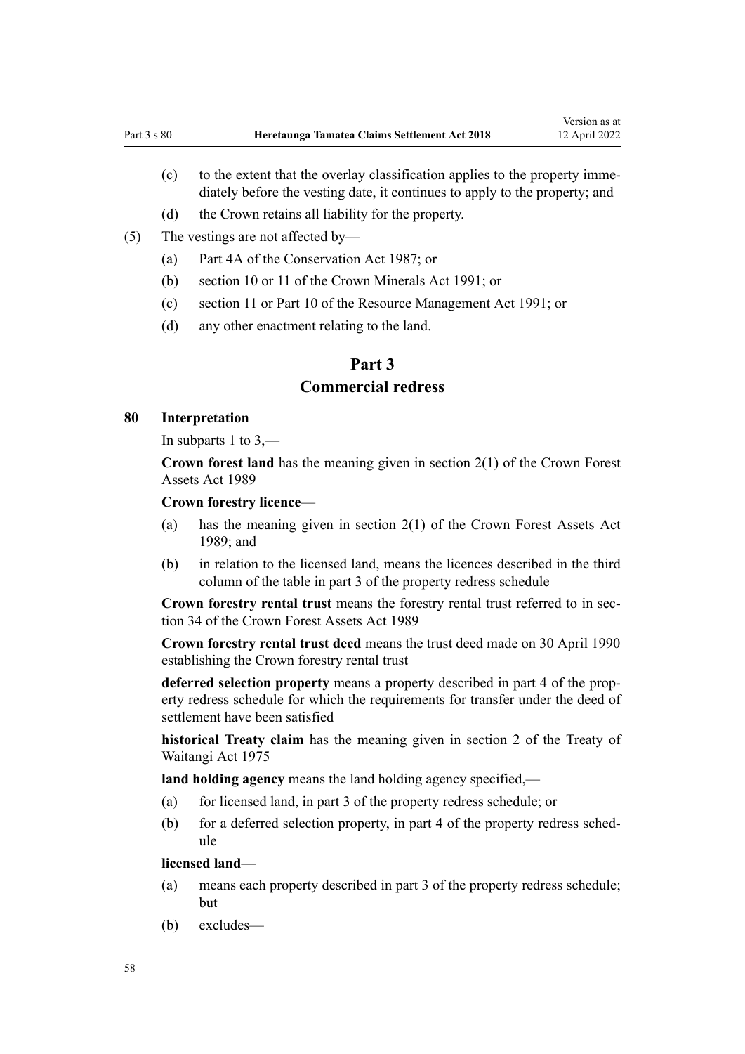(c) to the extent that the overlay classification applies to the property immediately before the vesting date, it continues to apply to the property; and

(d) the Crown retains all liability for the property.

(5) The vestings are not affected by—

(a) Part 4A of the Conservation Act 1987; or

(b) section 10 or 11 of the Crown Minerals Act 1991; or

(c) section 11 or Part 10 of the Resource Management Act 1991; or

(d) any other enactment relating to the land.

# Part 3
# Commercial redress

### 80 Interpretation

In subparts 1 to 3,—

**Crown forest land** has the meaning given in section 2(1) of the Crown Forest Assets Act 1989

**Crown forestry licence**—

(a) has the meaning given in section 2(1) of the Crown Forest Assets Act 1989; and

(b) in relation to the licensed land, means the licences described in the third column of the table in part 3 of the property redress schedule

**Crown forestry rental trust** means the forestry rental trust referred to in section 34 of the Crown Forest Assets Act 1989

**Crown forestry rental trust deed** means the trust deed made on 30 April 1990 establishing the Crown forestry rental trust

**deferred selection property** means a property described in part 4 of the property redress schedule for which the requirements for transfer under the deed of settlement have been satisfied

**historical Treaty claim** has the meaning given in section 2 of the Treaty of Waitangi Act 1975

**land holding agency** means the land holding agency specified,—

(a) for licensed land, in part 3 of the property redress schedule; or

(b) for a deferred selection property, in part 4 of the property redress schedule

**licensed land**—

(a) means each property described in part 3 of the property redress schedule; but

(b) excludes—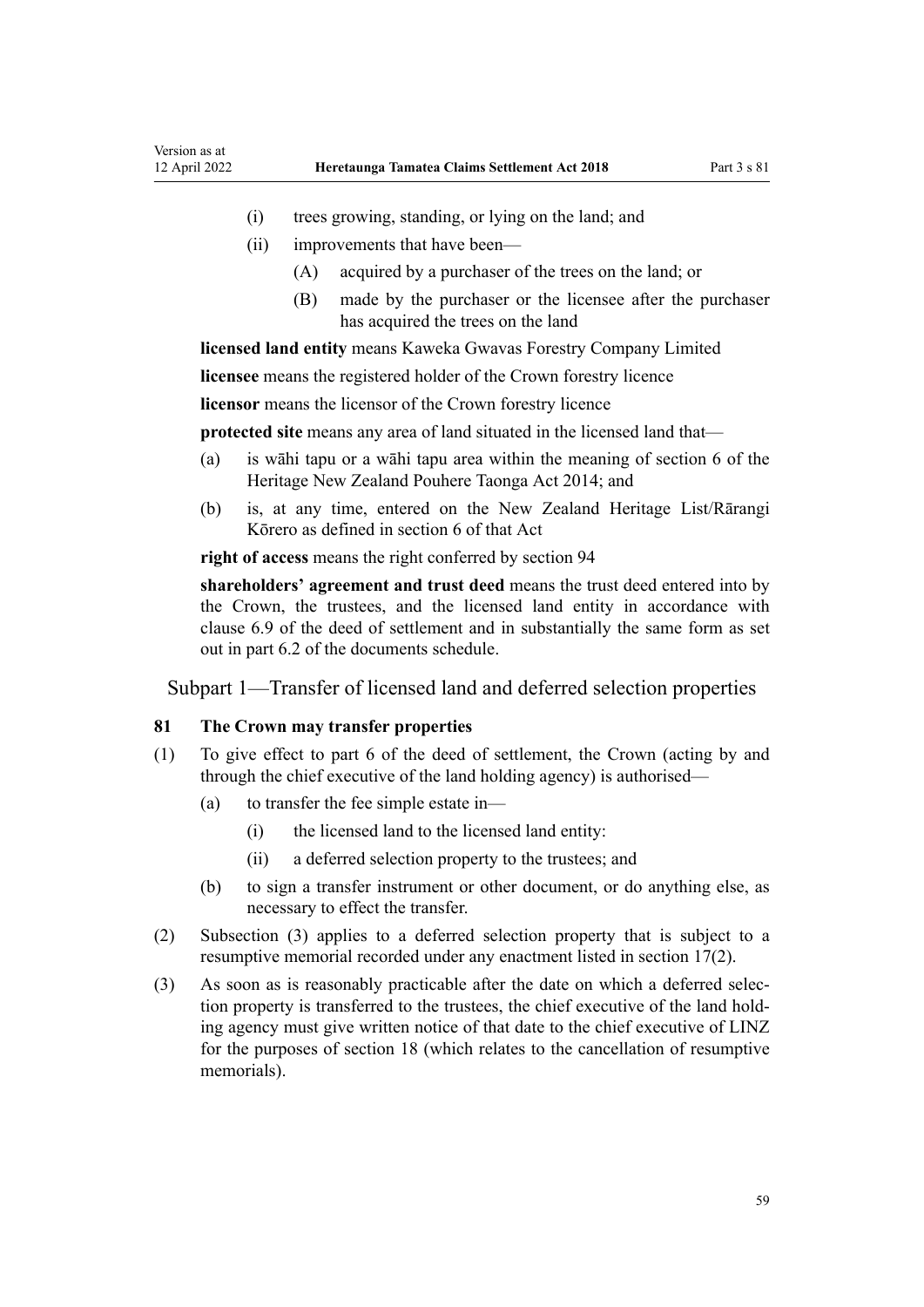- (i) trees growing, standing, or lying on the land; and
- (ii) improvements that have been—
  - (A) acquired by a purchaser of the trees on the land; or
  - (B) made by the purchaser or the licensee after the purchaser has acquired the trees on the land

**licensed land entity** means Kaweka Gwavas Forestry Company Limited

**licensee** means the registered holder of the Crown forestry licence

**licensor** means the licensor of the Crown forestry licence

**protected site** means any area of land situated in the licensed land that—

- (a) is wāhi tapu or a wāhi tapu area within the meaning of section 6 of the Heritage New Zealand Pouhere Taonga Act 2014; and
- (b) is, at any time, entered on the New Zealand Heritage List/Rārangi Kōrero as defined in section 6 of that Act

**right of access** means the right conferred by section 94

**shareholders' agreement and trust deed** means the trust deed entered into by the Crown, the trustees, and the licensed land entity in accordance with clause 6.9 of the deed of settlement and in substantially the same form as set out in part 6.2 of the documents schedule.

## Subpart 1—Transfer of licensed land and deferred selection properties

### 81 The Crown may transfer properties

(1) To give effect to part 6 of the deed of settlement, the Crown (acting by and through the chief executive of the land holding agency) is authorised—

- (a) to transfer the fee simple estate in—
  - (i) the licensed land to the licensed land entity:
  - (ii) a deferred selection property to the trustees; and
- (b) to sign a transfer instrument or other document, or do anything else, as necessary to effect the transfer.

(2) Subsection (3) applies to a deferred selection property that is subject to a resumptive memorial recorded under any enactment listed in section 17(2).

(3) As soon as is reasonably practicable after the date on which a deferred selection property is transferred to the trustees, the chief executive of the land holding agency must give written notice of that date to the chief executive of LINZ for the purposes of section 18 (which relates to the cancellation of resumptive memorials).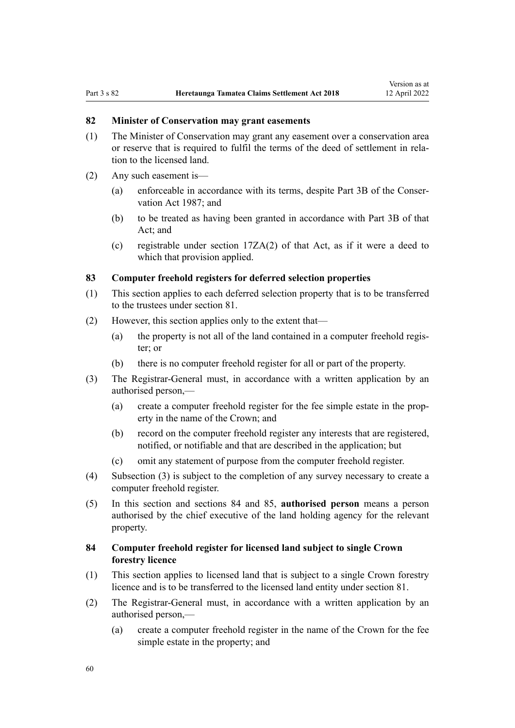### 82 Minister of Conservation may grant easements

(1) The Minister of Conservation may grant any easement over a conservation area or reserve that is required to fulfil the terms of the deed of settlement in relation to the licensed land.

(2) Any such easement is—

(a) enforceable in accordance with its terms, despite Part 3B of the Conservation Act 1987; and

(b) to be treated as having been granted in accordance with Part 3B of that Act; and

(c) registrable under section 17ZA(2) of that Act, as if it were a deed to which that provision applied.

### 83 Computer freehold registers for deferred selection properties

(1) This section applies to each deferred selection property that is to be transferred to the trustees under section 81.

(2) However, this section applies only to the extent that—

(a) the property is not all of the land contained in a computer freehold register; or

(b) there is no computer freehold register for all or part of the property.

(3) The Registrar-General must, in accordance with a written application by an authorised person,—

(a) create a computer freehold register for the fee simple estate in the property in the name of the Crown; and

(b) record on the computer freehold register any interests that are registered, notified, or notifiable and that are described in the application; but

(c) omit any statement of purpose from the computer freehold register.

(4) Subsection (3) is subject to the completion of any survey necessary to create a computer freehold register.

(5) In this section and sections 84 and 85, **authorised person** means a person authorised by the chief executive of the land holding agency for the relevant property.

### 84 Computer freehold register for licensed land subject to single Crown forestry licence

(1) This section applies to licensed land that is subject to a single Crown forestry licence and is to be transferred to the licensed land entity under section 81.

(2) The Registrar-General must, in accordance with a written application by an authorised person,—

(a) create a computer freehold register in the name of the Crown for the fee simple estate in the property; and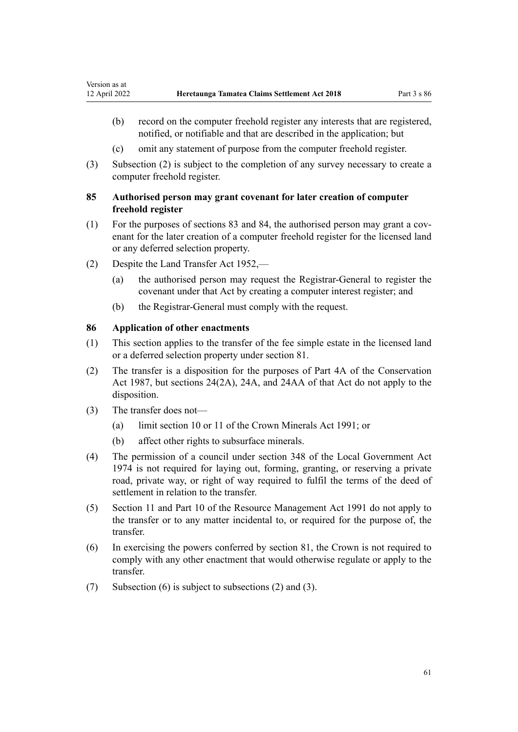(b) record on the computer freehold register any interests that are registered, notified, or notifiable and that are described in the application; but

(c) omit any statement of purpose from the computer freehold register.

(3) Subsection (2) is subject to the completion of any survey necessary to create a computer freehold register.

### 85 Authorised person may grant covenant for later creation of computer freehold register

(1) For the purposes of sections 83 and 84, the authorised person may grant a covenant for the later creation of a computer freehold register for the licensed land or any deferred selection property.

(2) Despite the Land Transfer Act 1952,—

(a) the authorised person may request the Registrar-General to register the covenant under that Act by creating a computer interest register; and

(b) the Registrar-General must comply with the request.

### 86 Application of other enactments

(1) This section applies to the transfer of the fee simple estate in the licensed land or a deferred selection property under section 81.

(2) The transfer is a disposition for the purposes of Part 4A of the Conservation Act 1987, but sections 24(2A), 24A, and 24AA of that Act do not apply to the disposition.

(3) The transfer does not—

(a) limit section 10 or 11 of the Crown Minerals Act 1991; or

(b) affect other rights to subsurface minerals.

(4) The permission of a council under section 348 of the Local Government Act 1974 is not required for laying out, forming, granting, or reserving a private road, private way, or right of way required to fulfil the terms of the deed of settlement in relation to the transfer.

(5) Section 11 and Part 10 of the Resource Management Act 1991 do not apply to the transfer or to any matter incidental to, or required for the purpose of, the transfer.

(6) In exercising the powers conferred by section 81, the Crown is not required to comply with any other enactment that would otherwise regulate or apply to the transfer.

(7) Subsection (6) is subject to subsections (2) and (3).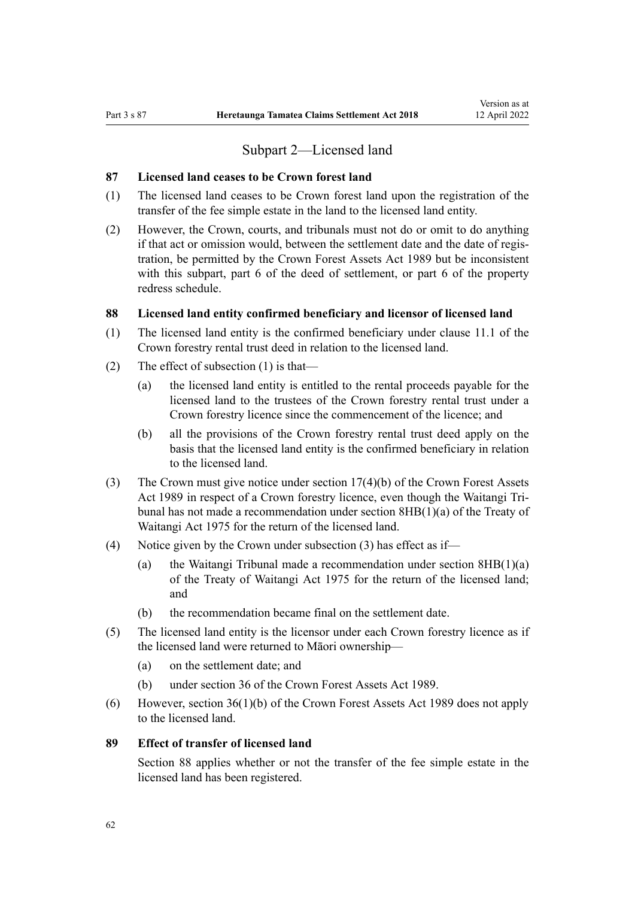## Subpart 2—Licensed land

### 87 Licensed land ceases to be Crown forest land

(1) The licensed land ceases to be Crown forest land upon the registration of the transfer of the fee simple estate in the land to the licensed land entity.

(2) However, the Crown, courts, and tribunals must not do or omit to do anything if that act or omission would, between the settlement date and the date of registration, be permitted by the Crown Forest Assets Act 1989 but be inconsistent with this subpart, part 6 of the deed of settlement, or part 6 of the property redress schedule.

### 88 Licensed land entity confirmed beneficiary and licensor of licensed land

(1) The licensed land entity is the confirmed beneficiary under clause 11.1 of the Crown forestry rental trust deed in relation to the licensed land.

(2) The effect of subsection (1) is that—

(a) the licensed land entity is entitled to the rental proceeds payable for the licensed land to the trustees of the Crown forestry rental trust under a Crown forestry licence since the commencement of the licence; and

(b) all the provisions of the Crown forestry rental trust deed apply on the basis that the licensed land entity is the confirmed beneficiary in relation to the licensed land.

(3) The Crown must give notice under section 17(4)(b) of the Crown Forest Assets Act 1989 in respect of a Crown forestry licence, even though the Waitangi Tribunal has not made a recommendation under section 8HB(1)(a) of the Treaty of Waitangi Act 1975 for the return of the licensed land.

(4) Notice given by the Crown under subsection (3) has effect as if—

(a) the Waitangi Tribunal made a recommendation under section 8HB(1)(a) of the Treaty of Waitangi Act 1975 for the return of the licensed land; and

(b) the recommendation became final on the settlement date.

(5) The licensed land entity is the licensor under each Crown forestry licence as if the licensed land were returned to Māori ownership—

(a) on the settlement date; and

(b) under section 36 of the Crown Forest Assets Act 1989.

(6) However, section 36(1)(b) of the Crown Forest Assets Act 1989 does not apply to the licensed land.

### 89 Effect of transfer of licensed land

Section 88 applies whether or not the transfer of the fee simple estate in the licensed land has been registered.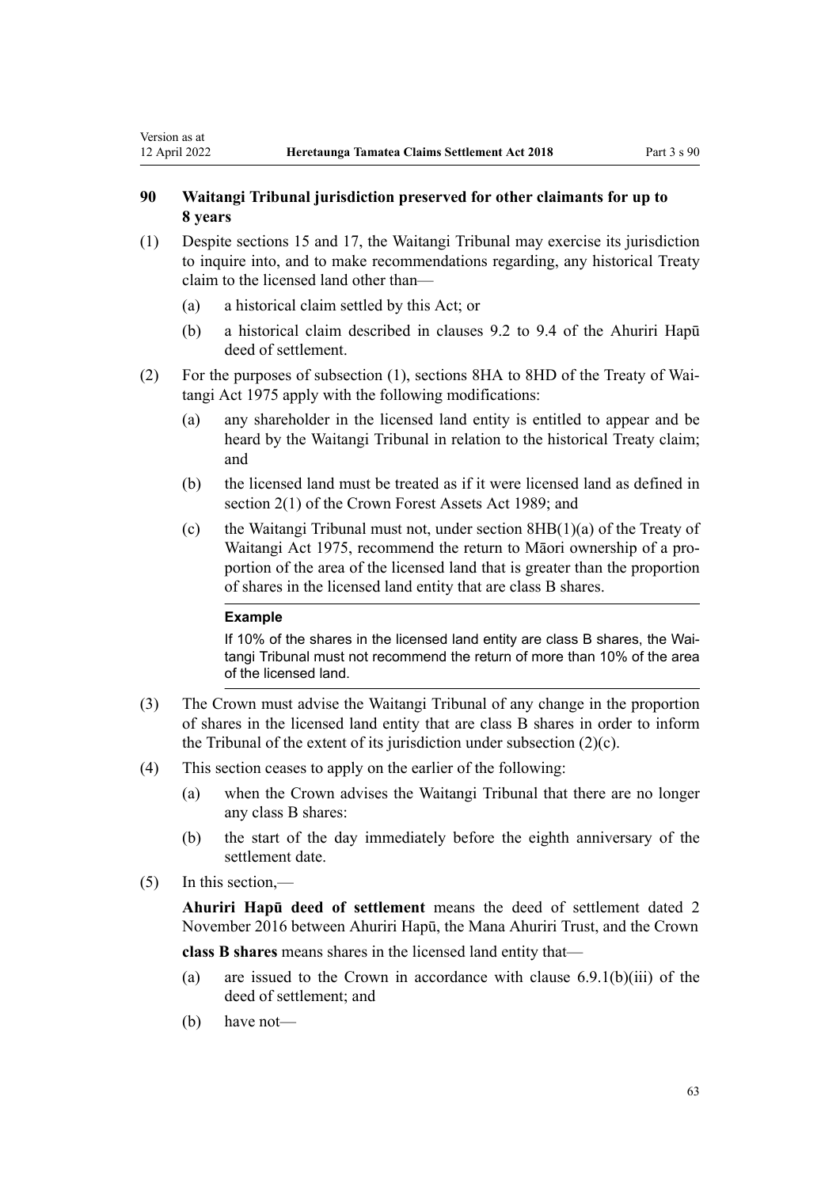### 90 Waitangi Tribunal jurisdiction preserved for other claimants for up to 8 years

(1) Despite sections 15 and 17, the Waitangi Tribunal may exercise its jurisdiction to inquire into, and to make recommendations regarding, any historical Treaty claim to the licensed land other than—

- (a) a historical claim settled by this Act; or
- (b) a historical claim described in clauses 9.2 to 9.4 of the Ahuriri Hapū deed of settlement.

(2) For the purposes of subsection (1), sections 8HA to 8HD of the Treaty of Waitangi Act 1975 apply with the following modifications:

- (a) any shareholder in the licensed land entity is entitled to appear and be heard by the Waitangi Tribunal in relation to the historical Treaty claim; and
- (b) the licensed land must be treated as if it were licensed land as defined in section 2(1) of the Crown Forest Assets Act 1989; and
- (c) the Waitangi Tribunal must not, under section 8HB(1)(a) of the Treaty of Waitangi Act 1975, recommend the return to Māori ownership of a proportion of the area of the licensed land that is greater than the proportion of shares in the licensed land entity that are class B shares.

**Example**

If 10% of the shares in the licensed land entity are class B shares, the Waitangi Tribunal must not recommend the return of more than 10% of the area of the licensed land.

(3) The Crown must advise the Waitangi Tribunal of any change in the proportion of shares in the licensed land entity that are class B shares in order to inform the Tribunal of the extent of its jurisdiction under subsection (2)(c).

(4) This section ceases to apply on the earlier of the following:

- (a) when the Crown advises the Waitangi Tribunal that there are no longer any class B shares:
- (b) the start of the day immediately before the eighth anniversary of the settlement date.

(5) In this section,—

**Ahuriri Hapū deed of settlement** means the deed of settlement dated 2 November 2016 between Ahuriri Hapū, the Mana Ahuriri Trust, and the Crown

**class B shares** means shares in the licensed land entity that—

- (a) are issued to the Crown in accordance with clause 6.9.1(b)(iii) of the deed of settlement; and
- (b) have not—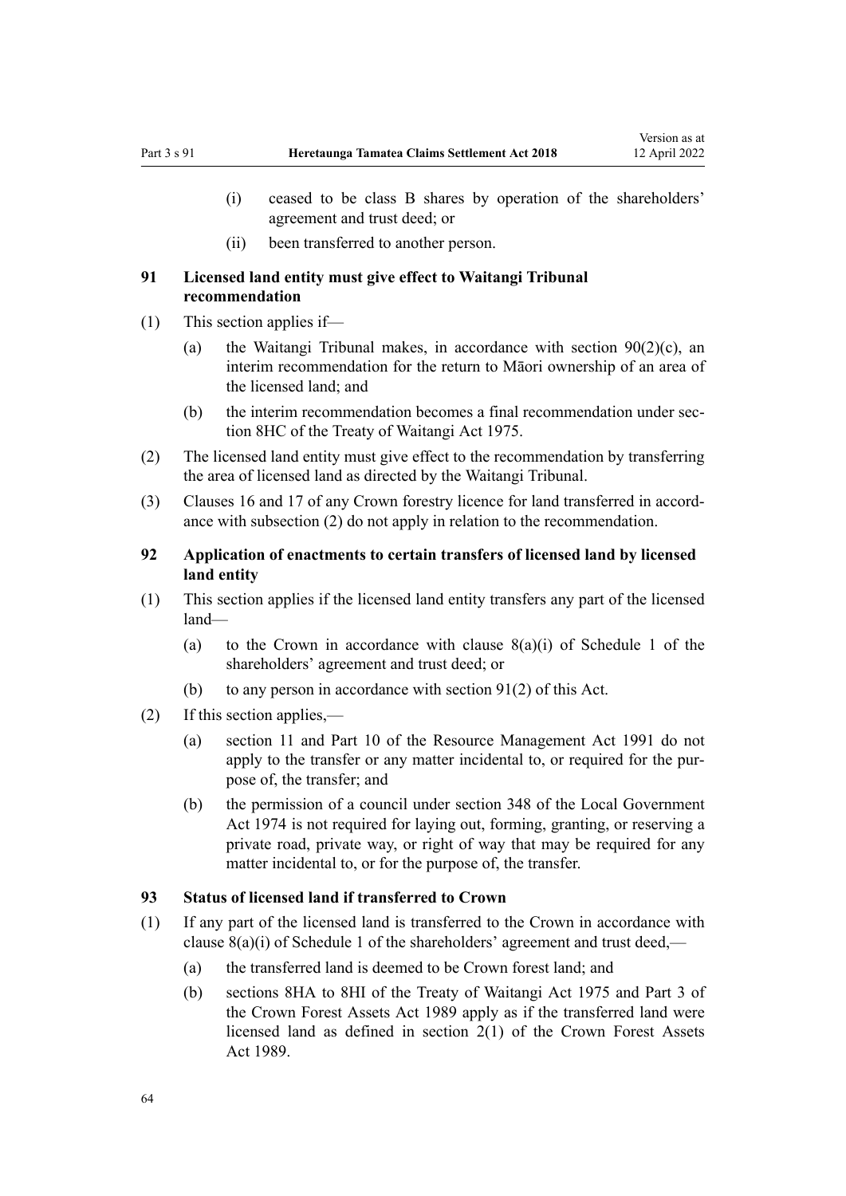- (i) ceased to be class B shares by operation of the shareholders' agreement and trust deed; or
- (ii) been transferred to another person.

### 91 Licensed land entity must give effect to Waitangi Tribunal recommendation

(1) This section applies if—

- (a) the Waitangi Tribunal makes, in accordance with section 90(2)(c), an interim recommendation for the return to Māori ownership of an area of the licensed land; and
- (b) the interim recommendation becomes a final recommendation under section 8HC of the Treaty of Waitangi Act 1975.

(2) The licensed land entity must give effect to the recommendation by transferring the area of licensed land as directed by the Waitangi Tribunal.

(3) Clauses 16 and 17 of any Crown forestry licence for land transferred in accordance with subsection (2) do not apply in relation to the recommendation.

### 92 Application of enactments to certain transfers of licensed land by licensed land entity

(1) This section applies if the licensed land entity transfers any part of the licensed land—

- (a) to the Crown in accordance with clause 8(a)(i) of Schedule 1 of the shareholders' agreement and trust deed; or
- (b) to any person in accordance with section 91(2) of this Act.

(2) If this section applies,—

- (a) section 11 and Part 10 of the Resource Management Act 1991 do not apply to the transfer or any matter incidental to, or required for the purpose of, the transfer; and
- (b) the permission of a council under section 348 of the Local Government Act 1974 is not required for laying out, forming, granting, or reserving a private road, private way, or right of way that may be required for any matter incidental to, or for the purpose of, the transfer.

### 93 Status of licensed land if transferred to Crown

(1) If any part of the licensed land is transferred to the Crown in accordance with clause 8(a)(i) of Schedule 1 of the shareholders' agreement and trust deed,—

- (a) the transferred land is deemed to be Crown forest land; and
- (b) sections 8HA to 8HI of the Treaty of Waitangi Act 1975 and Part 3 of the Crown Forest Assets Act 1989 apply as if the transferred land were licensed land as defined in section 2(1) of the Crown Forest Assets Act 1989.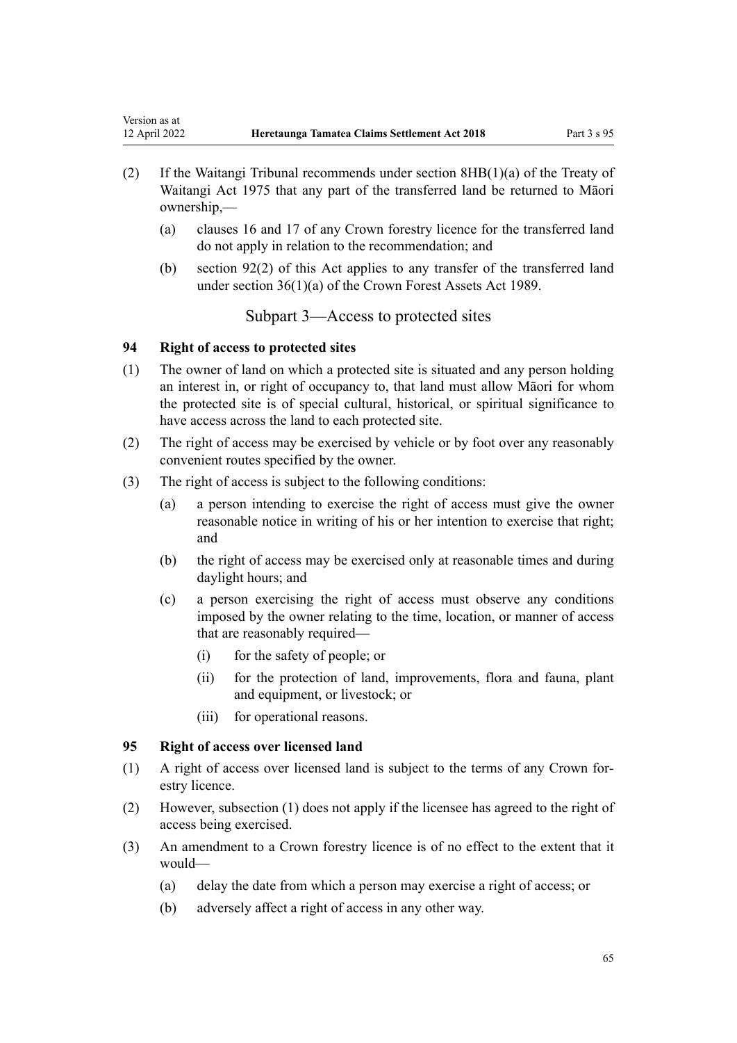(2) If the Waitangi Tribunal recommends under section 8HB(1)(a) of the Treaty of Waitangi Act 1975 that any part of the transferred land be returned to Māori ownership,—

   (a) clauses 16 and 17 of any Crown forestry licence for the transferred land do not apply in relation to the recommendation; and

   (b) section 92(2) of this Act applies to any transfer of the transferred land under section 36(1)(a) of the Crown Forest Assets Act 1989.

## Subpart 3—Access to protected sites

### 94 Right of access to protected sites

(1) The owner of land on which a protected site is situated and any person holding an interest in, or right of occupancy to, that land must allow Māori for whom the protected site is of special cultural, historical, or spiritual significance to have access across the land to each protected site.

(2) The right of access may be exercised by vehicle or by foot over any reasonably convenient routes specified by the owner.

(3) The right of access is subject to the following conditions:

   (a) a person intending to exercise the right of access must give the owner reasonable notice in writing of his or her intention to exercise that right; and

   (b) the right of access may be exercised only at reasonable times and during daylight hours; and

   (c) a person exercising the right of access must observe any conditions imposed by the owner relating to the time, location, or manner of access that are reasonably required—

      (i) for the safety of people; or

      (ii) for the protection of land, improvements, flora and fauna, plant and equipment, or livestock; or

      (iii) for operational reasons.

### 95 Right of access over licensed land

(1) A right of access over licensed land is subject to the terms of any Crown forestry licence.

(2) However, subsection (1) does not apply if the licensee has agreed to the right of access being exercised.

(3) An amendment to a Crown forestry licence is of no effect to the extent that it would—

   (a) delay the date from which a person may exercise a right of access; or

   (b) adversely affect a right of access in any other way.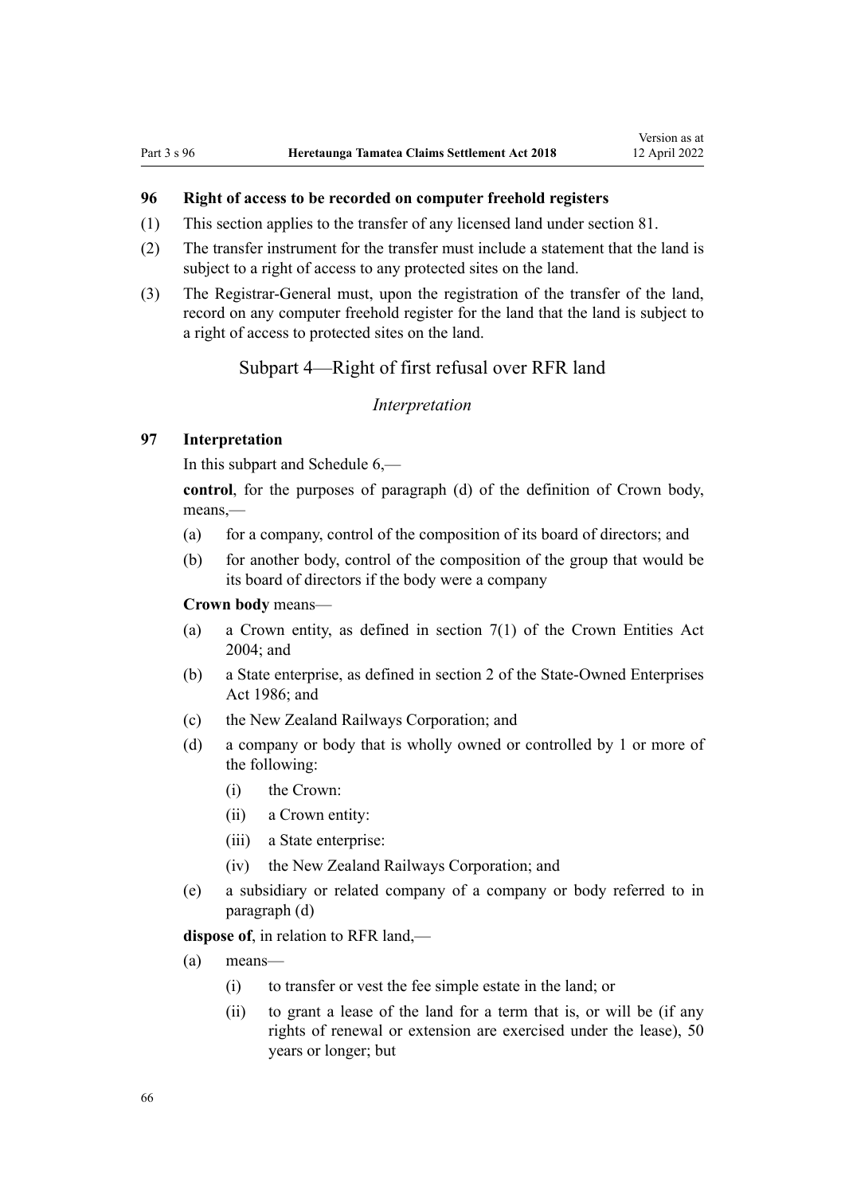### 96 Right of access to be recorded on computer freehold registers

(1) This section applies to the transfer of any licensed land under section 81.

(2) The transfer instrument for the transfer must include a statement that the land is subject to a right of access to any protected sites on the land.

(3) The Registrar-General must, upon the registration of the transfer of the land, record on any computer freehold register for the land that the land is subject to a right of access to protected sites on the land.

## Subpart 4—Right of first refusal over RFR land

*Interpretation*

### 97 Interpretation

In this subpart and Schedule 6,—

**control**, for the purposes of paragraph (d) of the definition of Crown body, means,—

- (a) for a company, control of the composition of its board of directors; and
- (b) for another body, control of the composition of the group that would be its board of directors if the body were a company

**Crown body** means—

- (a) a Crown entity, as defined in section 7(1) of the Crown Entities Act 2004; and
- (b) a State enterprise, as defined in section 2 of the State-Owned Enterprises Act 1986; and
- (c) the New Zealand Railways Corporation; and
- (d) a company or body that is wholly owned or controlled by 1 or more of the following:
  - (i) the Crown:
  - (ii) a Crown entity:
  - (iii) a State enterprise:
  - (iv) the New Zealand Railways Corporation; and
- (e) a subsidiary or related company of a company or body referred to in paragraph (d)

**dispose of**, in relation to RFR land,—

- (a) means—
  - (i) to transfer or vest the fee simple estate in the land; or
  - (ii) to grant a lease of the land for a term that is, or will be (if any rights of renewal or extension are exercised under the lease), 50 years or longer; but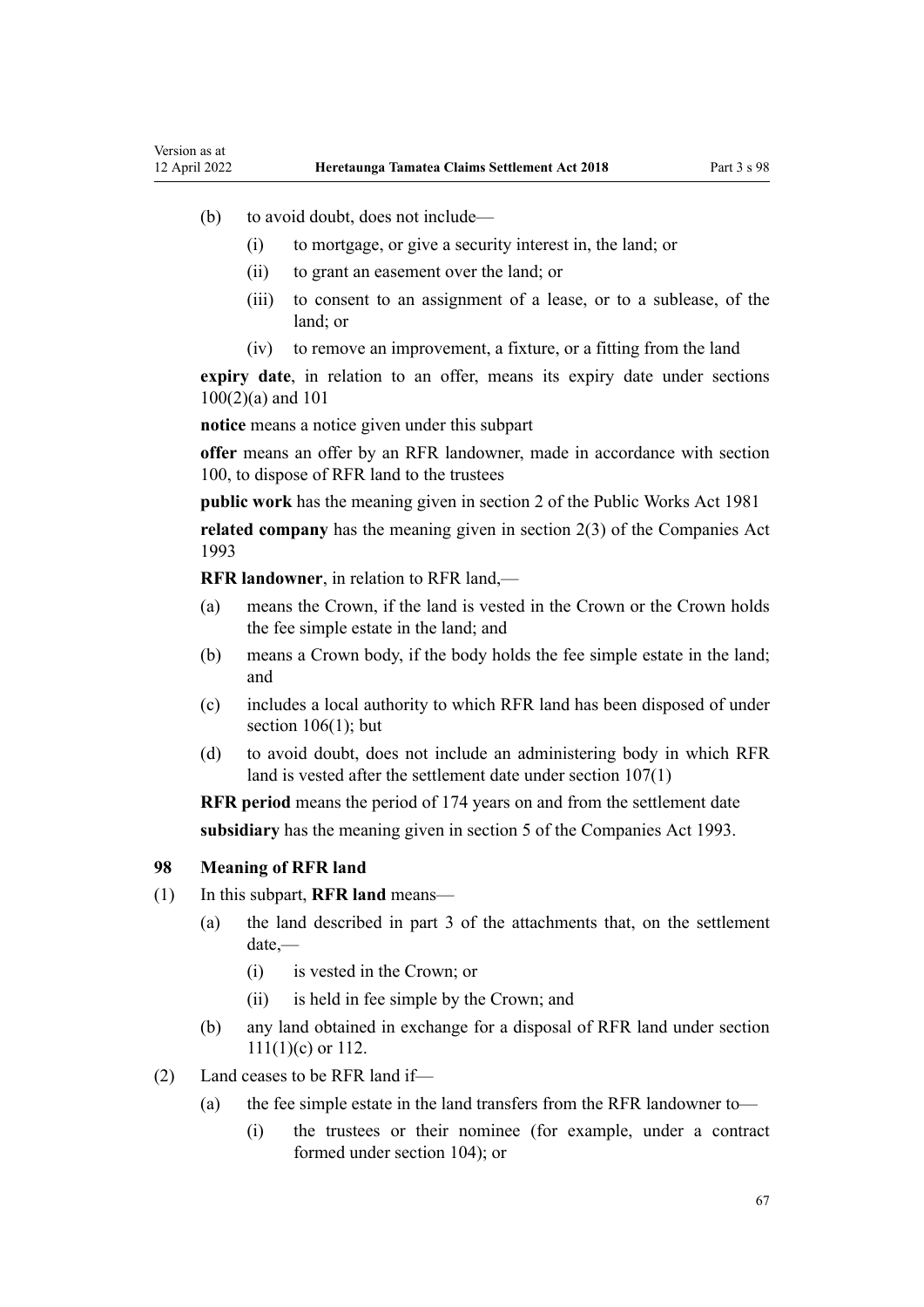- (b) to avoid doubt, does not include—
  - (i) to mortgage, or give a security interest in, the land; or
  - (ii) to grant an easement over the land; or
  - (iii) to consent to an assignment of a lease, or to a sublease, of the land; or
  - (iv) to remove an improvement, a fixture, or a fitting from the land

**expiry date**, in relation to an offer, means its expiry date under sections 100(2)(a) and 101

**notice** means a notice given under this subpart

**offer** means an offer by an RFR landowner, made in accordance with section 100, to dispose of RFR land to the trustees

**public work** has the meaning given in section 2 of the Public Works Act 1981

**related company** has the meaning given in section 2(3) of the Companies Act 1993

**RFR landowner**, in relation to RFR land,—

- (a) means the Crown, if the land is vested in the Crown or the Crown holds the fee simple estate in the land; and
- (b) means a Crown body, if the body holds the fee simple estate in the land; and
- (c) includes a local authority to which RFR land has been disposed of under section 106(1); but
- (d) to avoid doubt, does not include an administering body in which RFR land is vested after the settlement date under section 107(1)

**RFR period** means the period of 174 years on and from the settlement date

**subsidiary** has the meaning given in section 5 of the Companies Act 1993.

### 98 Meaning of RFR land

(1) In this subpart, **RFR land** means—

- (a) the land described in part 3 of the attachments that, on the settlement date,—
  - (i) is vested in the Crown; or
  - (ii) is held in fee simple by the Crown; and
- (b) any land obtained in exchange for a disposal of RFR land under section 111(1)(c) or 112.

(2) Land ceases to be RFR land if—

- (a) the fee simple estate in the land transfers from the RFR landowner to—
  - (i) the trustees or their nominee (for example, under a contract formed under section 104); or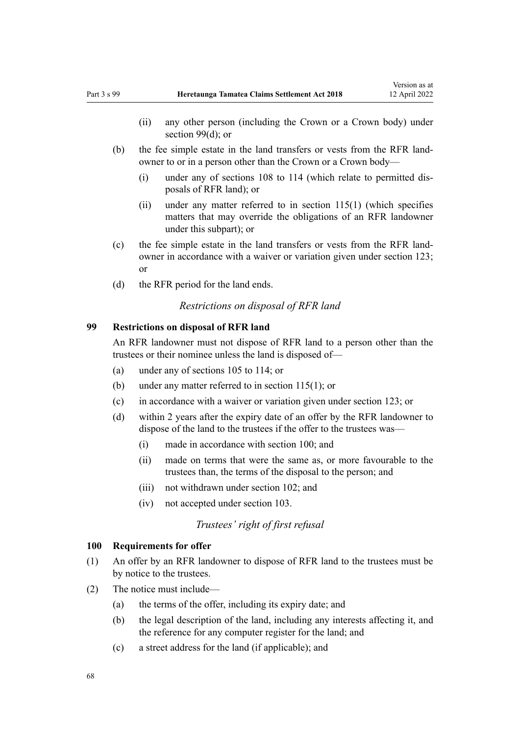(ii) any other person (including the Crown or a Crown body) under section 99(d); or

(b) the fee simple estate in the land transfers or vests from the RFR landowner to or in a person other than the Crown or a Crown body—

(i) under any of sections 108 to 114 (which relate to permitted disposals of RFR land); or

(ii) under any matter referred to in section 115(1) (which specifies matters that may override the obligations of an RFR landowner under this subpart); or

(c) the fee simple estate in the land transfers or vests from the RFR landowner in accordance with a waiver or variation given under section 123; or

(d) the RFR period for the land ends.

*Restrictions on disposal of RFR land*

**99 Restrictions on disposal of RFR land**

An RFR landowner must not dispose of RFR land to a person other than the trustees or their nominee unless the land is disposed of—

(a) under any of sections 105 to 114; or

(b) under any matter referred to in section 115(1); or

(c) in accordance with a waiver or variation given under section 123; or

(d) within 2 years after the expiry date of an offer by the RFR landowner to dispose of the land to the trustees if the offer to the trustees was—

(i) made in accordance with section 100; and

(ii) made on terms that were the same as, or more favourable to the trustees than, the terms of the disposal to the person; and

(iii) not withdrawn under section 102; and

(iv) not accepted under section 103.

*Trustees' right of first refusal*

**100 Requirements for offer**

(1) An offer by an RFR landowner to dispose of RFR land to the trustees must be by notice to the trustees.

(2) The notice must include—

(a) the terms of the offer, including its expiry date; and

(b) the legal description of the land, including any interests affecting it, and the reference for any computer register for the land; and

(c) a street address for the land (if applicable); and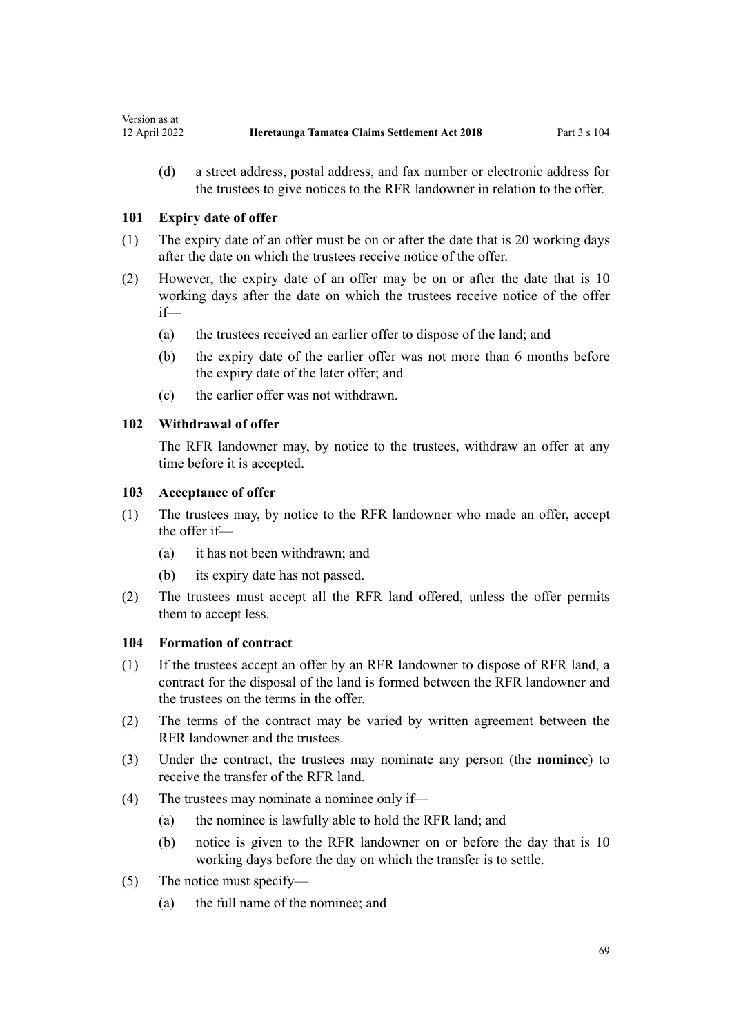(d) a street address, postal address, and fax number or electronic address for the trustees to give notices to the RFR landowner in relation to the offer.

### 101 Expiry date of offer

(1) The expiry date of an offer must be on or after the date that is 20 working days after the date on which the trustees receive notice of the offer.

(2) However, the expiry date of an offer may be on or after the date that is 10 working days after the date on which the trustees receive notice of the offer if—

(a) the trustees received an earlier offer to dispose of the land; and

(b) the expiry date of the earlier offer was not more than 6 months before the expiry date of the later offer; and

(c) the earlier offer was not withdrawn.

### 102 Withdrawal of offer

The RFR landowner may, by notice to the trustees, withdraw an offer at any time before it is accepted.

### 103 Acceptance of offer

(1) The trustees may, by notice to the RFR landowner who made an offer, accept the offer if—

(a) it has not been withdrawn; and

(b) its expiry date has not passed.

(2) The trustees must accept all the RFR land offered, unless the offer permits them to accept less.

### 104 Formation of contract

(1) If the trustees accept an offer by an RFR landowner to dispose of RFR land, a contract for the disposal of the land is formed between the RFR landowner and the trustees on the terms in the offer.

(2) The terms of the contract may be varied by written agreement between the RFR landowner and the trustees.

(3) Under the contract, the trustees may nominate any person (the **nominee**) to receive the transfer of the RFR land.

(4) The trustees may nominate a nominee only if—

(a) the nominee is lawfully able to hold the RFR land; and

(b) notice is given to the RFR landowner on or before the day that is 10 working days before the day on which the transfer is to settle.

(5) The notice must specify—

(a) the full name of the nominee; and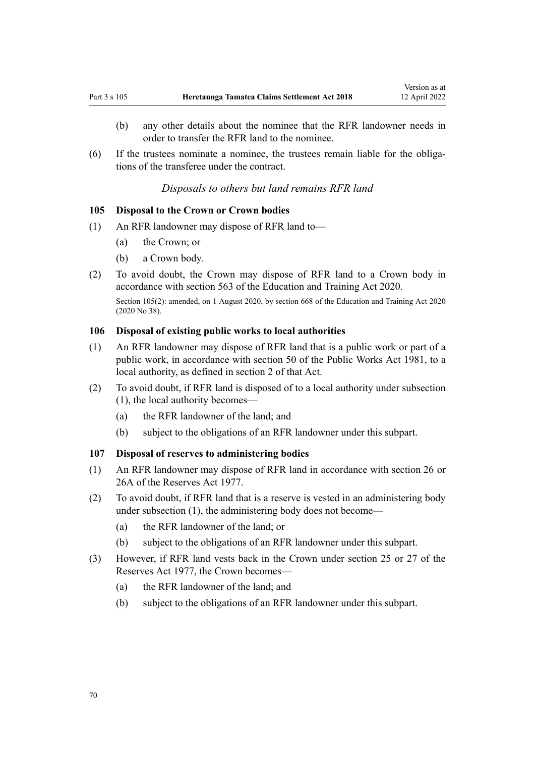(b) any other details about the nominee that the RFR landowner needs in order to transfer the RFR land to the nominee.

(6) If the trustees nominate a nominee, the trustees remain liable for the obligations of the transferee under the contract.

*Disposals to others but land remains RFR land*

### 105 Disposal to the Crown or Crown bodies

(1) An RFR landowner may dispose of RFR land to—

(a) the Crown; or

(b) a Crown body.

(2) To avoid doubt, the Crown may dispose of RFR land to a Crown body in accordance with section 563 of the Education and Training Act 2020.

Section 105(2): amended, on 1 August 2020, by section 668 of the Education and Training Act 2020 (2020 No 38).

### 106 Disposal of existing public works to local authorities

(1) An RFR landowner may dispose of RFR land that is a public work or part of a public work, in accordance with section 50 of the Public Works Act 1981, to a local authority, as defined in section 2 of that Act.

(2) To avoid doubt, if RFR land is disposed of to a local authority under subsection (1), the local authority becomes—

(a) the RFR landowner of the land; and

(b) subject to the obligations of an RFR landowner under this subpart.

### 107 Disposal of reserves to administering bodies

(1) An RFR landowner may dispose of RFR land in accordance with section 26 or 26A of the Reserves Act 1977.

(2) To avoid doubt, if RFR land that is a reserve is vested in an administering body under subsection (1), the administering body does not become—

(a) the RFR landowner of the land; or

(b) subject to the obligations of an RFR landowner under this subpart.

(3) However, if RFR land vests back in the Crown under section 25 or 27 of the Reserves Act 1977, the Crown becomes—

(a) the RFR landowner of the land; and

(b) subject to the obligations of an RFR landowner under this subpart.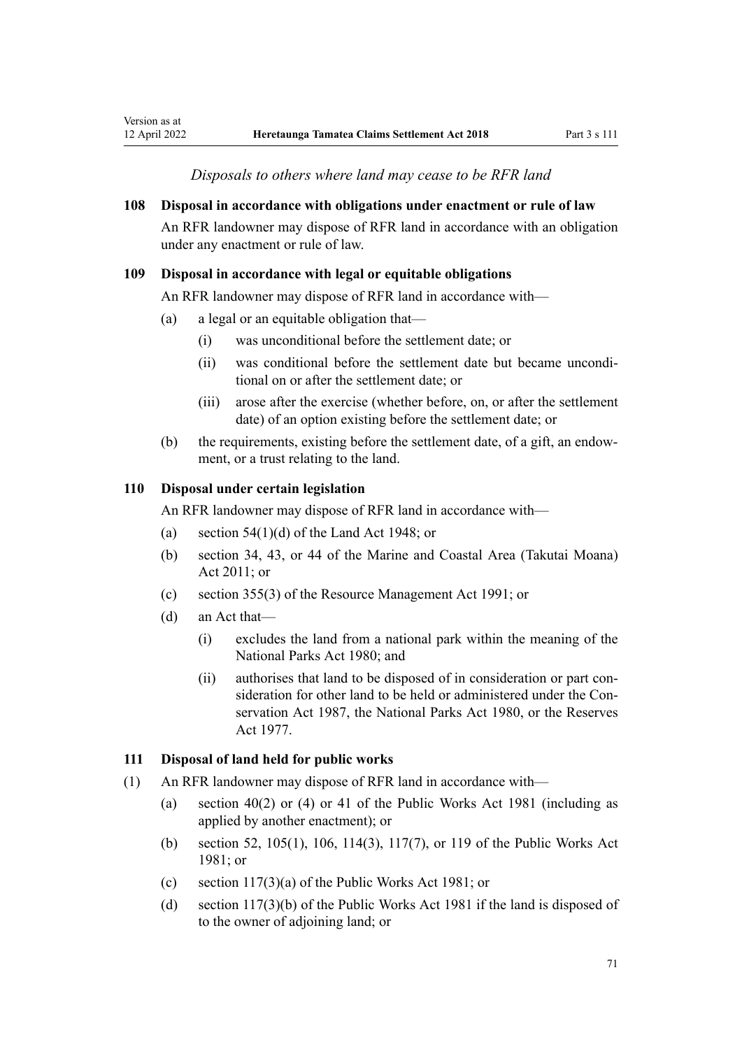*Disposals to others where land may cease to be RFR land*

### 108 Disposal in accordance with obligations under enactment or rule of law

An RFR landowner may dispose of RFR land in accordance with an obligation under any enactment or rule of law.

### 109 Disposal in accordance with legal or equitable obligations

An RFR landowner may dispose of RFR land in accordance with—

- (a) a legal or an equitable obligation that—
  - (i) was unconditional before the settlement date; or
  - (ii) was conditional before the settlement date but became unconditional on or after the settlement date; or
  - (iii) arose after the exercise (whether before, on, or after the settlement date) of an option existing before the settlement date; or
- (b) the requirements, existing before the settlement date, of a gift, an endowment, or a trust relating to the land.

### 110 Disposal under certain legislation

An RFR landowner may dispose of RFR land in accordance with—

- (a) section 54(1)(d) of the Land Act 1948; or
- (b) section 34, 43, or 44 of the Marine and Coastal Area (Takutai Moana) Act 2011; or
- (c) section 355(3) of the Resource Management Act 1991; or
- (d) an Act that—
  - (i) excludes the land from a national park within the meaning of the National Parks Act 1980; and
  - (ii) authorises that land to be disposed of in consideration or part consideration for other land to be held or administered under the Conservation Act 1987, the National Parks Act 1980, or the Reserves Act 1977.

### 111 Disposal of land held for public works

(1) An RFR landowner may dispose of RFR land in accordance with—

- (a) section 40(2) or (4) or 41 of the Public Works Act 1981 (including as applied by another enactment); or
- (b) section 52, 105(1), 106, 114(3), 117(7), or 119 of the Public Works Act 1981; or
- (c) section 117(3)(a) of the Public Works Act 1981; or
- (d) section 117(3)(b) of the Public Works Act 1981 if the land is disposed of to the owner of adjoining land; or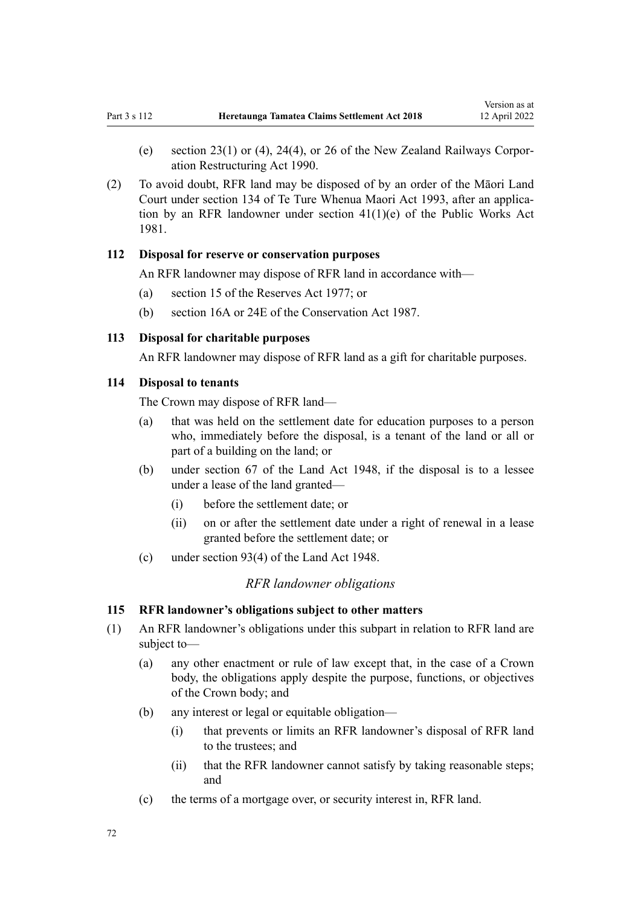(e) section 23(1) or (4), 24(4), or 26 of the New Zealand Railways Corporation Restructuring Act 1990.

(2) To avoid doubt, RFR land may be disposed of by an order of the Māori Land Court under section 134 of Te Ture Whenua Maori Act 1993, after an application by an RFR landowner under section 41(1)(e) of the Public Works Act 1981.

### 112 Disposal for reserve or conservation purposes

An RFR landowner may dispose of RFR land in accordance with—

(a) section 15 of the Reserves Act 1977; or

(b) section 16A or 24E of the Conservation Act 1987.

### 113 Disposal for charitable purposes

An RFR landowner may dispose of RFR land as a gift for charitable purposes.

### 114 Disposal to tenants

The Crown may dispose of RFR land—

(a) that was held on the settlement date for education purposes to a person who, immediately before the disposal, is a tenant of the land or all or part of a building on the land; or

(b) under section 67 of the Land Act 1948, if the disposal is to a lessee under a lease of the land granted—

(i) before the settlement date; or

(ii) on or after the settlement date under a right of renewal in a lease granted before the settlement date; or

(c) under section 93(4) of the Land Act 1948.

*RFR landowner obligations*

### 115 RFR landowner's obligations subject to other matters

(1) An RFR landowner's obligations under this subpart in relation to RFR land are subject to—

(a) any other enactment or rule of law except that, in the case of a Crown body, the obligations apply despite the purpose, functions, or objectives of the Crown body; and

(b) any interest or legal or equitable obligation—

(i) that prevents or limits an RFR landowner's disposal of RFR land to the trustees; and

(ii) that the RFR landowner cannot satisfy by taking reasonable steps; and

(c) the terms of a mortgage over, or security interest in, RFR land.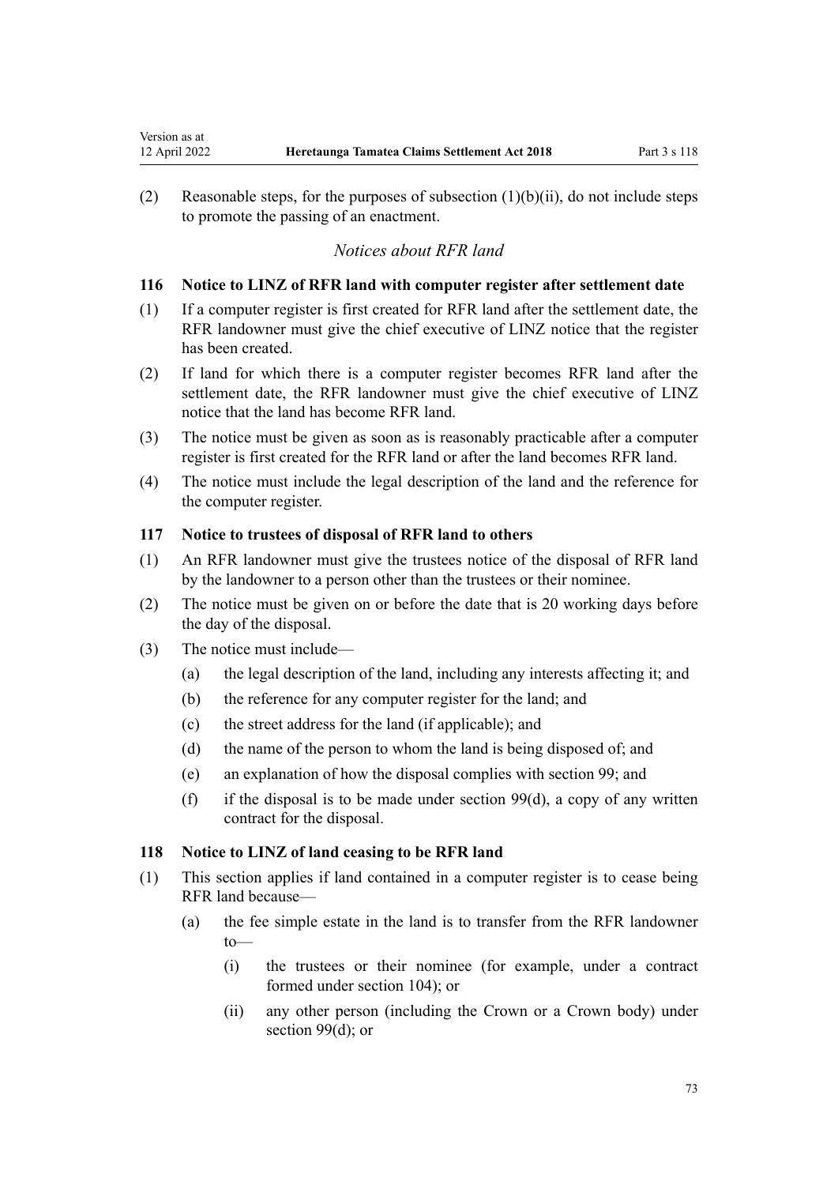(2) Reasonable steps, for the purposes of subsection (1)(b)(ii), do not include steps to promote the passing of an enactment.

### *Notices about RFR land*

### 116 Notice to LINZ of RFR land with computer register after settlement date

(1) If a computer register is first created for RFR land after the settlement date, the RFR landowner must give the chief executive of LINZ notice that the register has been created.

(2) If land for which there is a computer register becomes RFR land after the settlement date, the RFR landowner must give the chief executive of LINZ notice that the land has become RFR land.

(3) The notice must be given as soon as is reasonably practicable after a computer register is first created for the RFR land or after the land becomes RFR land.

(4) The notice must include the legal description of the land and the reference for the computer register.

### 117 Notice to trustees of disposal of RFR land to others

(1) An RFR landowner must give the trustees notice of the disposal of RFR land by the landowner to a person other than the trustees or their nominee.

(2) The notice must be given on or before the date that is 20 working days before the day of the disposal.

(3) The notice must include—

- (a) the legal description of the land, including any interests affecting it; and
- (b) the reference for any computer register for the land; and
- (c) the street address for the land (if applicable); and
- (d) the name of the person to whom the land is being disposed of; and
- (e) an explanation of how the disposal complies with section 99; and
- (f) if the disposal is to be made under section 99(d), a copy of any written contract for the disposal.

### 118 Notice to LINZ of land ceasing to be RFR land

(1) This section applies if land contained in a computer register is to cease being RFR land because—

- (a) the fee simple estate in the land is to transfer from the RFR landowner to—
  - (i) the trustees or their nominee (for example, under a contract formed under section 104); or
  - (ii) any other person (including the Crown or a Crown body) under section 99(d); or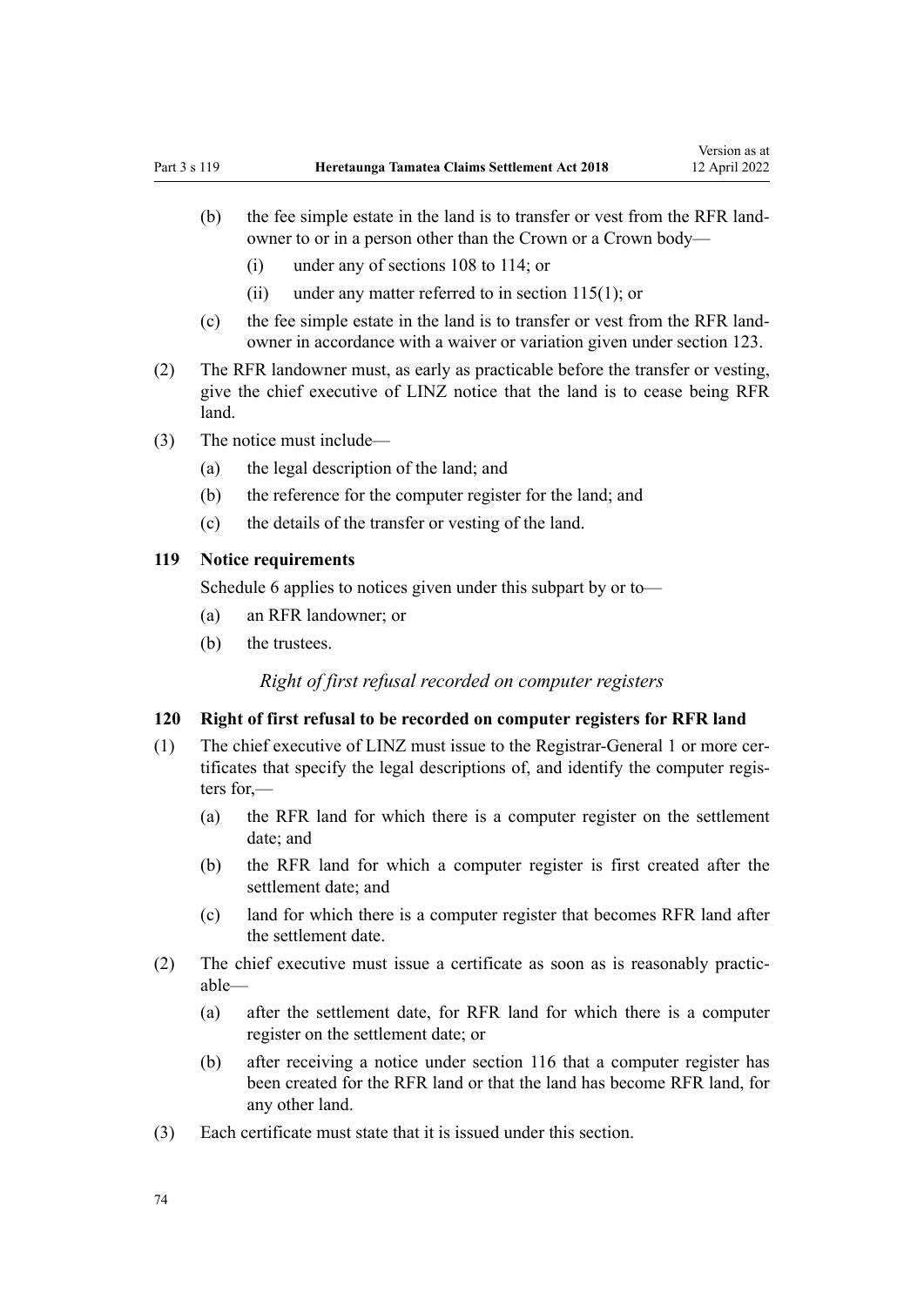(b) the fee simple estate in the land is to transfer or vest from the RFR landowner to or in a person other than the Crown or a Crown body—

(i) under any of sections 108 to 114; or

(ii) under any matter referred to in section 115(1); or

(c) the fee simple estate in the land is to transfer or vest from the RFR landowner in accordance with a waiver or variation given under section 123.

(2) The RFR landowner must, as early as practicable before the transfer or vesting, give the chief executive of LINZ notice that the land is to cease being RFR land.

(3) The notice must include—

(a) the legal description of the land; and

(b) the reference for the computer register for the land; and

(c) the details of the transfer or vesting of the land.

**119 Notice requirements**

Schedule 6 applies to notices given under this subpart by or to—

(a) an RFR landowner; or

(b) the trustees.

*Right of first refusal recorded on computer registers*

**120 Right of first refusal to be recorded on computer registers for RFR land**

(1) The chief executive of LINZ must issue to the Registrar-General 1 or more certificates that specify the legal descriptions of, and identify the computer registers for,—

(a) the RFR land for which there is a computer register on the settlement date; and

(b) the RFR land for which a computer register is first created after the settlement date; and

(c) land for which there is a computer register that becomes RFR land after the settlement date.

(2) The chief executive must issue a certificate as soon as is reasonably practicable—

(a) after the settlement date, for RFR land for which there is a computer register on the settlement date; or

(b) after receiving a notice under section 116 that a computer register has been created for the RFR land or that the land has become RFR land, for any other land.

(3) Each certificate must state that it is issued under this section.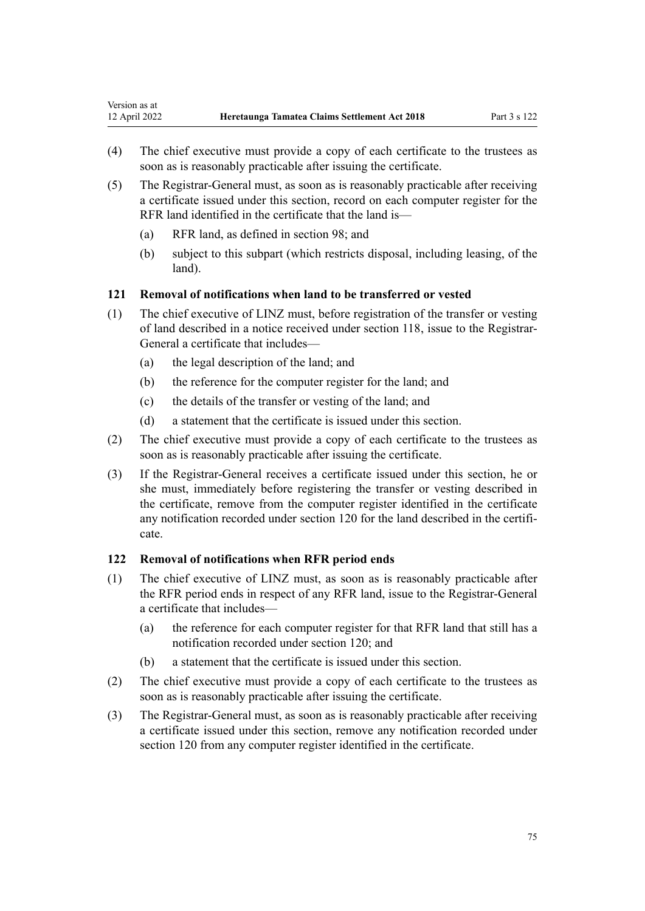(4) The chief executive must provide a copy of each certificate to the trustees as soon as is reasonably practicable after issuing the certificate.

(5) The Registrar-General must, as soon as is reasonably practicable after receiving a certificate issued under this section, record on each computer register for the RFR land identified in the certificate that the land is—

(a) RFR land, as defined in section 98; and

(b) subject to this subpart (which restricts disposal, including leasing, of the land).

### 121 Removal of notifications when land to be transferred or vested

(1) The chief executive of LINZ must, before registration of the transfer or vesting of land described in a notice received under section 118, issue to the Registrar-General a certificate that includes—

(a) the legal description of the land; and

(b) the reference for the computer register for the land; and

(c) the details of the transfer or vesting of the land; and

(d) a statement that the certificate is issued under this section.

(2) The chief executive must provide a copy of each certificate to the trustees as soon as is reasonably practicable after issuing the certificate.

(3) If the Registrar-General receives a certificate issued under this section, he or she must, immediately before registering the transfer or vesting described in the certificate, remove from the computer register identified in the certificate any notification recorded under section 120 for the land described in the certificate.

### 122 Removal of notifications when RFR period ends

(1) The chief executive of LINZ must, as soon as is reasonably practicable after the RFR period ends in respect of any RFR land, issue to the Registrar-General a certificate that includes—

(a) the reference for each computer register for that RFR land that still has a notification recorded under section 120; and

(b) a statement that the certificate is issued under this section.

(2) The chief executive must provide a copy of each certificate to the trustees as soon as is reasonably practicable after issuing the certificate.

(3) The Registrar-General must, as soon as is reasonably practicable after receiving a certificate issued under this section, remove any notification recorded under section 120 from any computer register identified in the certificate.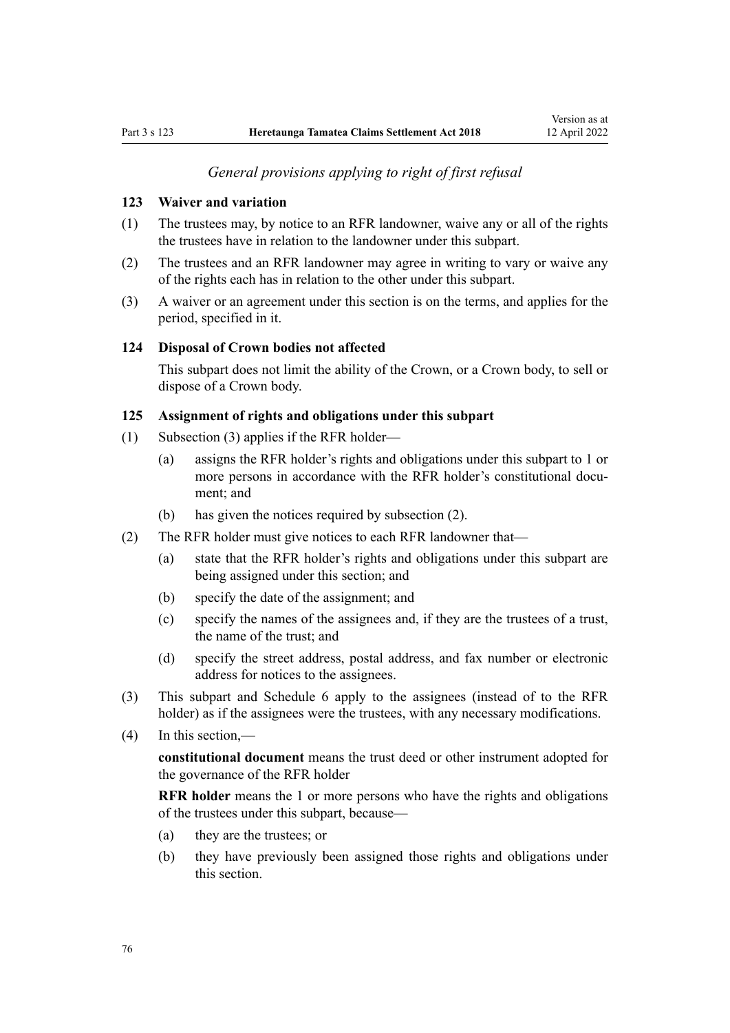*General provisions applying to right of first refusal*

### 123 Waiver and variation

(1) The trustees may, by notice to an RFR landowner, waive any or all of the rights the trustees have in relation to the landowner under this subpart.

(2) The trustees and an RFR landowner may agree in writing to vary or waive any of the rights each has in relation to the other under this subpart.

(3) A waiver or an agreement under this section is on the terms, and applies for the period, specified in it.

### 124 Disposal of Crown bodies not affected

This subpart does not limit the ability of the Crown, or a Crown body, to sell or dispose of a Crown body.

### 125 Assignment of rights and obligations under this subpart

(1) Subsection (3) applies if the RFR holder—

- (a) assigns the RFR holder's rights and obligations under this subpart to 1 or more persons in accordance with the RFR holder's constitutional document; and
- (b) has given the notices required by subsection (2).

(2) The RFR holder must give notices to each RFR landowner that—

- (a) state that the RFR holder's rights and obligations under this subpart are being assigned under this section; and
- (b) specify the date of the assignment; and
- (c) specify the names of the assignees and, if they are the trustees of a trust, the name of the trust; and
- (d) specify the street address, postal address, and fax number or electronic address for notices to the assignees.

(3) This subpart and Schedule 6 apply to the assignees (instead of to the RFR holder) as if the assignees were the trustees, with any necessary modifications.

(4) In this section,—

**constitutional document** means the trust deed or other instrument adopted for the governance of the RFR holder

**RFR holder** means the 1 or more persons who have the rights and obligations of the trustees under this subpart, because—

- (a) they are the trustees; or
- (b) they have previously been assigned those rights and obligations under this section.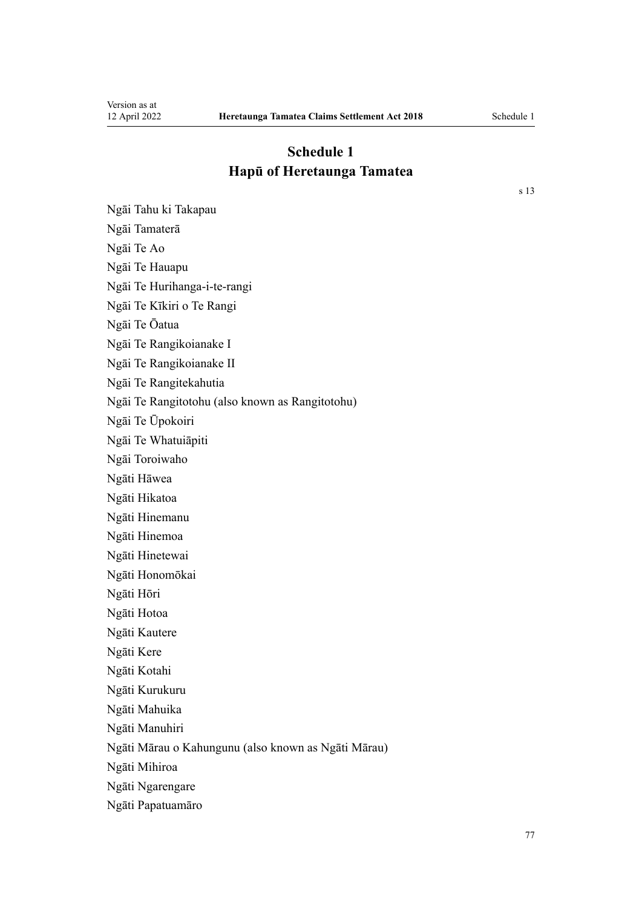# Schedule 1
## Hapū of Heretaunga Tamatea

s 13

Ngāi Tahu ki Takapau

Ngāi Tamaterā

Ngāi Te Ao

Ngāi Te Hauapu

Ngāi Te Hurihanga-i-te-rangi

Ngāi Te Kīkiri o Te Rangi

Ngāi Te Ōatua

Ngāi Te Rangikoianake I

Ngāi Te Rangikoianake II

Ngāi Te Rangitekahutia

Ngāi Te Rangitotohu (also known as Rangitotohu)

Ngāi Te Ūpokoiri

Ngāi Te Whatuiāpiti

Ngāi Toroiwaho

Ngāti Hāwea

Ngāti Hikatoa

Ngāti Hinemanu

Ngāti Hinemoa

Ngāti Hinetewai

Ngāti Honomōkai

Ngāti Hōri

Ngāti Hotoa

Ngāti Kautere

Ngāti Kere

Ngāti Kotahi

Ngāti Kurukuru

Ngāti Mahuika

Ngāti Manuhiri

Ngāti Mārau o Kahungunu (also known as Ngāti Mārau)

Ngāti Mihiroa

Ngāti Ngarengare

Ngāti Papatuamāro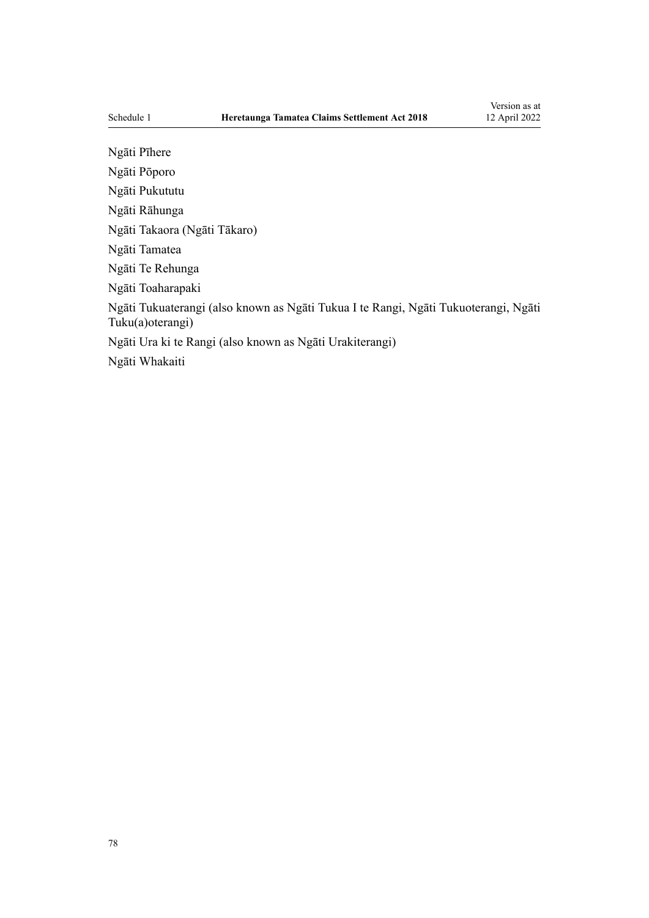Ngāti Pīhere

Ngāti Pōporo

Ngāti Pukututu

Ngāti Rāhunga

Ngāti Takaora (Ngāti Tākaro)

Ngāti Tamatea

Ngāti Te Rehunga

Ngāti Toaharapaki

Ngāti Tukuaterangi (also known as Ngāti Tukua I te Rangi, Ngāti Tukuoterangi, Ngāti Tuku(a)oterangi)

Ngāti Ura ki te Rangi (also known as Ngāti Urakiterangi)

Ngāti Whakaiti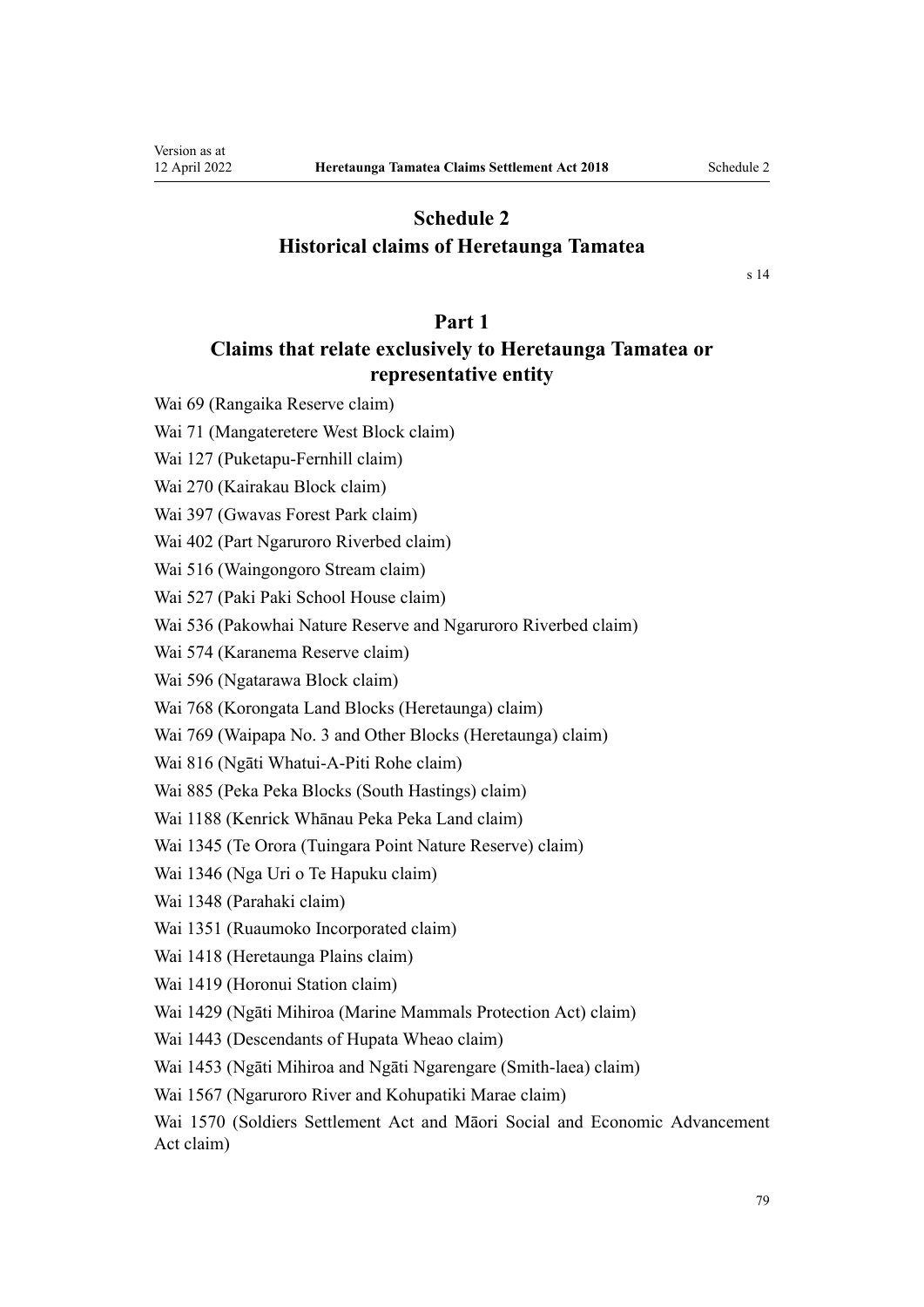# Schedule 2
# Historical claims of Heretaunga Tamatea

s 14

## Part 1
## Claims that relate exclusively to Heretaunga Tamatea or representative entity

Wai 69 (Rangaika Reserve claim)

Wai 71 (Mangateretere West Block claim)

Wai 127 (Puketapu-Fernhill claim)

Wai 270 (Kairakau Block claim)

Wai 397 (Gwavas Forest Park claim)

Wai 402 (Part Ngaruroro Riverbed claim)

Wai 516 (Waingongoro Stream claim)

Wai 527 (Paki Paki School House claim)

Wai 536 (Pakowhai Nature Reserve and Ngaruroro Riverbed claim)

Wai 574 (Karanema Reserve claim)

Wai 596 (Ngatarawa Block claim)

Wai 768 (Korongata Land Blocks (Heretaunga) claim)

Wai 769 (Waipapa No. 3 and Other Blocks (Heretaunga) claim)

Wai 816 (Ngāti Whatui-A-Piti Rohe claim)

Wai 885 (Peka Peka Blocks (South Hastings) claim)

Wai 1188 (Kenrick Whānau Peka Peka Land claim)

Wai 1345 (Te Orora (Tuingara Point Nature Reserve) claim)

Wai 1346 (Nga Uri o Te Hapuku claim)

Wai 1348 (Parahaki claim)

Wai 1351 (Ruaumoko Incorporated claim)

Wai 1418 (Heretaunga Plains claim)

Wai 1419 (Horonui Station claim)

Wai 1429 (Ngāti Mihiroa (Marine Mammals Protection Act) claim)

Wai 1443 (Descendants of Hupata Wheao claim)

Wai 1453 (Ngāti Mihiroa and Ngāti Ngarengare (Smith-laea) claim)

Wai 1567 (Ngaruroro River and Kohupatiki Marae claim)

Wai 1570 (Soldiers Settlement Act and Māori Social and Economic Advancement Act claim)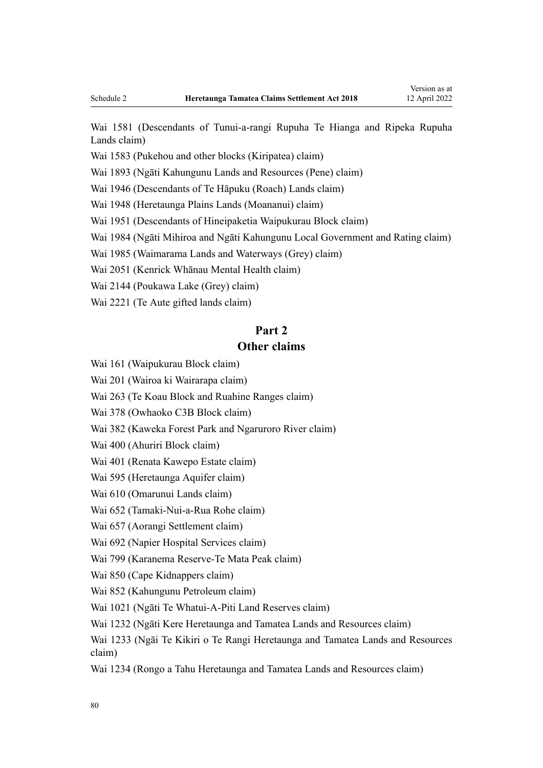Wai 1581 (Descendants of Tunui-a-rangi Rupuha Te Hianga and Ripeka Rupuha Lands claim)

Wai 1583 (Pukehou and other blocks (Kiripatea) claim)

Wai 1893 (Ngāti Kahungunu Lands and Resources (Pene) claim)

Wai 1946 (Descendants of Te Hāpuku (Roach) Lands claim)

Wai 1948 (Heretaunga Plains Lands (Moananui) claim)

Wai 1951 (Descendants of Hineipaketia Waipukurau Block claim)

Wai 1984 (Ngāti Mihiroa and Ngāti Kahungunu Local Government and Rating claim)

Wai 1985 (Waimarama Lands and Waterways (Grey) claim)

Wai 2051 (Kenrick Whānau Mental Health claim)

Wai 2144 (Poukawa Lake (Grey) claim)

Wai 2221 (Te Aute gifted lands claim)

## Part 2
## Other claims

Wai 161 (Waipukurau Block claim)

Wai 201 (Wairoa ki Wairarapa claim)

Wai 263 (Te Koau Block and Ruahine Ranges claim)

Wai 378 (Owhaoko C3B Block claim)

Wai 382 (Kaweka Forest Park and Ngaruroro River claim)

Wai 400 (Ahuriri Block claim)

Wai 401 (Renata Kawepo Estate claim)

Wai 595 (Heretaunga Aquifer claim)

Wai 610 (Omarunui Lands claim)

Wai 652 (Tamaki-Nui-a-Rua Rohe claim)

Wai 657 (Aorangi Settlement claim)

Wai 692 (Napier Hospital Services claim)

Wai 799 (Karanema Reserve-Te Mata Peak claim)

Wai 850 (Cape Kidnappers claim)

Wai 852 (Kahungunu Petroleum claim)

Wai 1021 (Ngāti Te Whatui-A-Piti Land Reserves claim)

Wai 1232 (Ngāti Kere Heretaunga and Tamatea Lands and Resources claim)

Wai 1233 (Ngāi Te Kikiri o Te Rangi Heretaunga and Tamatea Lands and Resources claim)

Wai 1234 (Rongo a Tahu Heretaunga and Tamatea Lands and Resources claim)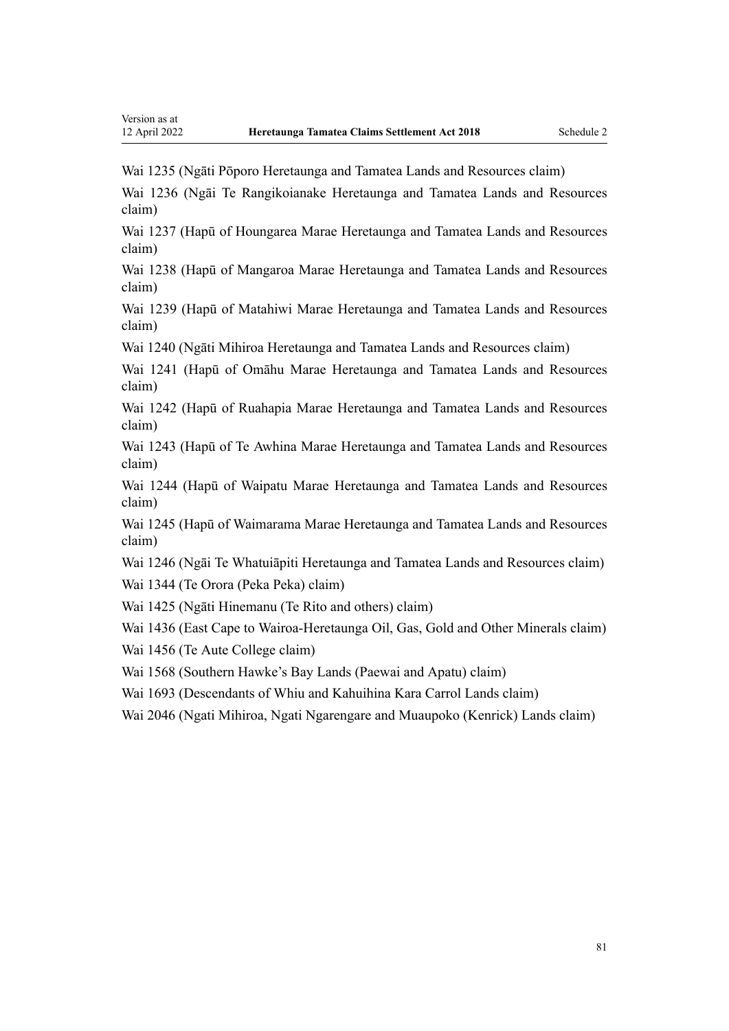Wai 1235 (Ngāti Pōporo Heretaunga and Tamatea Lands and Resources claim)

Wai 1236 (Ngāi Te Rangikoianake Heretaunga and Tamatea Lands and Resources claim)

Wai 1237 (Hapū of Houngarea Marae Heretaunga and Tamatea Lands and Resources claim)

Wai 1238 (Hapū of Mangaroa Marae Heretaunga and Tamatea Lands and Resources claim)

Wai 1239 (Hapū of Matahiwi Marae Heretaunga and Tamatea Lands and Resources claim)

Wai 1240 (Ngāti Mihiroa Heretaunga and Tamatea Lands and Resources claim)

Wai 1241 (Hapū of Omāhu Marae Heretaunga and Tamatea Lands and Resources claim)

Wai 1242 (Hapū of Ruahapia Marae Heretaunga and Tamatea Lands and Resources claim)

Wai 1243 (Hapū of Te Awhina Marae Heretaunga and Tamatea Lands and Resources claim)

Wai 1244 (Hapū of Waipatu Marae Heretaunga and Tamatea Lands and Resources claim)

Wai 1245 (Hapū of Waimarama Marae Heretaunga and Tamatea Lands and Resources claim)

Wai 1246 (Ngāi Te Whatuiāpiti Heretaunga and Tamatea Lands and Resources claim)

Wai 1344 (Te Orora (Peka Peka) claim)

Wai 1425 (Ngāti Hinemanu (Te Rito and others) claim)

Wai 1436 (East Cape to Wairoa-Heretaunga Oil, Gas, Gold and Other Minerals claim)

Wai 1456 (Te Aute College claim)

Wai 1568 (Southern Hawke's Bay Lands (Paewai and Apatu) claim)

Wai 1693 (Descendants of Whiu and Kahuihina Kara Carrol Lands claim)

Wai 2046 (Ngati Mihiroa, Ngati Ngarengare and Muaupoko (Kenrick) Lands claim)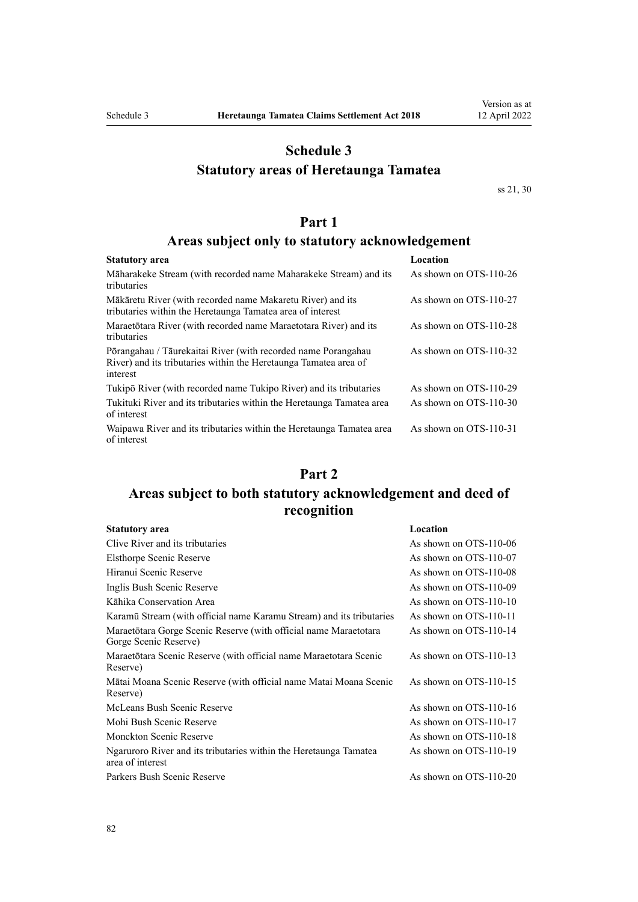# Schedule 3
## Statutory areas of Heretaunga Tamatea

ss 21, 30

### Part 1
### Areas subject only to statutory acknowledgement

| Statutory area | Location |
|---|---|
| Māharakeke Stream (with recorded name Maharakeke Stream) and its tributaries | As shown on OTS-110-26 |
| Mākāretu River (with recorded name Makaretu River) and its tributaries within the Heretaunga Tamatea area of interest | As shown on OTS-110-27 |
| Maraetōtara River (with recorded name Maraetotara River) and its tributaries | As shown on OTS-110-28 |
| Pōrangahau / Tāurekaitai River (with recorded name Porangahau River) and its tributaries within the Heretaunga Tamatea area of interest | As shown on OTS-110-32 |
| Tukipō River (with recorded name Tukipo River) and its tributaries | As shown on OTS-110-29 |
| Tukituki River and its tributaries within the Heretaunga Tamatea area of interest | As shown on OTS-110-30 |
| Waipawa River and its tributaries within the Heretaunga Tamatea area of interest | As shown on OTS-110-31 |

### Part 2
### Areas subject to both statutory acknowledgement and deed of recognition

| Statutory area | Location |
|---|---|
| Clive River and its tributaries | As shown on OTS-110-06 |
| Elsthorpe Scenic Reserve | As shown on OTS-110-07 |
| Hiranui Scenic Reserve | As shown on OTS-110-08 |
| Inglis Bush Scenic Reserve | As shown on OTS-110-09 |
| Kāhika Conservation Area | As shown on OTS-110-10 |
| Karamū Stream (with official name Karamu Stream) and its tributaries | As shown on OTS-110-11 |
| Maraetōtara Gorge Scenic Reserve (with official name Maraetotara Gorge Scenic Reserve) | As shown on OTS-110-14 |
| Maraetōtara Scenic Reserve (with official name Maraetotara Scenic Reserve) | As shown on OTS-110-13 |
| Mātai Moana Scenic Reserve (with official name Matai Moana Scenic Reserve) | As shown on OTS-110-15 |
| McLeans Bush Scenic Reserve | As shown on OTS-110-16 |
| Mohi Bush Scenic Reserve | As shown on OTS-110-17 |
| Monckton Scenic Reserve | As shown on OTS-110-18 |
| Ngaruroro River and its tributaries within the Heretaunga Tamatea area of interest | As shown on OTS-110-19 |
| Parkers Bush Scenic Reserve | As shown on OTS-110-20 |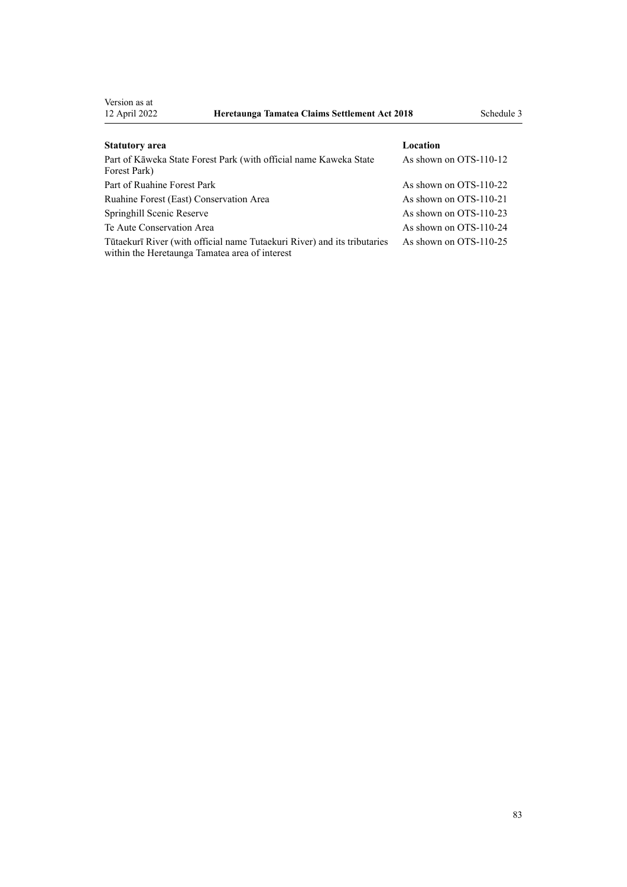| Statutory area | Location |
|---|---|
| Part of Kāweka State Forest Park (with official name Kaweka State Forest Park) | As shown on OTS-110-12 |
| Part of Ruahine Forest Park | As shown on OTS-110-22 |
| Ruahine Forest (East) Conservation Area | As shown on OTS-110-21 |
| Springhill Scenic Reserve | As shown on OTS-110-23 |
| Te Aute Conservation Area | As shown on OTS-110-24 |
| Tūtaekurī River (with official name Tutaekuri River) and its tributaries within the Heretaunga Tamatea area of interest | As shown on OTS-110-25 |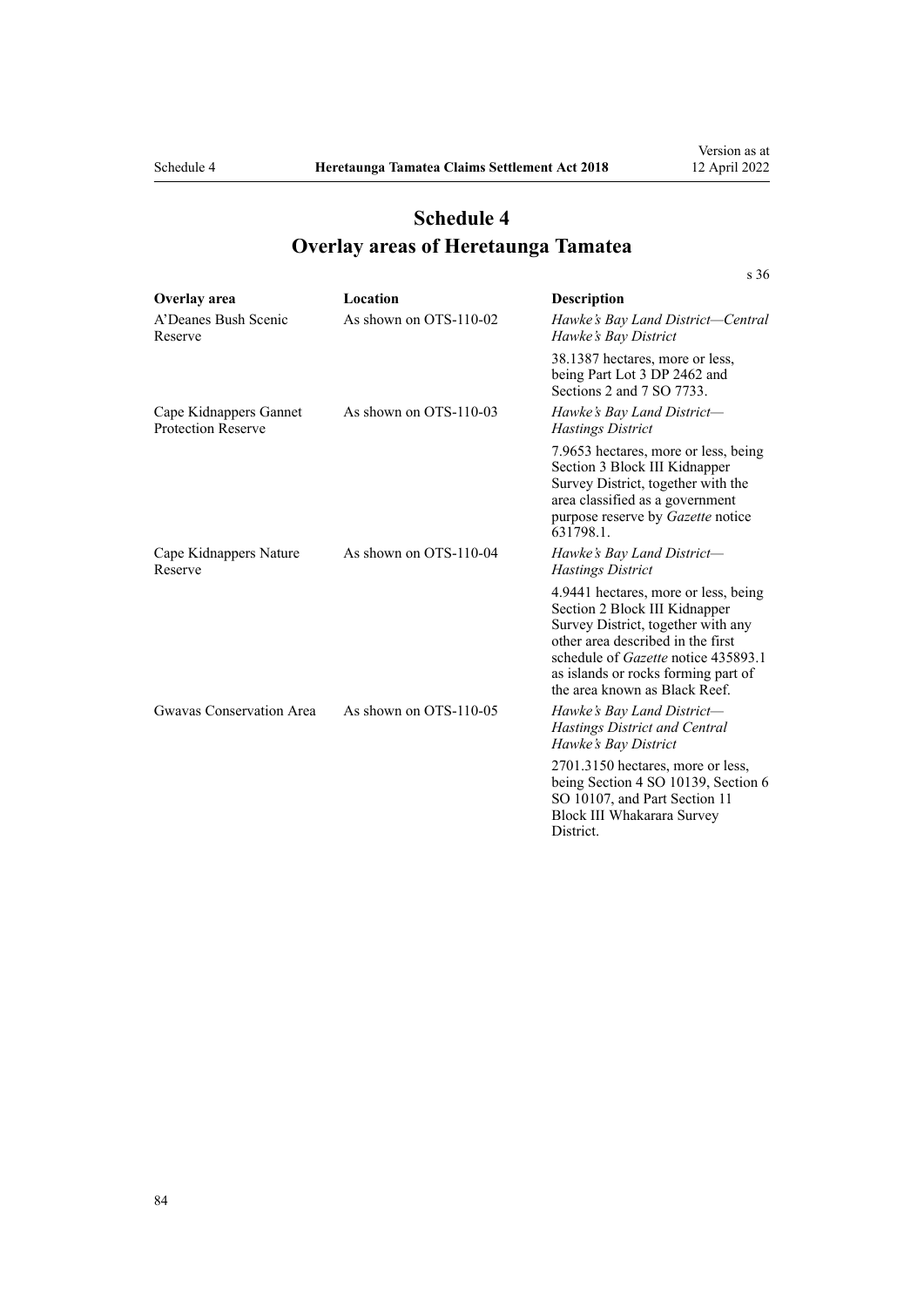# Schedule 4
## Overlay areas of Heretaunga Tamatea

s 36

| Overlay area | Location | Description |
| --- | --- | --- |
| A'Deanes Bush Scenic Reserve | As shown on OTS-110-02 | *Hawke's Bay Land District—Central Hawke's Bay District*<br><br>38.1387 hectares, more or less, being Part Lot 3 DP 2462 and Sections 2 and 7 SO 7733. |
| Cape Kidnappers Gannet Protection Reserve | As shown on OTS-110-03 | *Hawke's Bay Land District—Hastings District*<br><br>7.9653 hectares, more or less, being Section 3 Block III Kidnapper Survey District, together with the area classified as a government purpose reserve by *Gazette* notice 631798.1. |
| Cape Kidnappers Nature Reserve | As shown on OTS-110-04 | *Hawke's Bay Land District—Hastings District*<br><br>4.9441 hectares, more or less, being Section 2 Block III Kidnapper Survey District, together with any other area described in the first schedule of *Gazette* notice 435893.1 as islands or rocks forming part of the area known as Black Reef. |
| Gwavas Conservation Area | As shown on OTS-110-05 | *Hawke's Bay Land District—Hastings District and Central Hawke's Bay District*<br><br>2701.3150 hectares, more or less, being Section 4 SO 10139, Section 6 SO 10107, and Part Section 11 Block III Whakarara Survey District. |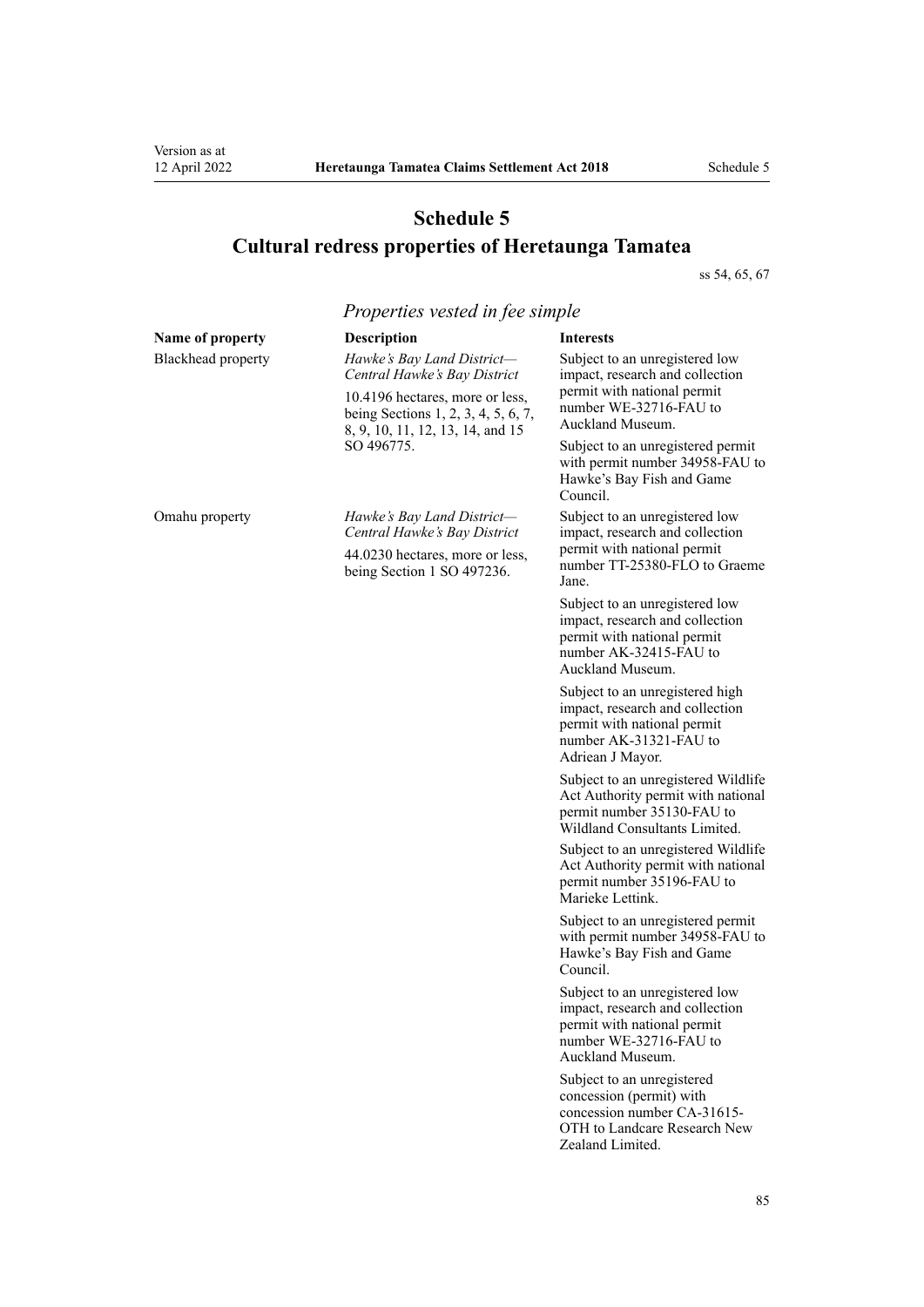# Schedule 5
# Cultural redress properties of Heretaunga Tamatea

ss 54, 65, 67

## *Properties vested in fee simple*

| Name of property | Description | Interests |
|---|---|---|
| Blackhead property | *Hawke's Bay Land District—Central Hawke's Bay District*<br><br>10.4196 hectares, more or less, being Sections 1, 2, 3, 4, 5, 6, 7, 8, 9, 10, 11, 12, 13, 14, and 15 SO 496775. | Subject to an unregistered low impact, research and collection permit with national permit number WE-32716-FAU to Auckland Museum.<br><br>Subject to an unregistered permit with permit number 34958-FAU to Hawke's Bay Fish and Game Council. |
| Omahu property | *Hawke's Bay Land District—Central Hawke's Bay District*<br><br>44.0230 hectares, more or less, being Section 1 SO 497236. | Subject to an unregistered low impact, research and collection permit with national permit number TT-25380-FLO to Graeme Jane.<br><br>Subject to an unregistered low impact, research and collection permit with national permit number AK-32415-FAU to Auckland Museum.<br><br>Subject to an unregistered high impact, research and collection permit with national permit number AK-31321-FAU to Adriean J Mayor.<br><br>Subject to an unregistered Wildlife Act Authority permit with national permit number 35130-FAU to Wildland Consultants Limited.<br><br>Subject to an unregistered Wildlife Act Authority permit with national permit number 35196-FAU to Marieke Lettink.<br><br>Subject to an unregistered permit with permit number 34958-FAU to Hawke's Bay Fish and Game Council.<br><br>Subject to an unregistered low impact, research and collection permit with national permit number WE-32716-FAU to Auckland Museum.<br><br>Subject to an unregistered concession (permit) with concession number CA-31615-OTH to Landcare Research New Zealand Limited. |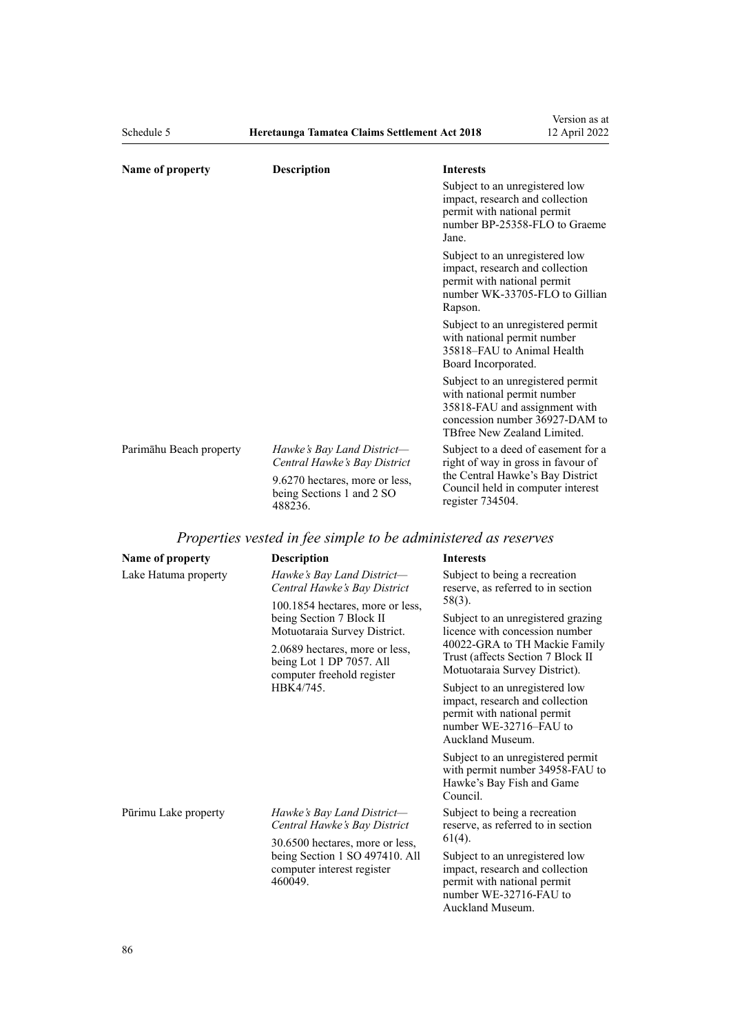| Name of property | Description | Interests |
|---|---|---|
| | | Subject to an unregistered low impact, research and collection permit with national permit number BP-25358-FLO to Graeme Jane. |
| | | Subject to an unregistered low impact, research and collection permit with national permit number WK-33705-FLO to Gillian Rapson. |
| | | Subject to an unregistered permit with national permit number 35818–FAU to Animal Health Board Incorporated. |
| | | Subject to an unregistered permit with national permit number 35818-FAU and assignment with concession number 36927-DAM to TBfree New Zealand Limited. |
| Parimāhu Beach property | *Hawke's Bay Land District—Central Hawke's Bay District*<br>9.6270 hectares, more or less, being Sections 1 and 2 SO 488236. | Subject to a deed of easement for a right of way in gross in favour of the Central Hawke's Bay District Council held in computer interest register 734504. |

## *Properties vested in fee simple to be administered as reserves*

| Name of property | Description | Interests |
|---|---|---|
| Lake Hatuma property | *Hawke's Bay Land District—Central Hawke's Bay District*<br>100.1854 hectares, more or less, being Section 7 Block II Motuotaraia Survey District.<br>2.0689 hectares, more or less, being Lot 1 DP 7057. All computer freehold register HBK4/745. | Subject to being a recreation reserve, as referred to in section 58(3).<br>Subject to an unregistered grazing licence with concession number 40022-GRA to TH Mackie Family Trust (affects Section 7 Block II Motuotaraia Survey District).<br>Subject to an unregistered low impact, research and collection permit with national permit number WE-32716–FAU to Auckland Museum.<br>Subject to an unregistered permit with permit number 34958-FAU to Hawke's Bay Fish and Game Council. |
| Pūrimu Lake property | *Hawke's Bay Land District—Central Hawke's Bay District*<br>30.6500 hectares, more or less, being Section 1 SO 497410. All computer interest register 460049. | Subject to being a recreation reserve, as referred to in section 61(4).<br>Subject to an unregistered low impact, research and collection permit with national permit number WE-32716-FAU to Auckland Museum. |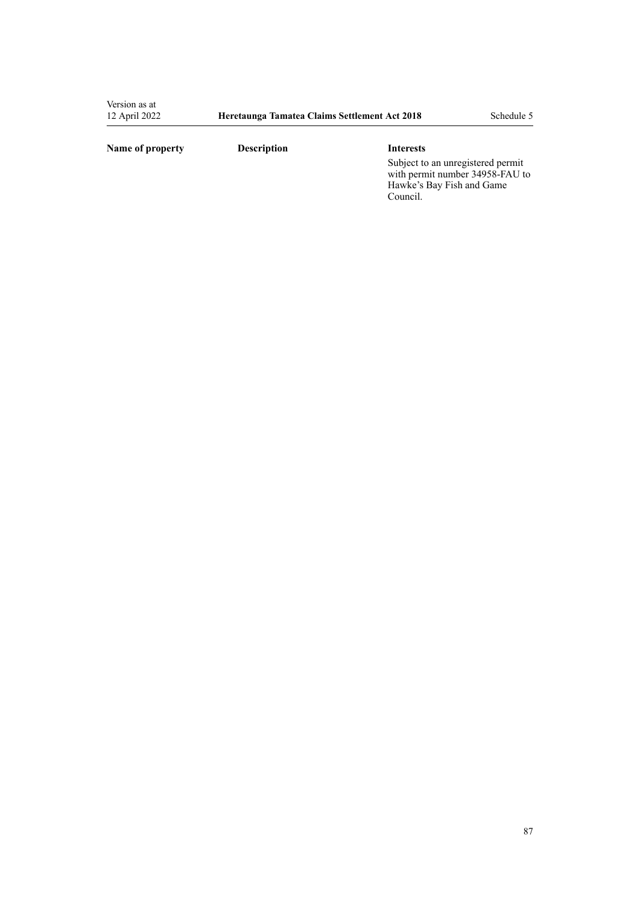| Name of property | Description | Interests |
| --- | --- | --- |
| | | Subject to an unregistered permit with permit number 34958-FAU to Hawke's Bay Fish and Game Council. |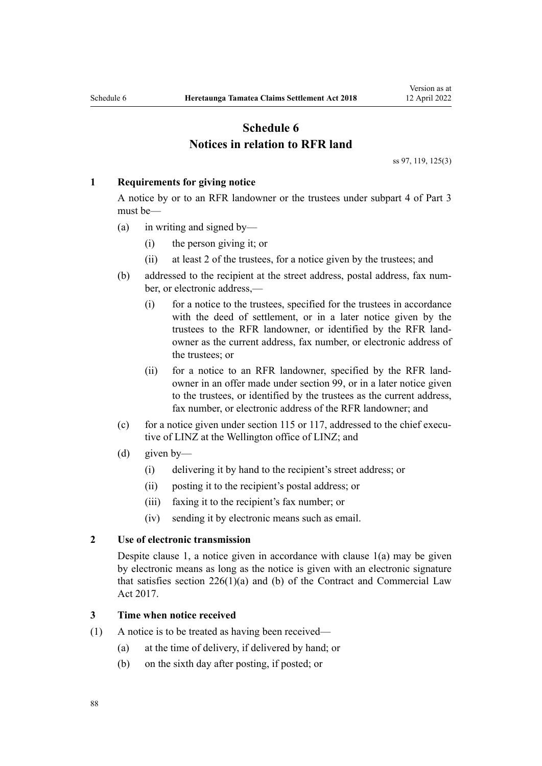# Schedule 6
# Notices in relation to RFR land

ss 97, 119, 125(3)

### 1 Requirements for giving notice

A notice by or to an RFR landowner or the trustees under subpart 4 of Part 3 must be—

- (a) in writing and signed by—
  - (i) the person giving it; or
  - (ii) at least 2 of the trustees, for a notice given by the trustees; and
- (b) addressed to the recipient at the street address, postal address, fax number, or electronic address,—
  - (i) for a notice to the trustees, specified for the trustees in accordance with the deed of settlement, or in a later notice given by the trustees to the RFR landowner, or identified by the RFR landowner as the current address, fax number, or electronic address of the trustees; or
  - (ii) for a notice to an RFR landowner, specified by the RFR landowner in an offer made under section 99, or in a later notice given to the trustees, or identified by the trustees as the current address, fax number, or electronic address of the RFR landowner; and
- (c) for a notice given under section 115 or 117, addressed to the chief executive of LINZ at the Wellington office of LINZ; and
- (d) given by—
  - (i) delivering it by hand to the recipient's street address; or
  - (ii) posting it to the recipient's postal address; or
  - (iii) faxing it to the recipient's fax number; or
  - (iv) sending it by electronic means such as email.

### 2 Use of electronic transmission

Despite clause 1, a notice given in accordance with clause 1(a) may be given by electronic means as long as the notice is given with an electronic signature that satisfies section 226(1)(a) and (b) of the Contract and Commercial Law Act 2017.

### 3 Time when notice received

(1) A notice is to be treated as having been received—

- (a) at the time of delivery, if delivered by hand; or
- (b) on the sixth day after posting, if posted; or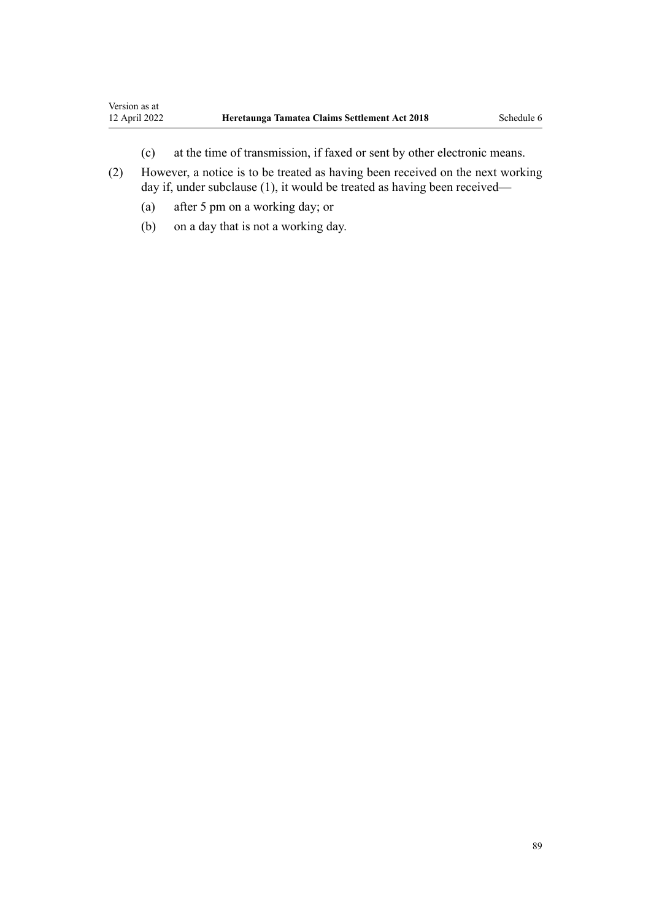(c) at the time of transmission, if faxed or sent by other electronic means.

(2) However, a notice is to be treated as having been received on the next working day if, under subclause (1), it would be treated as having been received—

(a) after 5 pm on a working day; or

(b) on a day that is not a working day.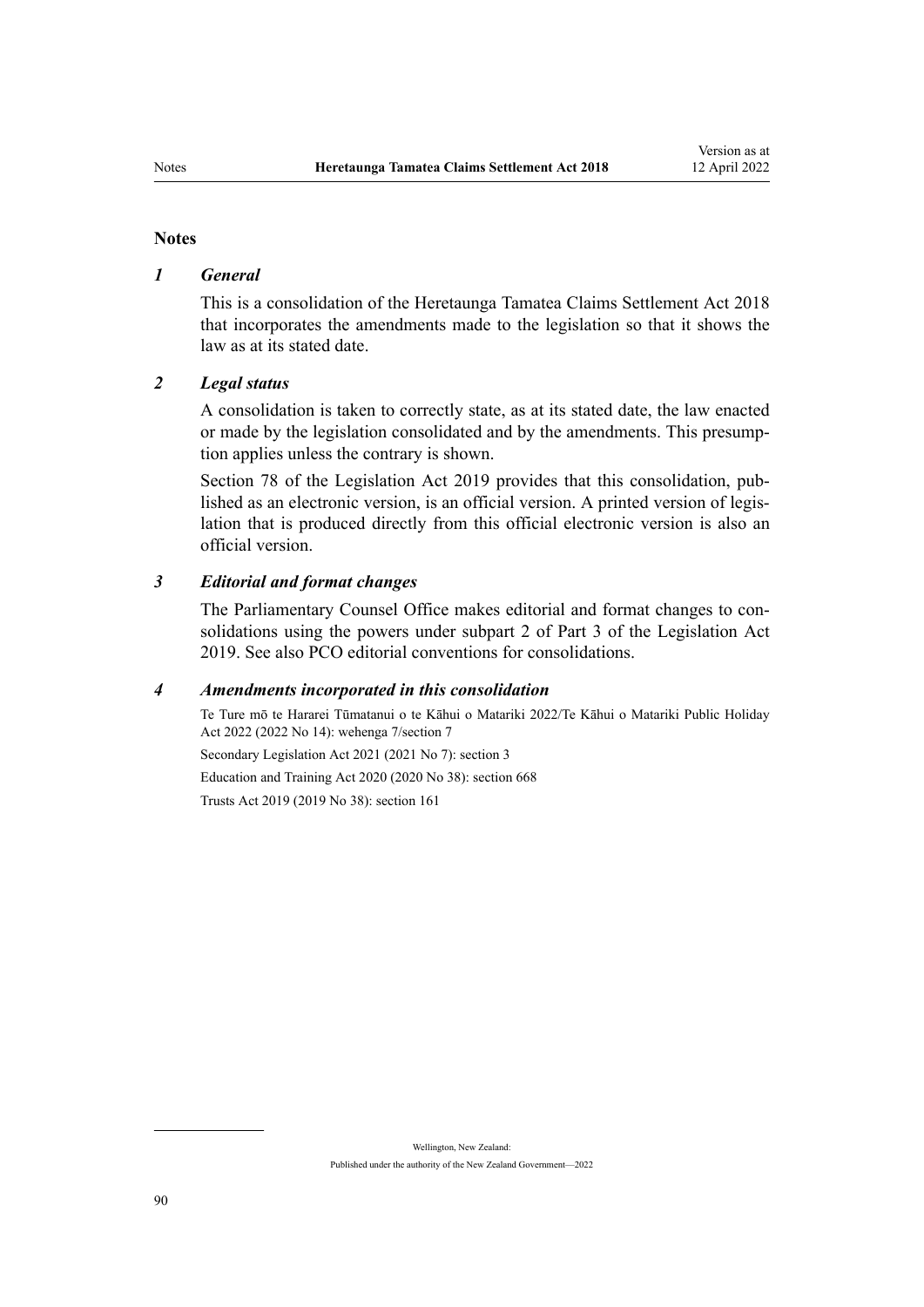## Notes

### *1 General*

This is a consolidation of the Heretaunga Tamatea Claims Settlement Act 2018 that incorporates the amendments made to the legislation so that it shows the law as at its stated date.

### *2 Legal status*

A consolidation is taken to correctly state, as at its stated date, the law enacted or made by the legislation consolidated and by the amendments. This presumption applies unless the contrary is shown.

Section 78 of the Legislation Act 2019 provides that this consolidation, published as an electronic version, is an official version. A printed version of legislation that is produced directly from this official electronic version is also an official version.

### *3 Editorial and format changes*

The Parliamentary Counsel Office makes editorial and format changes to consolidations using the powers under subpart 2 of Part 3 of the Legislation Act 2019. See also PCO editorial conventions for consolidations.

### *4 Amendments incorporated in this consolidation*

Te Ture mō te Hararei Tūmatanui o te Kāhui o Matariki 2022/Te Kāhui o Matariki Public Holiday Act 2022 (2022 No 14): wehenga 7/section 7

Secondary Legislation Act 2021 (2021 No 7): section 3

Education and Training Act 2020 (2020 No 38): section 668

Trusts Act 2019 (2019 No 38): section 161

Wellington, New Zealand:

Published under the authority of the New Zealand Government—2022